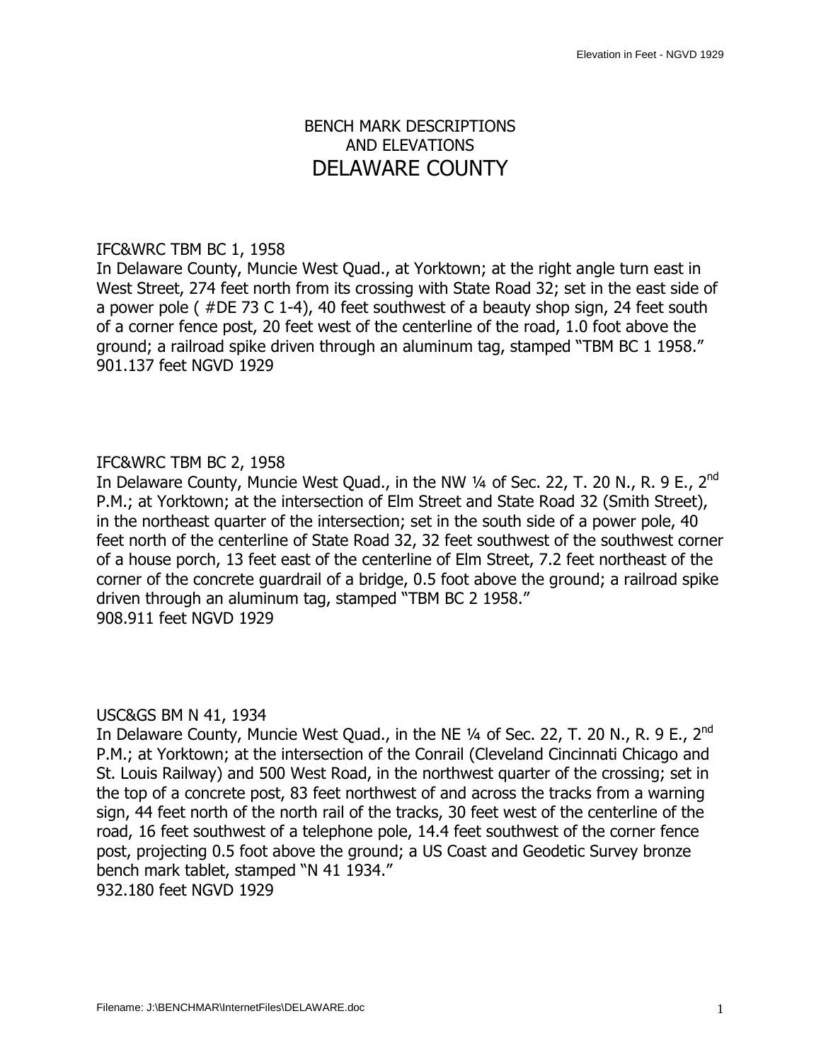# BENCH MARK DESCRIPTIONS
# AND ELEVATIONS
# DELAWARE COUNTY

IFC&WRC TBM BC 1, 1958
In Delaware County, Muncie West Quad., at Yorktown; at the right angle turn east in West Street, 274 feet north from its crossing with State Road 32; set in the east side of a power pole ( #DE 73 C 1-4), 40 feet southwest of a beauty shop sign, 24 feet south of a corner fence post, 20 feet west of the centerline of the road, 1.0 foot above the ground; a railroad spike driven through an aluminum tag, stamped "TBM BC 1 1958."
901.137 feet NGVD 1929

IFC&WRC TBM BC 2, 1958
In Delaware County, Muncie West Quad., in the NW ¼ of Sec. 22, T. 20 N., R. 9 E., 2nd P.M.; at Yorktown; at the intersection of Elm Street and State Road 32 (Smith Street), in the northeast quarter of the intersection; set in the south side of a power pole, 40 feet north of the centerline of State Road 32, 32 feet southwest of the southwest corner of a house porch, 13 feet east of the centerline of Elm Street, 7.2 feet northeast of the corner of the concrete guardrail of a bridge, 0.5 foot above the ground; a railroad spike driven through an aluminum tag, stamped "TBM BC 2 1958."
908.911 feet NGVD 1929

USC&GS BM N 41, 1934
In Delaware County, Muncie West Quad., in the NE ¼ of Sec. 22, T. 20 N., R. 9 E., 2nd P.M.; at Yorktown; at the intersection of the Conrail (Cleveland Cincinnati Chicago and St. Louis Railway) and 500 West Road, in the northwest quarter of the crossing; set in the top of a concrete post, 83 feet northwest of and across the tracks from a warning sign, 44 feet north of the north rail of the tracks, 30 feet west of the centerline of the road, 16 feet southwest of a telephone pole, 14.4 feet southwest of the corner fence post, projecting 0.5 foot above the ground; a US Coast and Geodetic Survey bronze bench mark tablet, stamped "N 41 1934."
932.180 feet NGVD 1929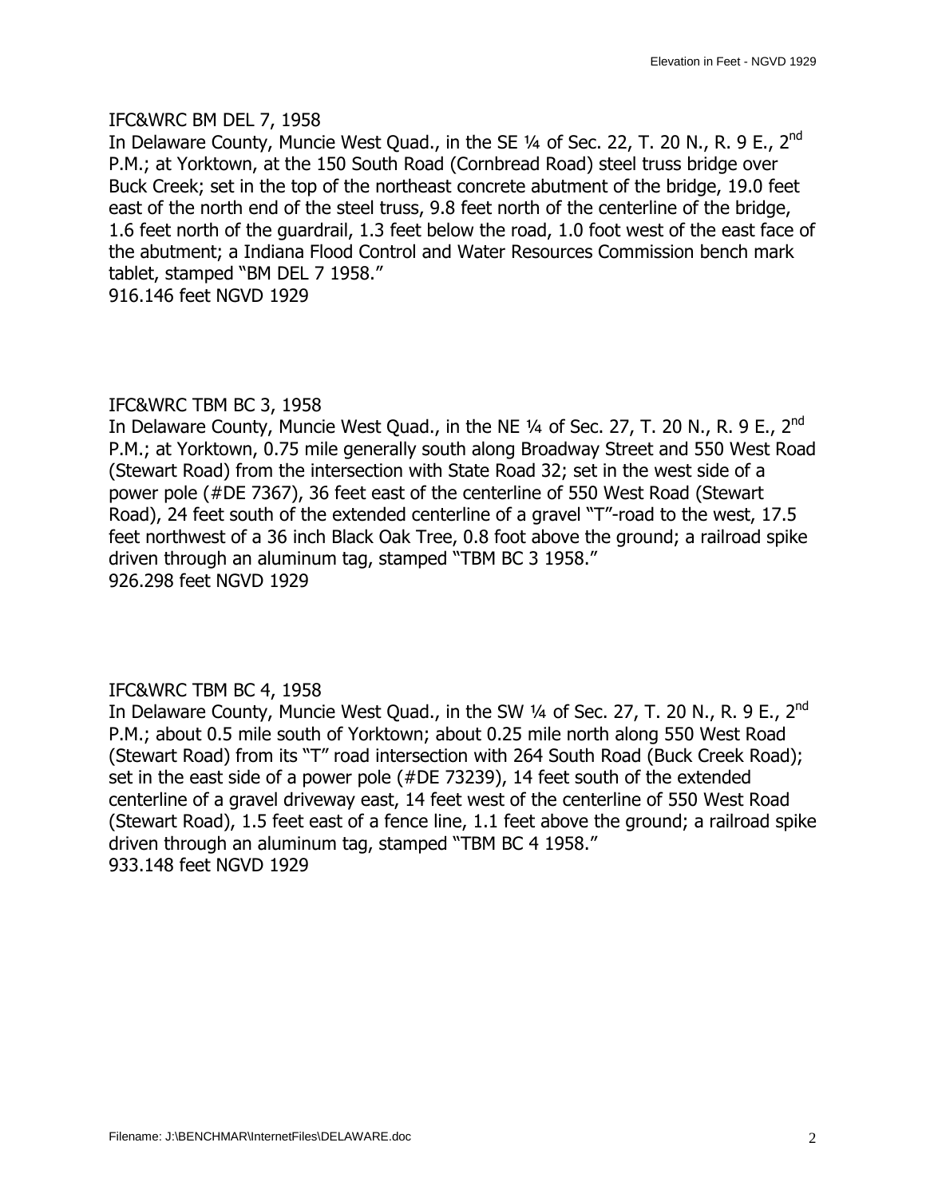IFC&WRC BM DEL 7, 1958
In Delaware County, Muncie West Quad., in the SE ¼ of Sec. 22, T. 20 N., R. 9 E., 2nd P.M.; at Yorktown, at the 150 South Road (Cornbread Road) steel truss bridge over Buck Creek; set in the top of the northeast concrete abutment of the bridge, 19.0 feet east of the north end of the steel truss, 9.8 feet north of the centerline of the bridge, 1.6 feet north of the guardrail, 1.3 feet below the road, 1.0 foot west of the east face of the abutment; a Indiana Flood Control and Water Resources Commission bench mark tablet, stamped "BM DEL 7 1958."
916.146 feet NGVD 1929

IFC&WRC TBM BC 3, 1958
In Delaware County, Muncie West Quad., in the NE ¼ of Sec. 27, T. 20 N., R. 9 E., 2nd P.M.; at Yorktown, 0.75 mile generally south along Broadway Street and 550 West Road (Stewart Road) from the intersection with State Road 32; set in the west side of a power pole (#DE 7367), 36 feet east of the centerline of 550 West Road (Stewart Road), 24 feet south of the extended centerline of a gravel "T"-road to the west, 17.5 feet northwest of a 36 inch Black Oak Tree, 0.8 foot above the ground; a railroad spike driven through an aluminum tag, stamped "TBM BC 3 1958."
926.298 feet NGVD 1929

IFC&WRC TBM BC 4, 1958
In Delaware County, Muncie West Quad., in the SW ¼ of Sec. 27, T. 20 N., R. 9 E., 2nd P.M.; about 0.5 mile south of Yorktown; about 0.25 mile north along 550 West Road (Stewart Road) from its "T" road intersection with 264 South Road (Buck Creek Road); set in the east side of a power pole (#DE 73239), 14 feet south of the extended centerline of a gravel driveway east, 14 feet west of the centerline of 550 West Road (Stewart Road), 1.5 feet east of a fence line, 1.1 feet above the ground; a railroad spike driven through an aluminum tag, stamped "TBM BC 4 1958."
933.148 feet NGVD 1929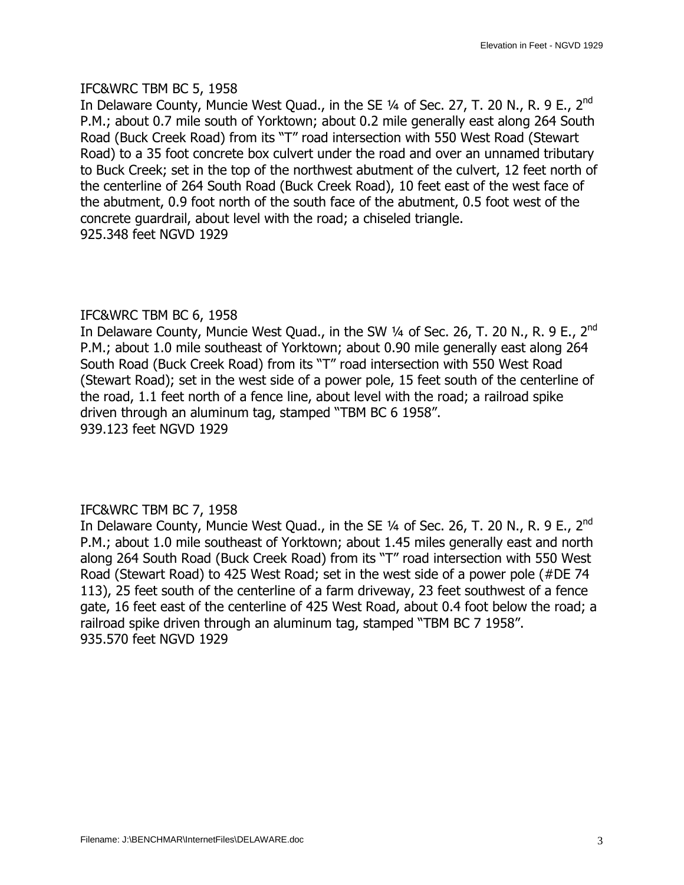IFC&WRC TBM BC 5, 1958
In Delaware County, Muncie West Quad., in the SE ¼ of Sec. 27, T. 20 N., R. 9 E., 2nd P.M.; about 0.7 mile south of Yorktown; about 0.2 mile generally east along 264 South Road (Buck Creek Road) from its "T" road intersection with 550 West Road (Stewart Road) to a 35 foot concrete box culvert under the road and over an unnamed tributary to Buck Creek; set in the top of the northwest abutment of the culvert, 12 feet north of the centerline of 264 South Road (Buck Creek Road), 10 feet east of the west face of the abutment, 0.9 foot north of the south face of the abutment, 0.5 foot west of the concrete guardrail, about level with the road; a chiseled triangle.
925.348 feet NGVD 1929

IFC&WRC TBM BC 6, 1958
In Delaware County, Muncie West Quad., in the SW ¼ of Sec. 26, T. 20 N., R. 9 E., 2nd P.M.; about 1.0 mile southeast of Yorktown; about 0.90 mile generally east along 264 South Road (Buck Creek Road) from its "T" road intersection with 550 West Road (Stewart Road); set in the west side of a power pole, 15 feet south of the centerline of the road, 1.1 feet north of a fence line, about level with the road; a railroad spike driven through an aluminum tag, stamped "TBM BC 6 1958".
939.123 feet NGVD 1929

IFC&WRC TBM BC 7, 1958
In Delaware County, Muncie West Quad., in the SE ¼ of Sec. 26, T. 20 N., R. 9 E., 2nd P.M.; about 1.0 mile southeast of Yorktown; about 1.45 miles generally east and north along 264 South Road (Buck Creek Road) from its "T" road intersection with 550 West Road (Stewart Road) to 425 West Road; set in the west side of a power pole (#DE 74 113), 25 feet south of the centerline of a farm driveway, 23 feet southwest of a fence gate, 16 feet east of the centerline of 425 West Road, about 0.4 foot below the road; a railroad spike driven through an aluminum tag, stamped "TBM BC 7 1958".
935.570 feet NGVD 1929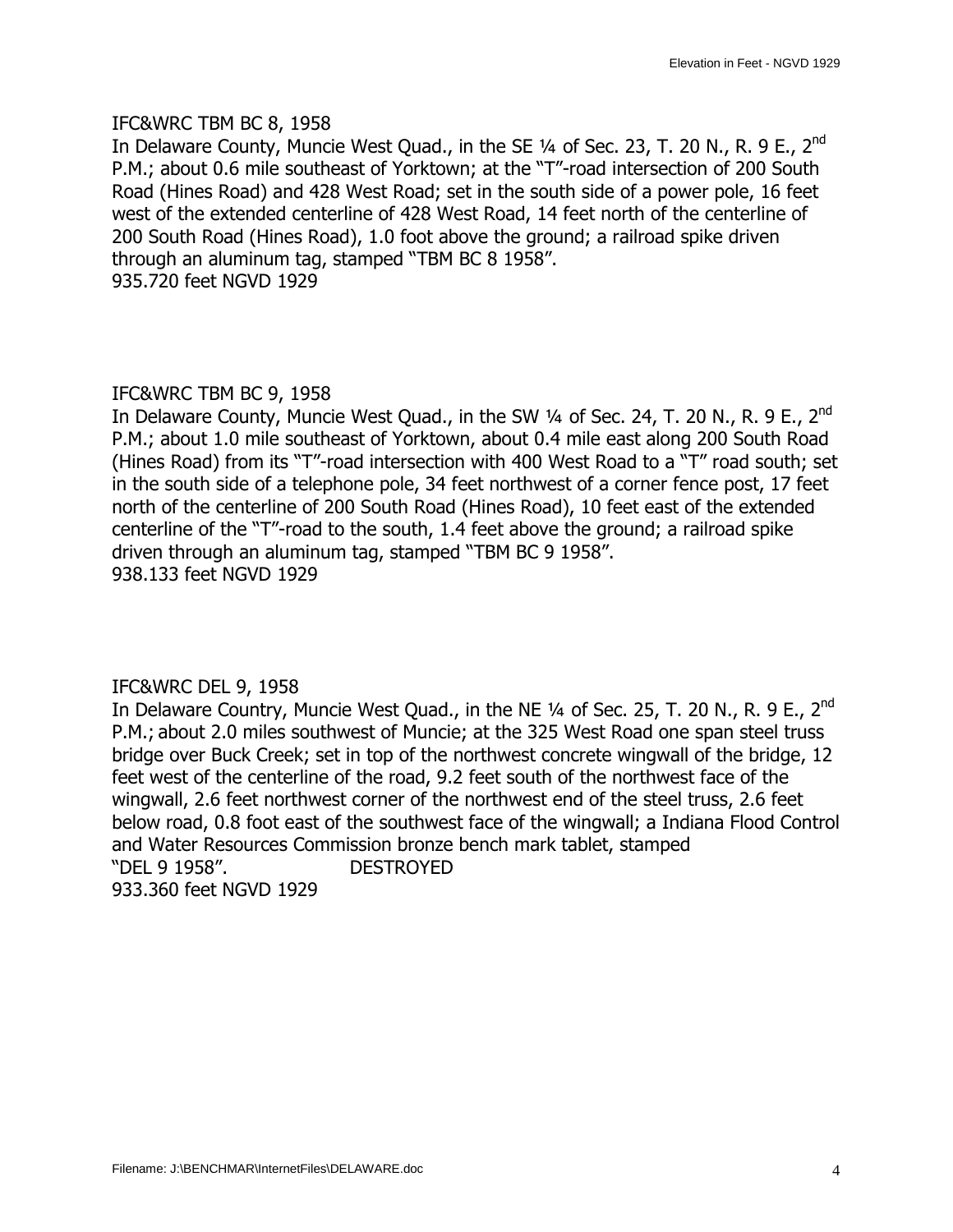IFC&WRC TBM BC 8, 1958
In Delaware County, Muncie West Quad., in the SE ¼ of Sec. 23, T. 20 N., R. 9 E., 2nd P.M.; about 0.6 mile southeast of Yorktown; at the "T"-road intersection of 200 South Road (Hines Road) and 428 West Road; set in the south side of a power pole, 16 feet west of the extended centerline of 428 West Road, 14 feet north of the centerline of 200 South Road (Hines Road), 1.0 foot above the ground; a railroad spike driven through an aluminum tag, stamped "TBM BC 8 1958".
935.720 feet NGVD 1929

IFC&WRC TBM BC 9, 1958
In Delaware County, Muncie West Quad., in the SW ¼ of Sec. 24, T. 20 N., R. 9 E., 2nd P.M.; about 1.0 mile southeast of Yorktown, about 0.4 mile east along 200 South Road (Hines Road) from its "T"-road intersection with 400 West Road to a "T" road south; set in the south side of a telephone pole, 34 feet northwest of a corner fence post, 17 feet north of the centerline of 200 South Road (Hines Road), 10 feet east of the extended centerline of the "T"-road to the south, 1.4 feet above the ground; a railroad spike driven through an aluminum tag, stamped "TBM BC 9 1958".
938.133 feet NGVD 1929

IFC&WRC DEL 9, 1958
In Delaware Country, Muncie West Quad., in the NE ¼ of Sec. 25, T. 20 N., R. 9 E., 2nd P.M.; about 2.0 miles southwest of Muncie; at the 325 West Road one span steel truss bridge over Buck Creek; set in top of the northwest concrete wingwall of the bridge, 12 feet west of the centerline of the road, 9.2 feet south of the northwest face of the wingwall, 2.6 feet northwest corner of the northwest end of the steel truss, 2.6 feet below road, 0.8 foot east of the southwest face of the wingwall; a Indiana Flood Control and Water Resources Commission bronze bench mark tablet, stamped "DEL 9 1958". DESTROYED
933.360 feet NGVD 1929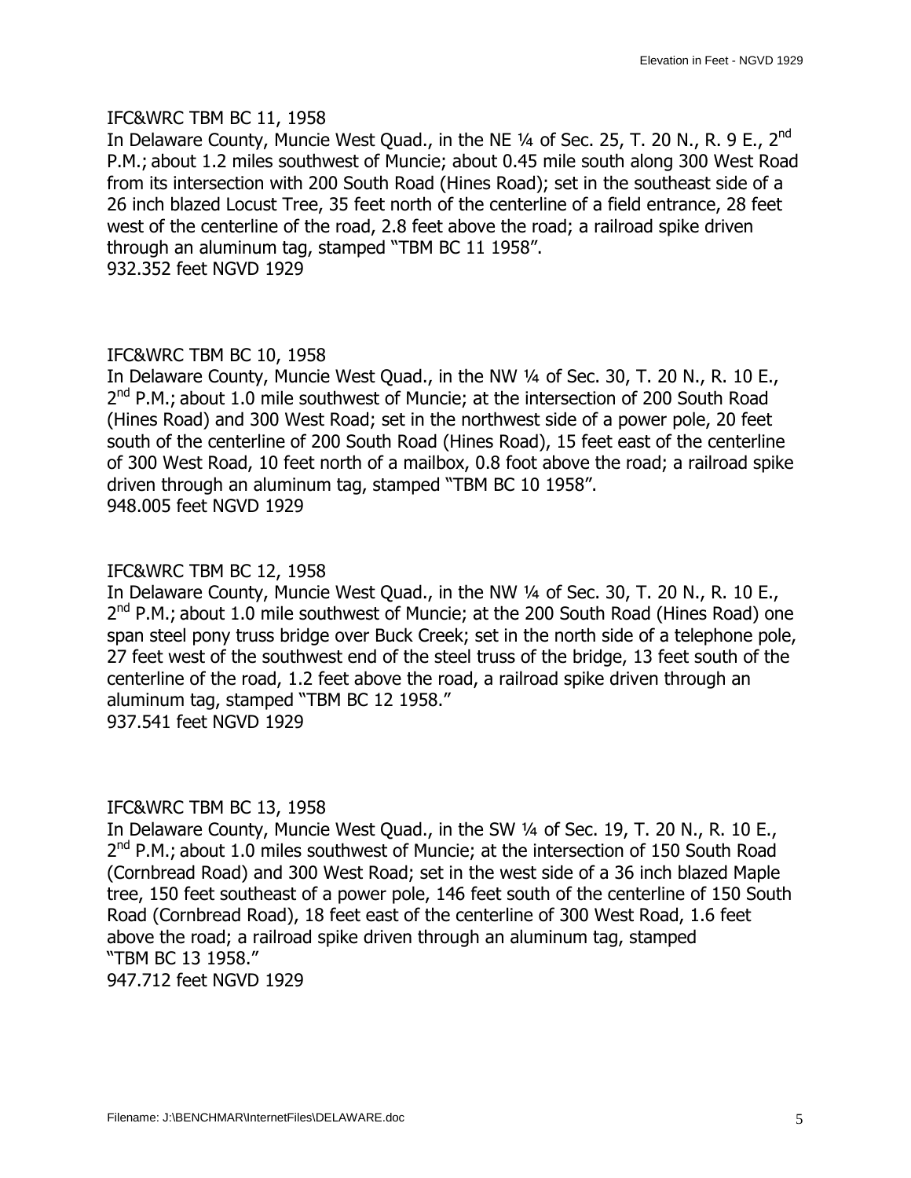IFC&WRC TBM BC 11, 1958
In Delaware County, Muncie West Quad., in the NE ¼ of Sec. 25, T. 20 N., R. 9 E., 2nd P.M.; about 1.2 miles southwest of Muncie; about 0.45 mile south along 300 West Road from its intersection with 200 South Road (Hines Road); set in the southeast side of a 26 inch blazed Locust Tree, 35 feet north of the centerline of a field entrance, 28 feet west of the centerline of the road, 2.8 feet above the road; a railroad spike driven through an aluminum tag, stamped "TBM BC 11 1958".
932.352 feet NGVD 1929

IFC&WRC TBM BC 10, 1958
In Delaware County, Muncie West Quad., in the NW ¼ of Sec. 30, T. 20 N., R. 10 E., 2nd P.M.; about 1.0 mile southwest of Muncie; at the intersection of 200 South Road (Hines Road) and 300 West Road; set in the northwest side of a power pole, 20 feet south of the centerline of 200 South Road (Hines Road), 15 feet east of the centerline of 300 West Road, 10 feet north of a mailbox, 0.8 foot above the road; a railroad spike driven through an aluminum tag, stamped "TBM BC 10 1958".
948.005 feet NGVD 1929

IFC&WRC TBM BC 12, 1958
In Delaware County, Muncie West Quad., in the NW ¼ of Sec. 30, T. 20 N., R. 10 E., 2nd P.M.; about 1.0 mile southwest of Muncie; at the 200 South Road (Hines Road) one span steel pony truss bridge over Buck Creek; set in the north side of a telephone pole, 27 feet west of the southwest end of the steel truss of the bridge, 13 feet south of the centerline of the road, 1.2 feet above the road, a railroad spike driven through an aluminum tag, stamped "TBM BC 12 1958."
937.541 feet NGVD 1929

IFC&WRC TBM BC 13, 1958
In Delaware County, Muncie West Quad., in the SW ¼ of Sec. 19, T. 20 N., R. 10 E., 2nd P.M.; about 1.0 miles southwest of Muncie; at the intersection of 150 South Road (Cornbread Road) and 300 West Road; set in the west side of a 36 inch blazed Maple tree, 150 feet southeast of a power pole, 146 feet south of the centerline of 150 South Road (Cornbread Road), 18 feet east of the centerline of 300 West Road, 1.6 feet above the road; a railroad spike driven through an aluminum tag, stamped "TBM BC 13 1958."
947.712 feet NGVD 1929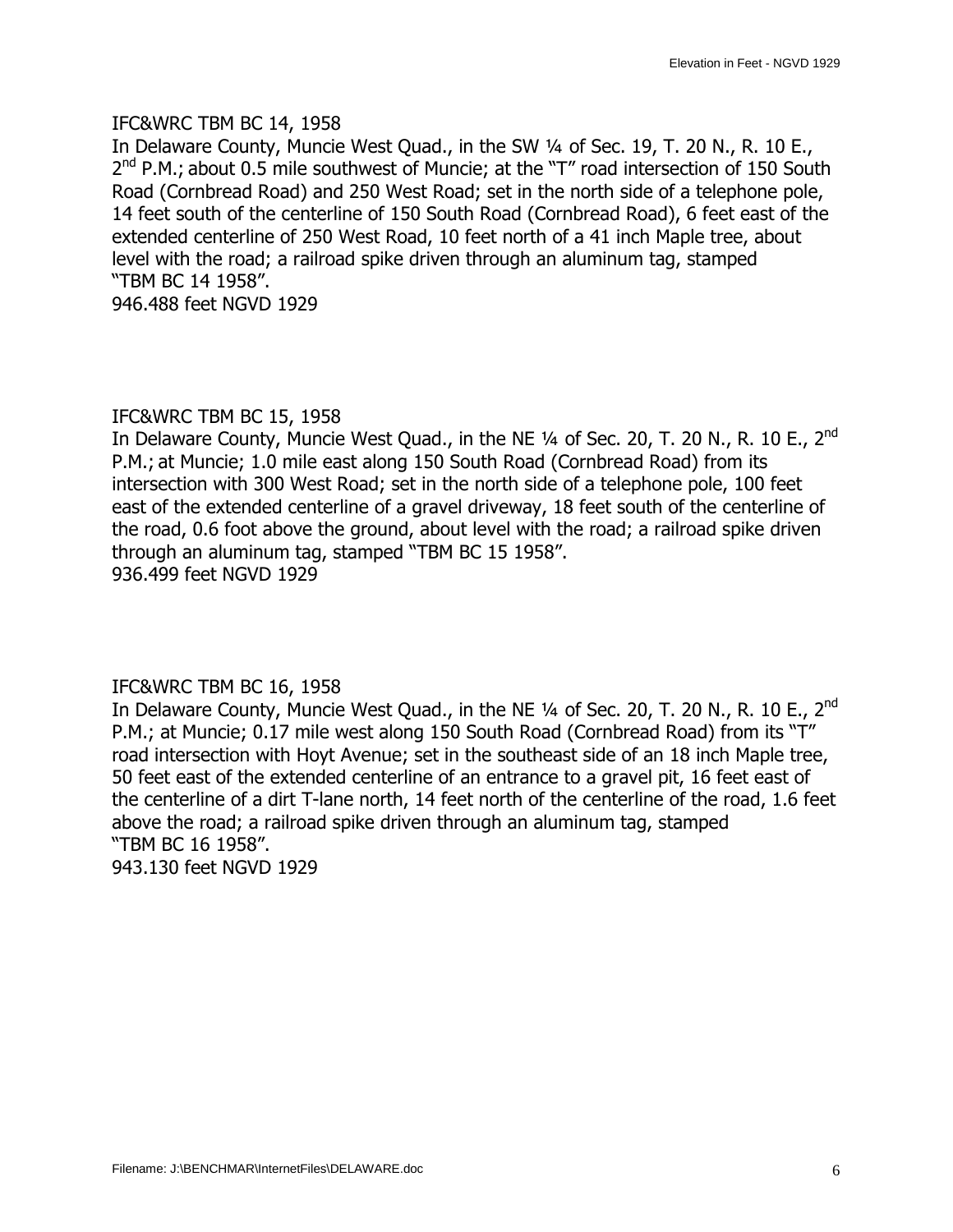IFC&WRC TBM BC 14, 1958
In Delaware County, Muncie West Quad., in the SW ¼ of Sec. 19, T. 20 N., R. 10 E., 2nd P.M.; about 0.5 mile southwest of Muncie; at the "T" road intersection of 150 South Road (Cornbread Road) and 250 West Road; set in the north side of a telephone pole, 14 feet south of the centerline of 150 South Road (Cornbread Road), 6 feet east of the extended centerline of 250 West Road, 10 feet north of a 41 inch Maple tree, about level with the road; a railroad spike driven through an aluminum tag, stamped "TBM BC 14 1958".
946.488 feet NGVD 1929

IFC&WRC TBM BC 15, 1958
In Delaware County, Muncie West Quad., in the NE ¼ of Sec. 20, T. 20 N., R. 10 E., 2nd P.M.; at Muncie; 1.0 mile east along 150 South Road (Cornbread Road) from its intersection with 300 West Road; set in the north side of a telephone pole, 100 feet east of the extended centerline of a gravel driveway, 18 feet south of the centerline of the road, 0.6 foot above the ground, about level with the road; a railroad spike driven through an aluminum tag, stamped "TBM BC 15 1958".
936.499 feet NGVD 1929

IFC&WRC TBM BC 16, 1958
In Delaware County, Muncie West Quad., in the NE ¼ of Sec. 20, T. 20 N., R. 10 E., 2nd P.M.; at Muncie; 0.17 mile west along 150 South Road (Cornbread Road) from its "T" road intersection with Hoyt Avenue; set in the southeast side of an 18 inch Maple tree, 50 feet east of the extended centerline of an entrance to a gravel pit, 16 feet east of the centerline of a dirt T-lane north, 14 feet north of the centerline of the road, 1.6 feet above the road; a railroad spike driven through an aluminum tag, stamped "TBM BC 16 1958".
943.130 feet NGVD 1929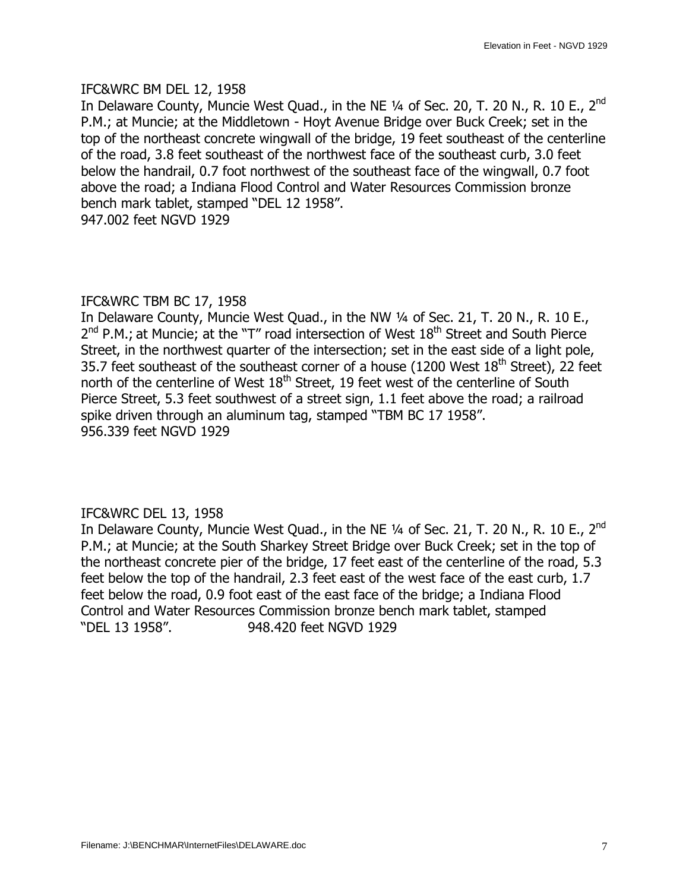IFC&WRC BM DEL 12, 1958
In Delaware County, Muncie West Quad., in the NE ¼ of Sec. 20, T. 20 N., R. 10 E., 2nd P.M.; at Muncie; at the Middletown - Hoyt Avenue Bridge over Buck Creek; set in the top of the northeast concrete wingwall of the bridge, 19 feet southeast of the centerline of the road, 3.8 feet southeast of the northwest face of the southeast curb, 3.0 feet below the handrail, 0.7 foot northwest of the southeast face of the wingwall, 0.7 foot above the road; a Indiana Flood Control and Water Resources Commission bronze bench mark tablet, stamped "DEL 12 1958".
947.002 feet NGVD 1929

IFC&WRC TBM BC 17, 1958
In Delaware County, Muncie West Quad., in the NW ¼ of Sec. 21, T. 20 N., R. 10 E., 2nd P.M.; at Muncie; at the "T" road intersection of West 18th Street and South Pierce Street, in the northwest quarter of the intersection; set in the east side of a light pole, 35.7 feet southeast of the southeast corner of a house (1200 West 18th Street), 22 feet north of the centerline of West 18th Street, 19 feet west of the centerline of South Pierce Street, 5.3 feet southwest of a street sign, 1.1 feet above the road; a railroad spike driven through an aluminum tag, stamped "TBM BC 17 1958".
956.339 feet NGVD 1929

IFC&WRC DEL 13, 1958
In Delaware County, Muncie West Quad., in the NE ¼ of Sec. 21, T. 20 N., R. 10 E., 2nd P.M.; at Muncie; at the South Sharkey Street Bridge over Buck Creek; set in the top of the northeast concrete pier of the bridge, 17 feet east of the centerline of the road, 5.3 feet below the top of the handrail, 2.3 feet east of the west face of the east curb, 1.7 feet below the road, 0.9 foot east of the east face of the bridge; a Indiana Flood Control and Water Resources Commission bronze bench mark tablet, stamped "DEL 13 1958". 948.420 feet NGVD 1929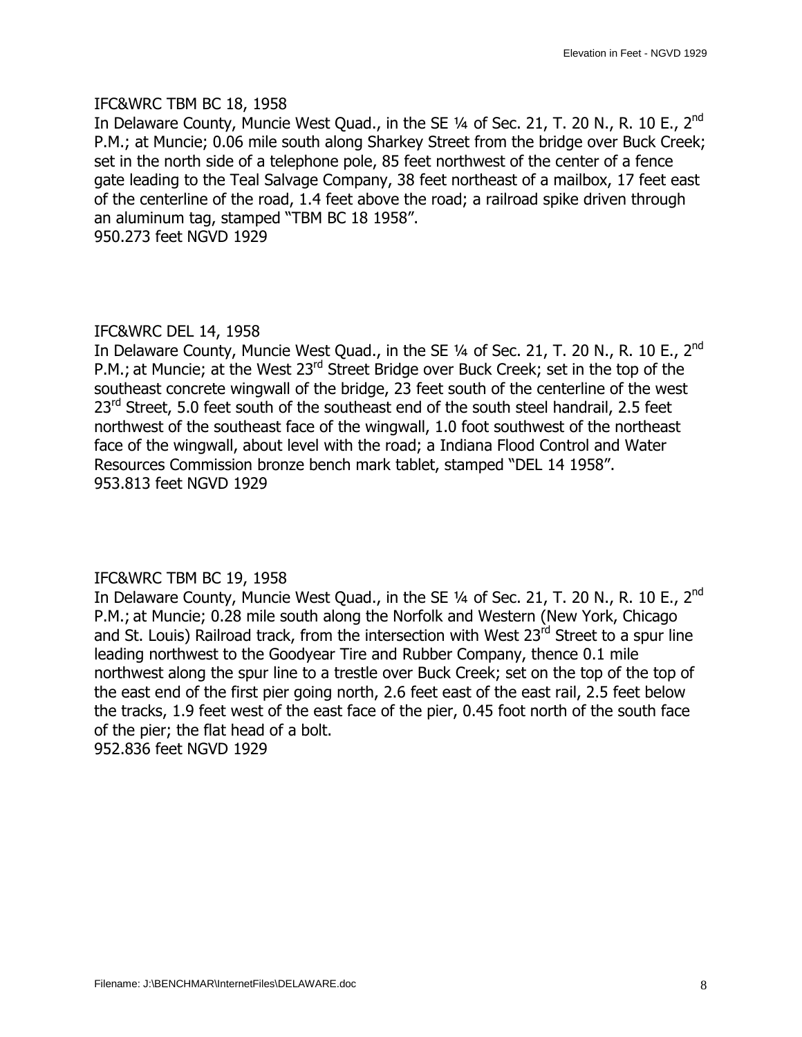IFC&WRC TBM BC 18, 1958

In Delaware County, Muncie West Quad., in the SE ¼ of Sec. 21, T. 20 N., R. 10 E., 2nd P.M.; at Muncie; 0.06 mile south along Sharkey Street from the bridge over Buck Creek; set in the north side of a telephone pole, 85 feet northwest of the center of a fence gate leading to the Teal Salvage Company, 38 feet northeast of a mailbox, 17 feet east of the centerline of the road, 1.4 feet above the road; a railroad spike driven through an aluminum tag, stamped "TBM BC 18 1958".

950.273 feet NGVD 1929

IFC&WRC DEL 14, 1958

In Delaware County, Muncie West Quad., in the SE ¼ of Sec. 21, T. 20 N., R. 10 E., 2nd P.M.; at Muncie; at the West 23rd Street Bridge over Buck Creek; set in the top of the southeast concrete wingwall of the bridge, 23 feet south of the centerline of the west 23rd Street, 5.0 feet south of the southeast end of the south steel handrail, 2.5 feet northwest of the southeast face of the wingwall, 1.0 foot southwest of the northeast face of the wingwall, about level with the road; a Indiana Flood Control and Water Resources Commission bronze bench mark tablet, stamped "DEL 14 1958".

953.813 feet NGVD 1929

IFC&WRC TBM BC 19, 1958

In Delaware County, Muncie West Quad., in the SE ¼ of Sec. 21, T. 20 N., R. 10 E., 2nd P.M.; at Muncie; 0.28 mile south along the Norfolk and Western (New York, Chicago and St. Louis) Railroad track, from the intersection with West 23rd Street to a spur line leading northwest to the Goodyear Tire and Rubber Company, thence 0.1 mile northwest along the spur line to a trestle over Buck Creek; set on the top of the top of the east end of the first pier going north, 2.6 feet east of the east rail, 2.5 feet below the tracks, 1.9 feet west of the east face of the pier, 0.45 foot north of the south face of the pier; the flat head of a bolt.

952.836 feet NGVD 1929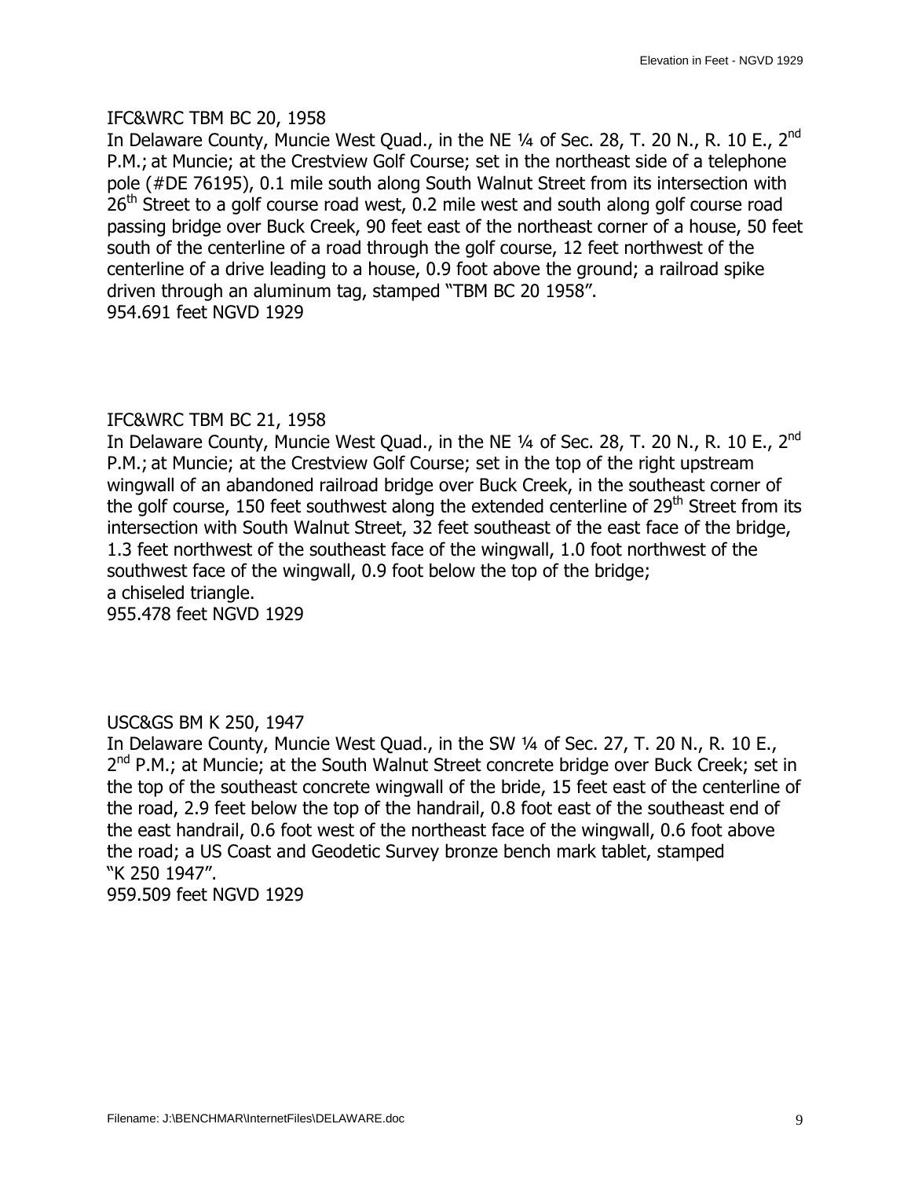IFC&WRC TBM BC 20, 1958

In Delaware County, Muncie West Quad., in the NE ¼ of Sec. 28, T. 20 N., R. 10 E., 2nd P.M.; at Muncie; at the Crestview Golf Course; set in the northeast side of a telephone pole (#DE 76195), 0.1 mile south along South Walnut Street from its intersection with 26th Street to a golf course road west, 0.2 mile west and south along golf course road passing bridge over Buck Creek, 90 feet east of the northeast corner of a house, 50 feet south of the centerline of a road through the golf course, 12 feet northwest of the centerline of a drive leading to a house, 0.9 foot above the ground; a railroad spike driven through an aluminum tag, stamped "TBM BC 20 1958".

954.691 feet NGVD 1929

IFC&WRC TBM BC 21, 1958

In Delaware County, Muncie West Quad., in the NE ¼ of Sec. 28, T. 20 N., R. 10 E., 2nd P.M.; at Muncie; at the Crestview Golf Course; set in the top of the right upstream wingwall of an abandoned railroad bridge over Buck Creek, in the southeast corner of the golf course, 150 feet southwest along the extended centerline of 29th Street from its intersection with South Walnut Street, 32 feet southeast of the east face of the bridge, 1.3 feet northwest of the southeast face of the wingwall, 1.0 foot northwest of the southwest face of the wingwall, 0.9 foot below the top of the bridge;
a chiseled triangle.

955.478 feet NGVD 1929

USC&GS BM K 250, 1947

In Delaware County, Muncie West Quad., in the SW ¼ of Sec. 27, T. 20 N., R. 10 E., 2nd P.M.; at Muncie; at the South Walnut Street concrete bridge over Buck Creek; set in the top of the southeast concrete wingwall of the bride, 15 feet east of the centerline of the road, 2.9 feet below the top of the handrail, 0.8 foot east of the southeast end of the east handrail, 0.6 foot west of the northeast face of the wingwall, 0.6 foot above the road; a US Coast and Geodetic Survey bronze bench mark tablet, stamped "K 250 1947".

959.509 feet NGVD 1929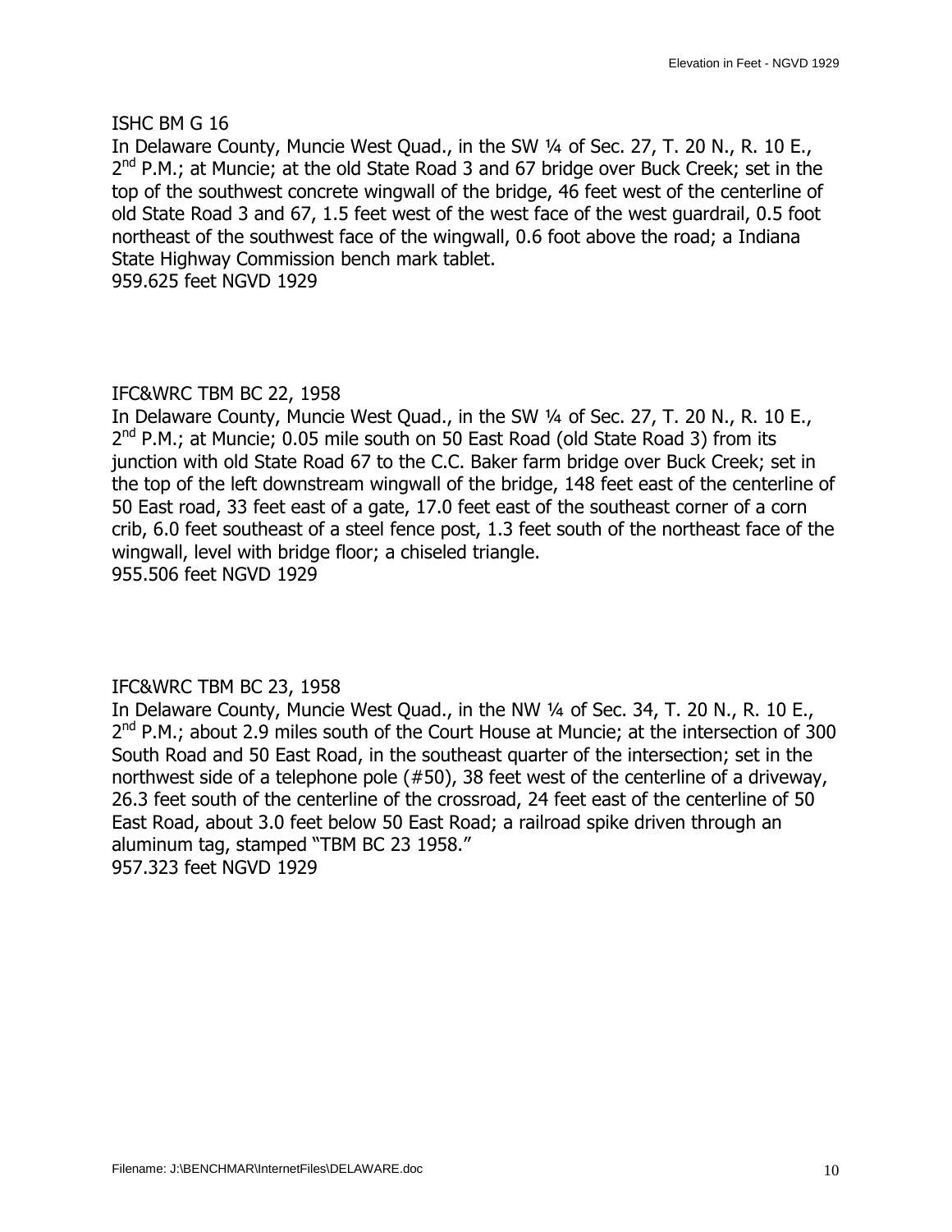ISHC BM G 16

In Delaware County, Muncie West Quad., in the SW ¼ of Sec. 27, T. 20 N., R. 10 E., 2nd P.M.; at Muncie; at the old State Road 3 and 67 bridge over Buck Creek; set in the top of the southwest concrete wingwall of the bridge, 46 feet west of the centerline of old State Road 3 and 67, 1.5 feet west of the west face of the west guardrail, 0.5 foot northeast of the southwest face of the wingwall, 0.6 foot above the road; a Indiana State Highway Commission bench mark tablet.

959.625 feet NGVD 1929

IFC&WRC TBM BC 22, 1958

In Delaware County, Muncie West Quad., in the SW ¼ of Sec. 27, T. 20 N., R. 10 E., 2nd P.M.; at Muncie; 0.05 mile south on 50 East Road (old State Road 3) from its junction with old State Road 67 to the C.C. Baker farm bridge over Buck Creek; set in the top of the left downstream wingwall of the bridge, 148 feet east of the centerline of 50 East road, 33 feet east of a gate, 17.0 feet east of the southeast corner of a corn crib, 6.0 feet southeast of a steel fence post, 1.3 feet south of the northeast face of the wingwall, level with bridge floor; a chiseled triangle.

955.506 feet NGVD 1929

IFC&WRC TBM BC 23, 1958

In Delaware County, Muncie West Quad., in the NW ¼ of Sec. 34, T. 20 N., R. 10 E., 2nd P.M.; about 2.9 miles south of the Court House at Muncie; at the intersection of 300 South Road and 50 East Road, in the southeast quarter of the intersection; set in the northwest side of a telephone pole (#50), 38 feet west of the centerline of a driveway, 26.3 feet south of the centerline of the crossroad, 24 feet east of the centerline of 50 East Road, about 3.0 feet below 50 East Road; a railroad spike driven through an aluminum tag, stamped "TBM BC 23 1958."

957.323 feet NGVD 1929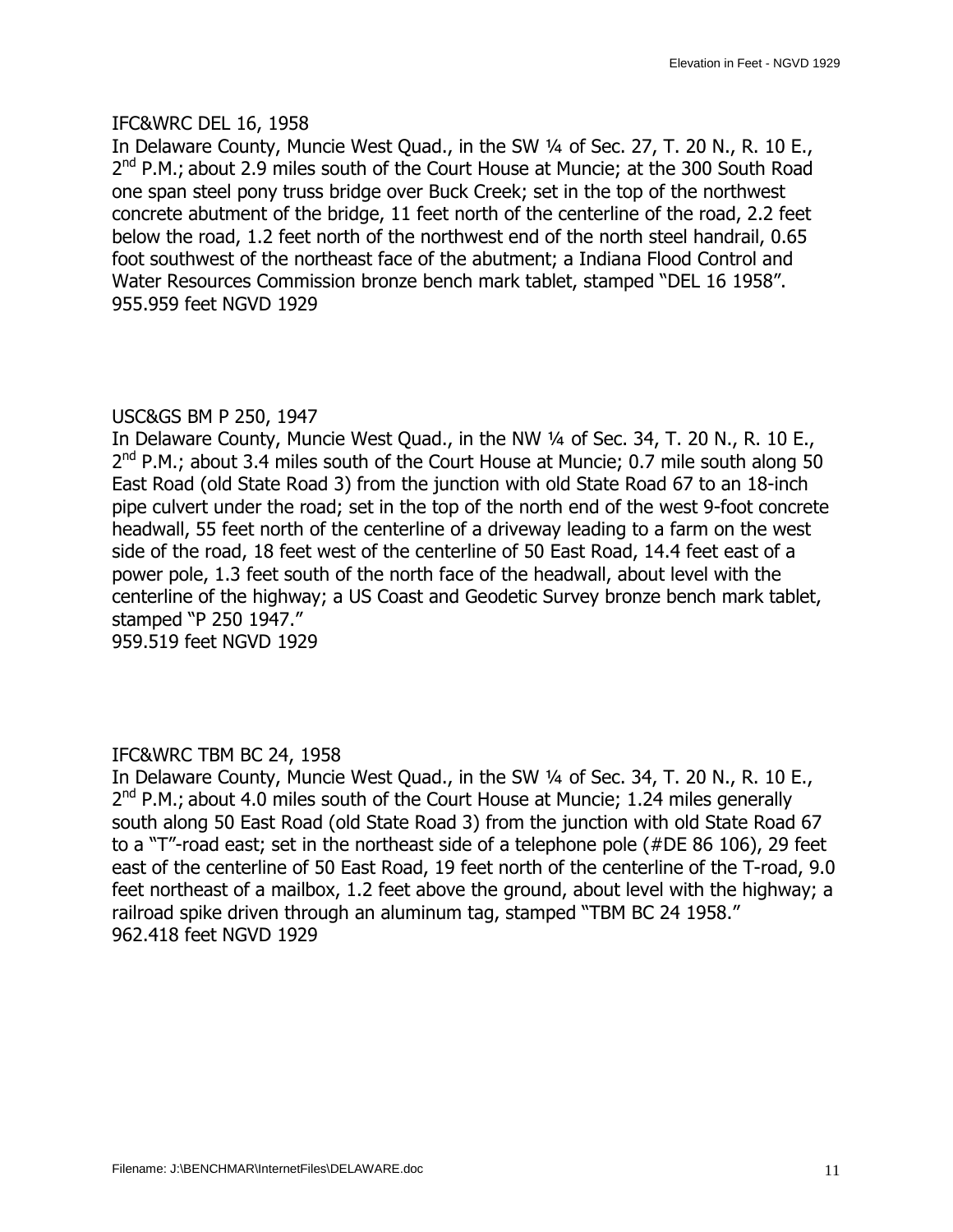IFC&WRC DEL 16, 1958

In Delaware County, Muncie West Quad., in the SW ¼ of Sec. 27, T. 20 N., R. 10 E., 2nd P.M.; about 2.9 miles south of the Court House at Muncie; at the 300 South Road one span steel pony truss bridge over Buck Creek; set in the top of the northwest concrete abutment of the bridge, 11 feet north of the centerline of the road, 2.2 feet below the road, 1.2 feet north of the northwest end of the north steel handrail, 0.65 foot southwest of the northeast face of the abutment; a Indiana Flood Control and Water Resources Commission bronze bench mark tablet, stamped "DEL 16 1958".
955.959 feet NGVD 1929

USC&GS BM P 250, 1947

In Delaware County, Muncie West Quad., in the NW ¼ of Sec. 34, T. 20 N., R. 10 E., 2nd P.M.; about 3.4 miles south of the Court House at Muncie; 0.7 mile south along 50 East Road (old State Road 3) from the junction with old State Road 67 to an 18-inch pipe culvert under the road; set in the top of the north end of the west 9-foot concrete headwall, 55 feet north of the centerline of a driveway leading to a farm on the west side of the road, 18 feet west of the centerline of 50 East Road, 14.4 feet east of a power pole, 1.3 feet south of the north face of the headwall, about level with the centerline of the highway; a US Coast and Geodetic Survey bronze bench mark tablet, stamped "P 250 1947."
959.519 feet NGVD 1929

IFC&WRC TBM BC 24, 1958

In Delaware County, Muncie West Quad., in the SW ¼ of Sec. 34, T. 20 N., R. 10 E., 2nd P.M.; about 4.0 miles south of the Court House at Muncie; 1.24 miles generally south along 50 East Road (old State Road 3) from the junction with old State Road 67 to a "T"-road east; set in the northeast side of a telephone pole (#DE 86 106), 29 feet east of the centerline of 50 East Road, 19 feet north of the centerline of the T-road, 9.0 feet northeast of a mailbox, 1.2 feet above the ground, about level with the highway; a railroad spike driven through an aluminum tag, stamped "TBM BC 24 1958."
962.418 feet NGVD 1929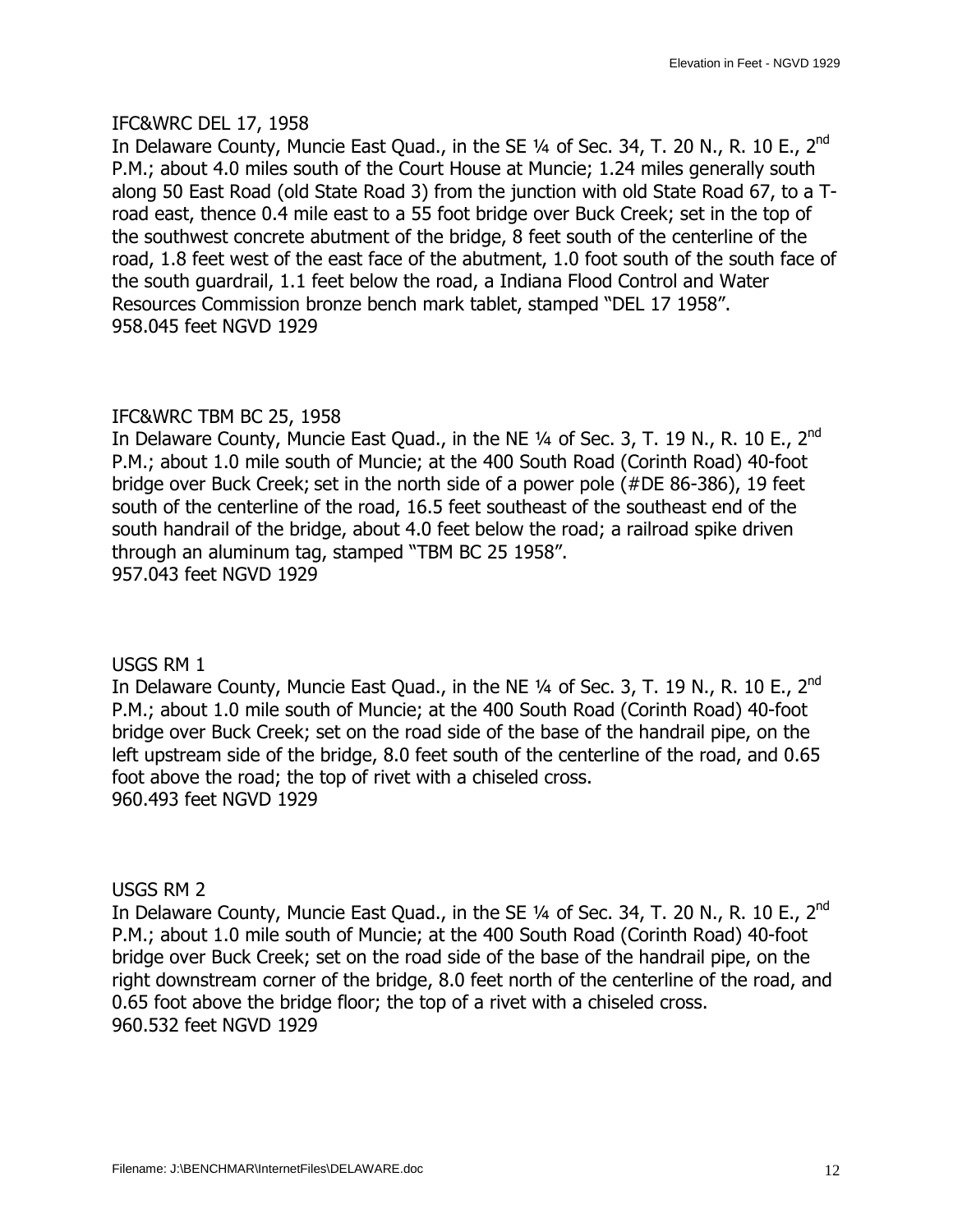IFC&WRC DEL 17, 1958
In Delaware County, Muncie East Quad., in the SE ¼ of Sec. 34, T. 20 N., R. 10 E., 2nd P.M.; about 4.0 miles south of the Court House at Muncie; 1.24 miles generally south along 50 East Road (old State Road 3) from the junction with old State Road 67, to a T-road east, thence 0.4 mile east to a 55 foot bridge over Buck Creek; set in the top of the southwest concrete abutment of the bridge, 8 feet south of the centerline of the road, 1.8 feet west of the east face of the abutment, 1.0 foot south of the south face of the south guardrail, 1.1 feet below the road, a Indiana Flood Control and Water Resources Commission bronze bench mark tablet, stamped "DEL 17 1958".
958.045 feet NGVD 1929

IFC&WRC TBM BC 25, 1958
In Delaware County, Muncie East Quad., in the NE ¼ of Sec. 3, T. 19 N., R. 10 E., 2nd P.M.; about 1.0 mile south of Muncie; at the 400 South Road (Corinth Road) 40-foot bridge over Buck Creek; set in the north side of a power pole (#DE 86-386), 19 feet south of the centerline of the road, 16.5 feet southeast of the southeast end of the south handrail of the bridge, about 4.0 feet below the road; a railroad spike driven through an aluminum tag, stamped "TBM BC 25 1958".
957.043 feet NGVD 1929

USGS RM 1
In Delaware County, Muncie East Quad., in the NE ¼ of Sec. 3, T. 19 N., R. 10 E., 2nd P.M.; about 1.0 mile south of Muncie; at the 400 South Road (Corinth Road) 40-foot bridge over Buck Creek; set on the road side of the base of the handrail pipe, on the left upstream side of the bridge, 8.0 feet south of the centerline of the road, and 0.65 foot above the road; the top of rivet with a chiseled cross.
960.493 feet NGVD 1929

USGS RM 2
In Delaware County, Muncie East Quad., in the SE ¼ of Sec. 34, T. 20 N., R. 10 E., 2nd P.M.; about 1.0 mile south of Muncie; at the 400 South Road (Corinth Road) 40-foot bridge over Buck Creek; set on the road side of the base of the handrail pipe, on the right downstream corner of the bridge, 8.0 feet north of the centerline of the road, and 0.65 foot above the bridge floor; the top of a rivet with a chiseled cross.
960.532 feet NGVD 1929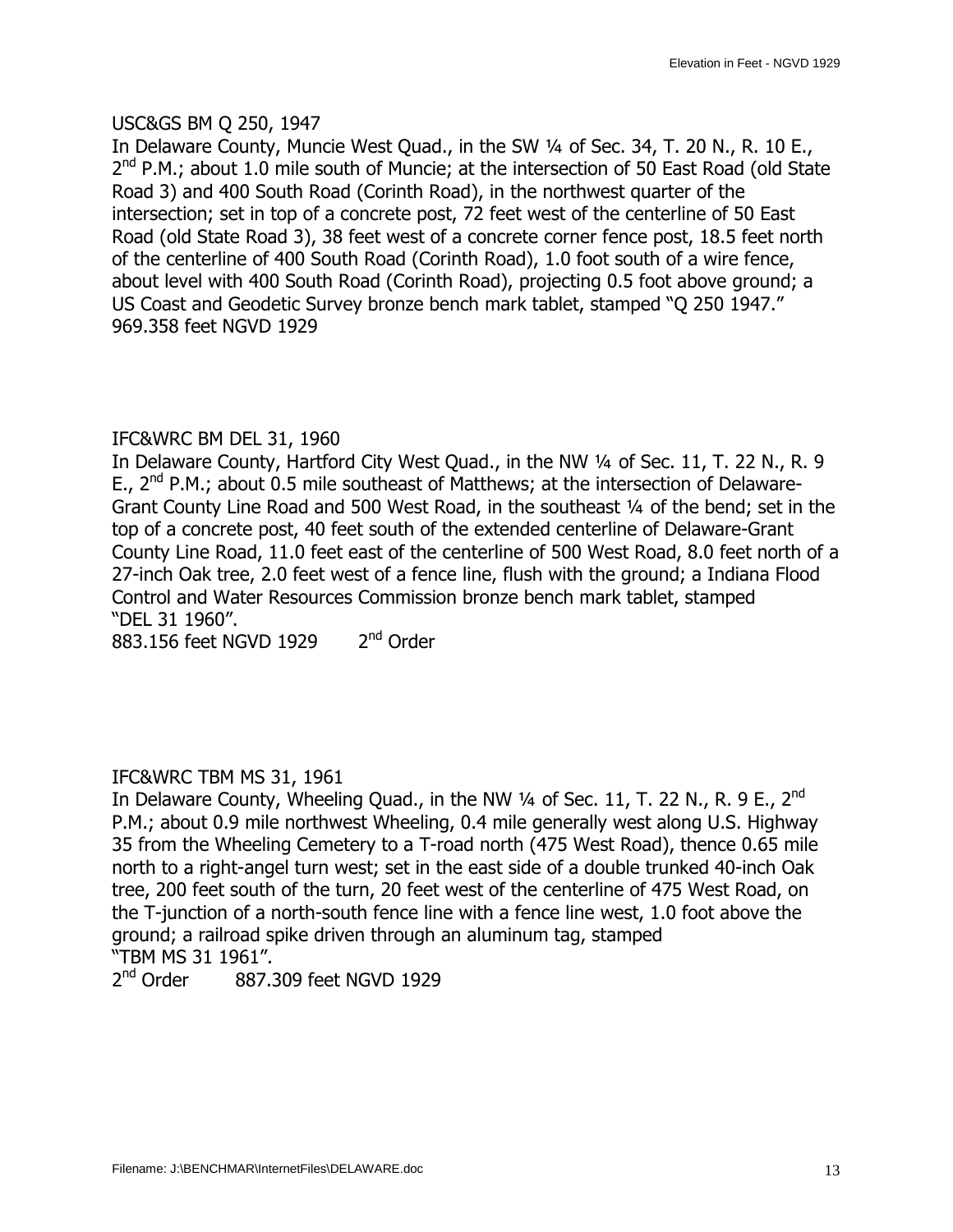USC&GS BM Q 250, 1947
In Delaware County, Muncie West Quad., in the SW ¼ of Sec. 34, T. 20 N., R. 10 E., 2nd P.M.; about 1.0 mile south of Muncie; at the intersection of 50 East Road (old State Road 3) and 400 South Road (Corinth Road), in the northwest quarter of the intersection; set in top of a concrete post, 72 feet west of the centerline of 50 East Road (old State Road 3), 38 feet west of a concrete corner fence post, 18.5 feet north of the centerline of 400 South Road (Corinth Road), 1.0 foot south of a wire fence, about level with 400 South Road (Corinth Road), projecting 0.5 foot above ground; a US Coast and Geodetic Survey bronze bench mark tablet, stamped "Q 250 1947."
969.358 feet NGVD 1929

IFC&WRC BM DEL 31, 1960
In Delaware County, Hartford City West Quad., in the NW ¼ of Sec. 11, T. 22 N., R. 9 E., 2nd P.M.; about 0.5 mile southeast of Matthews; at the intersection of Delaware-Grant County Line Road and 500 West Road, in the southeast ¼ of the bend; set in the top of a concrete post, 40 feet south of the extended centerline of Delaware-Grant County Line Road, 11.0 feet east of the centerline of 500 West Road, 8.0 feet north of a 27-inch Oak tree, 2.0 feet west of a fence line, flush with the ground; a Indiana Flood Control and Water Resources Commission bronze bench mark tablet, stamped "DEL 31 1960".
883.156 feet NGVD 1929 2nd Order

IFC&WRC TBM MS 31, 1961
In Delaware County, Wheeling Quad., in the NW ¼ of Sec. 11, T. 22 N., R. 9 E., 2nd P.M.; about 0.9 mile northwest Wheeling, 0.4 mile generally west along U.S. Highway 35 from the Wheeling Cemetery to a T-road north (475 West Road), thence 0.65 mile north to a right-angel turn west; set in the east side of a double trunked 40-inch Oak tree, 200 feet south of the turn, 20 feet west of the centerline of 475 West Road, on the T-junction of a north-south fence line with a fence line west, 1.0 foot above the ground; a railroad spike driven through an aluminum tag, stamped "TBM MS 31 1961".
2nd Order 887.309 feet NGVD 1929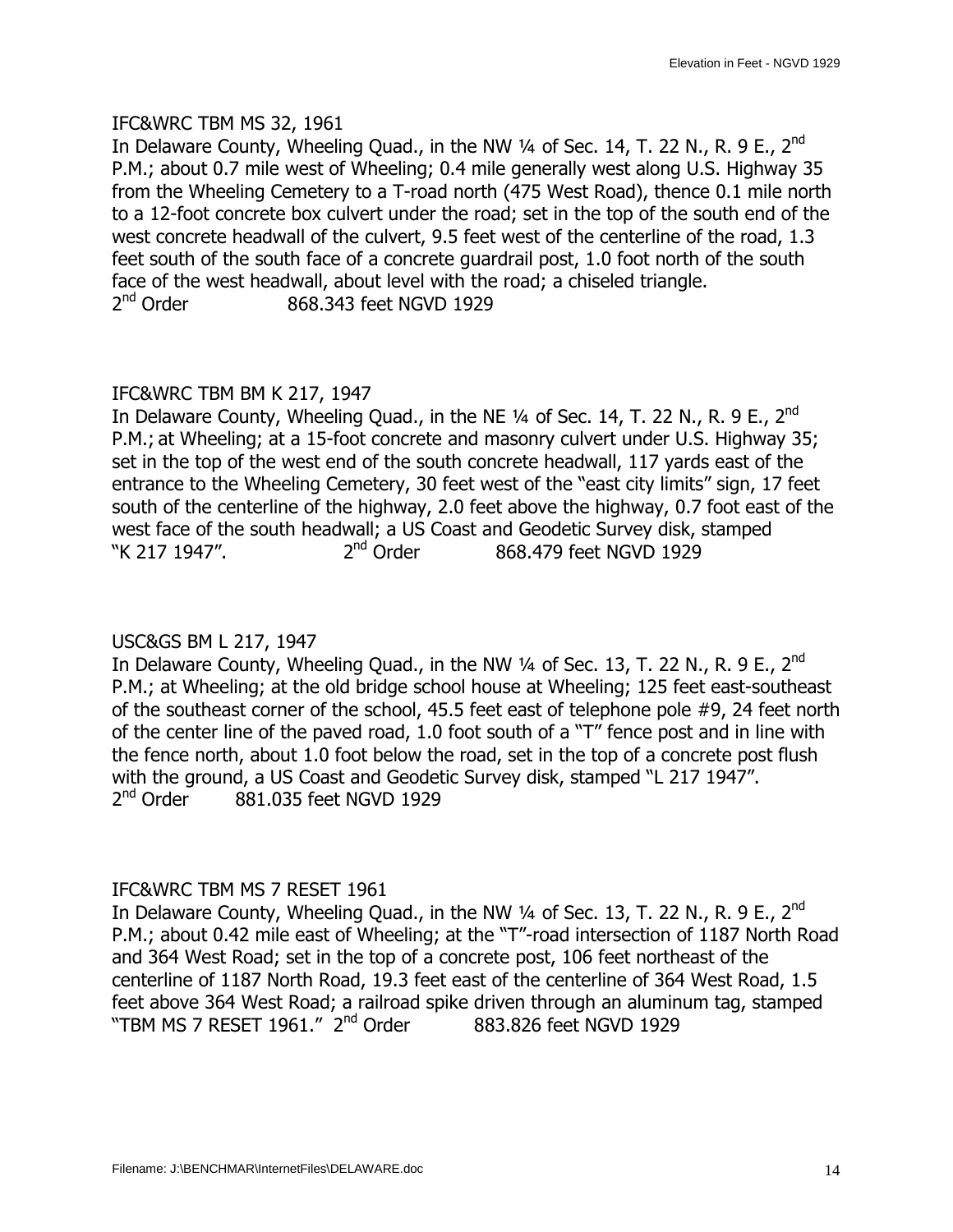IFC&WRC TBM MS 32, 1961

In Delaware County, Wheeling Quad., in the NW ¼ of Sec. 14, T. 22 N., R. 9 E., 2nd P.M.; about 0.7 mile west of Wheeling; 0.4 mile generally west along U.S. Highway 35 from the Wheeling Cemetery to a T-road north (475 West Road), thence 0.1 mile north to a 12-foot concrete box culvert under the road; set in the top of the south end of the west concrete headwall of the culvert, 9.5 feet west of the centerline of the road, 1.3 feet south of the south face of a concrete guardrail post, 1.0 foot north of the south face of the west headwall, about level with the road; a chiseled triangle.
2nd Order 868.343 feet NGVD 1929

IFC&WRC TBM BM K 217, 1947

In Delaware County, Wheeling Quad., in the NE ¼ of Sec. 14, T. 22 N., R. 9 E., 2nd P.M.; at Wheeling; at a 15-foot concrete and masonry culvert under U.S. Highway 35; set in the top of the west end of the south concrete headwall, 117 yards east of the entrance to the Wheeling Cemetery, 30 feet west of the "east city limits" sign, 17 feet south of the centerline of the highway, 2.0 feet above the highway, 0.7 foot east of the west face of the south headwall; a US Coast and Geodetic Survey disk, stamped "K 217 1947". 2nd Order 868.479 feet NGVD 1929

USC&GS BM L 217, 1947

In Delaware County, Wheeling Quad., in the NW ¼ of Sec. 13, T. 22 N., R. 9 E., 2nd P.M.; at Wheeling; at the old bridge school house at Wheeling; 125 feet east-southeast of the southeast corner of the school, 45.5 feet east of telephone pole #9, 24 feet north of the center line of the paved road, 1.0 foot south of a "T" fence post and in line with the fence north, about 1.0 foot below the road, set in the top of a concrete post flush with the ground, a US Coast and Geodetic Survey disk, stamped "L 217 1947".
2nd Order 881.035 feet NGVD 1929

IFC&WRC TBM MS 7 RESET 1961

In Delaware County, Wheeling Quad., in the NW ¼ of Sec. 13, T. 22 N., R. 9 E., 2nd P.M.; about 0.42 mile east of Wheeling; at the "T"-road intersection of 1187 North Road and 364 West Road; set in the top of a concrete post, 106 feet northeast of the centerline of 1187 North Road, 19.3 feet east of the centerline of 364 West Road, 1.5 feet above 364 West Road; a railroad spike driven through an aluminum tag, stamped "TBM MS 7 RESET 1961." 2nd Order 883.826 feet NGVD 1929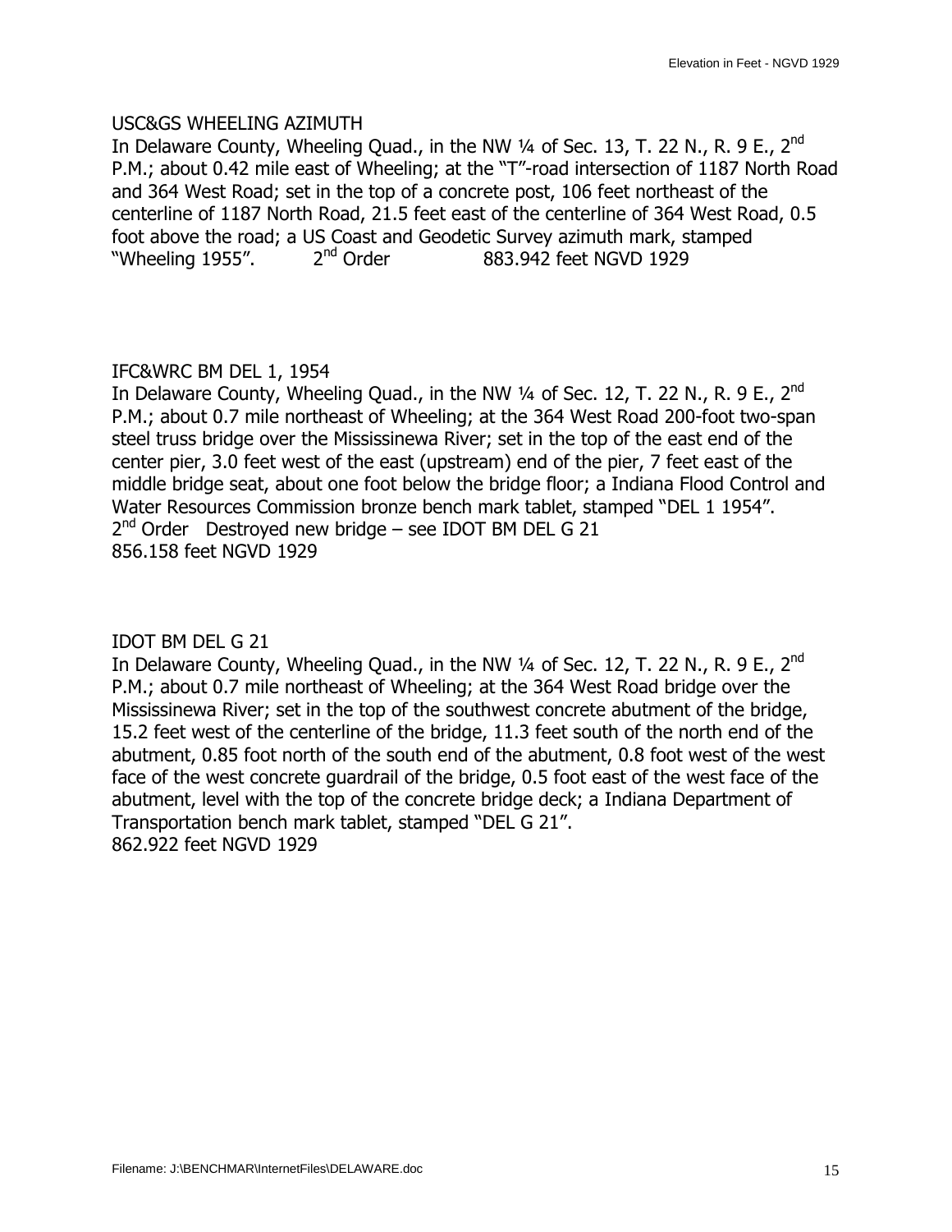USC&GS WHEELING AZIMUTH

In Delaware County, Wheeling Quad., in the NW ¼ of Sec. 13, T. 22 N., R. 9 E., 2nd P.M.; about 0.42 mile east of Wheeling; at the "T"-road intersection of 1187 North Road and 364 West Road; set in the top of a concrete post, 106 feet northeast of the centerline of 1187 North Road, 21.5 feet east of the centerline of 364 West Road, 0.5 foot above the road; a US Coast and Geodetic Survey azimuth mark, stamped "Wheeling 1955". 2nd Order 883.942 feet NGVD 1929

IFC&WRC BM DEL 1, 1954

In Delaware County, Wheeling Quad., in the NW ¼ of Sec. 12, T. 22 N., R. 9 E., 2nd P.M.; about 0.7 mile northeast of Wheeling; at the 364 West Road 200-foot two-span steel truss bridge over the Mississinewa River; set in the top of the east end of the center pier, 3.0 feet west of the east (upstream) end of the pier, 7 feet east of the middle bridge seat, about one foot below the bridge floor; a Indiana Flood Control and Water Resources Commission bronze bench mark tablet, stamped "DEL 1 1954".
2nd Order Destroyed new bridge – see IDOT BM DEL G 21
856.158 feet NGVD 1929

IDOT BM DEL G 21

In Delaware County, Wheeling Quad., in the NW ¼ of Sec. 12, T. 22 N., R. 9 E., 2nd P.M.; about 0.7 mile northeast of Wheeling; at the 364 West Road bridge over the Mississinewa River; set in the top of the southwest concrete abutment of the bridge, 15.2 feet west of the centerline of the bridge, 11.3 feet south of the north end of the abutment, 0.85 foot north of the south end of the abutment, 0.8 foot west of the west face of the west concrete guardrail of the bridge, 0.5 foot east of the west face of the abutment, level with the top of the concrete bridge deck; a Indiana Department of Transportation bench mark tablet, stamped "DEL G 21".
862.922 feet NGVD 1929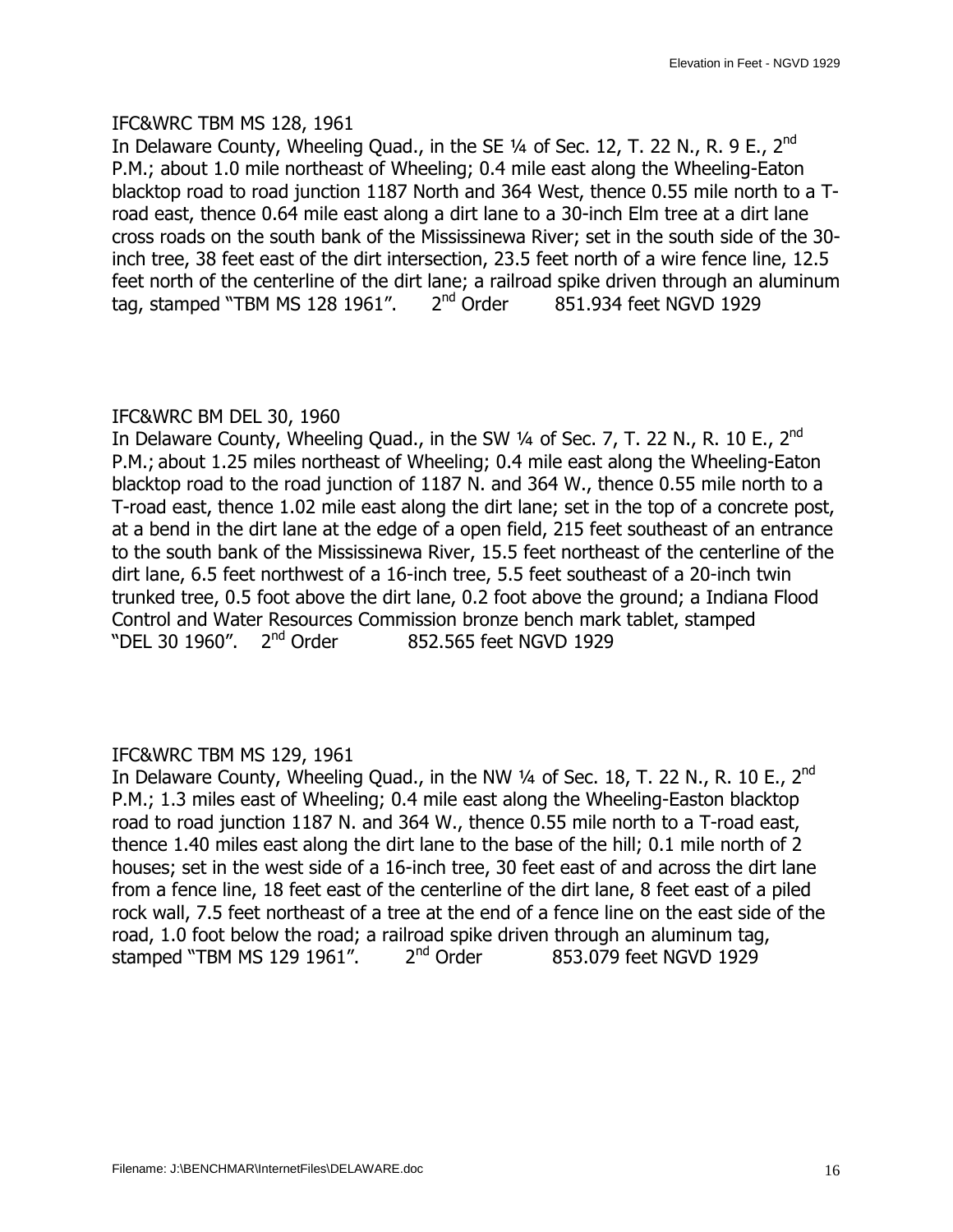IFC&WRC TBM MS 128, 1961
In Delaware County, Wheeling Quad., in the SE ¼ of Sec. 12, T. 22 N., R. 9 E., 2nd P.M.; about 1.0 mile northeast of Wheeling; 0.4 mile east along the Wheeling-Eaton blacktop road to road junction 1187 North and 364 West, thence 0.55 mile north to a T-road east, thence 0.64 mile east along a dirt lane to a 30-inch Elm tree at a dirt lane cross roads on the south bank of the Mississinewa River; set in the south side of the 30-inch tree, 38 feet east of the dirt intersection, 23.5 feet north of a wire fence line, 12.5 feet north of the centerline of the dirt lane; a railroad spike driven through an aluminum tag, stamped "TBM MS 128 1961". 2nd Order 851.934 feet NGVD 1929

IFC&WRC BM DEL 30, 1960
In Delaware County, Wheeling Quad., in the SW ¼ of Sec. 7, T. 22 N., R. 10 E., 2nd P.M.; about 1.25 miles northeast of Wheeling; 0.4 mile east along the Wheeling-Eaton blacktop road to the road junction of 1187 N. and 364 W., thence 0.55 mile north to a T-road east, thence 1.02 mile east along the dirt lane; set in the top of a concrete post, at a bend in the dirt lane at the edge of a open field, 215 feet southeast of an entrance to the south bank of the Mississinewa River, 15.5 feet northeast of the centerline of the dirt lane, 6.5 feet northwest of a 16-inch tree, 5.5 feet southeast of a 20-inch twin trunked tree, 0.5 foot above the dirt lane, 0.2 foot above the ground; a Indiana Flood Control and Water Resources Commission bronze bench mark tablet, stamped "DEL 30 1960". 2nd Order 852.565 feet NGVD 1929

IFC&WRC TBM MS 129, 1961
In Delaware County, Wheeling Quad., in the NW ¼ of Sec. 18, T. 22 N., R. 10 E., 2nd P.M.; 1.3 miles east of Wheeling; 0.4 mile east along the Wheeling-Easton blacktop road to road junction 1187 N. and 364 W., thence 0.55 mile north to a T-road east, thence 1.40 miles east along the dirt lane to the base of the hill; 0.1 mile north of 2 houses; set in the west side of a 16-inch tree, 30 feet east of and across the dirt lane from a fence line, 18 feet east of the centerline of the dirt lane, 8 feet east of a piled rock wall, 7.5 feet northeast of a tree at the end of a fence line on the east side of the road, 1.0 foot below the road; a railroad spike driven through an aluminum tag, stamped "TBM MS 129 1961". 2nd Order 853.079 feet NGVD 1929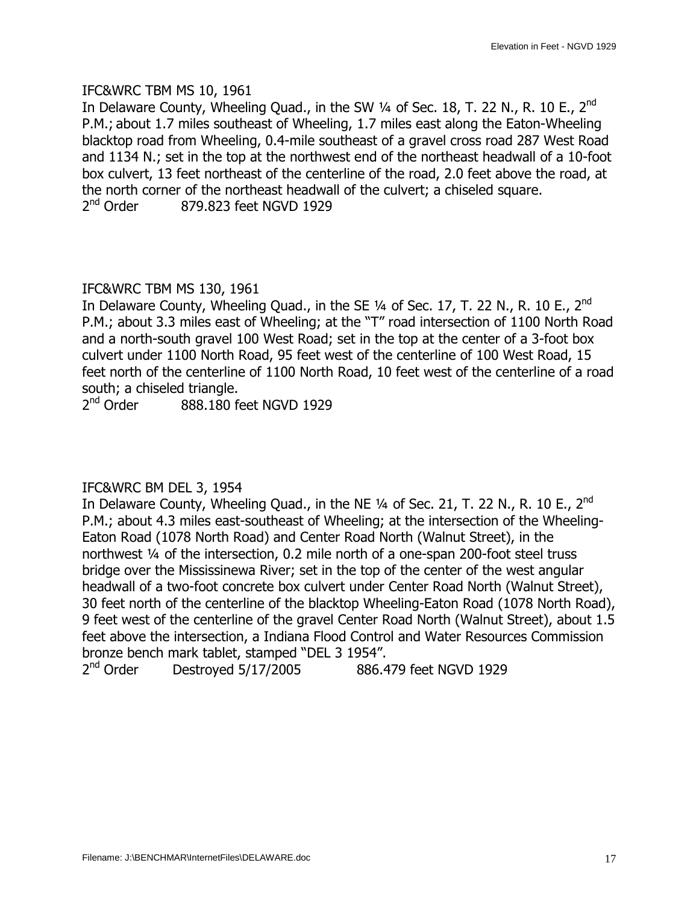IFC&WRC TBM MS 10, 1961

In Delaware County, Wheeling Quad., in the SW ¼ of Sec. 18, T. 22 N., R. 10 E., 2nd P.M.; about 1.7 miles southeast of Wheeling, 1.7 miles east along the Eaton-Wheeling blacktop road from Wheeling, 0.4-mile southeast of a gravel cross road 287 West Road and 1134 N.; set in the top at the northwest end of the northeast headwall of a 10-foot box culvert, 13 feet northeast of the centerline of the road, 2.0 feet above the road, at the north corner of the northeast headwall of the culvert; a chiseled square.

2nd Order 879.823 feet NGVD 1929

IFC&WRC TBM MS 130, 1961

In Delaware County, Wheeling Quad., in the SE ¼ of Sec. 17, T. 22 N., R. 10 E., 2nd P.M.; about 3.3 miles east of Wheeling; at the "T" road intersection of 1100 North Road and a north-south gravel 100 West Road; set in the top at the center of a 3-foot box culvert under 1100 North Road, 95 feet west of the centerline of 100 West Road, 15 feet north of the centerline of 1100 North Road, 10 feet west of the centerline of a road south; a chiseled triangle.

2nd Order 888.180 feet NGVD 1929

IFC&WRC BM DEL 3, 1954

In Delaware County, Wheeling Quad., in the NE ¼ of Sec. 21, T. 22 N., R. 10 E., 2nd P.M.; about 4.3 miles east-southeast of Wheeling; at the intersection of the Wheeling-Eaton Road (1078 North Road) and Center Road North (Walnut Street), in the northwest ¼ of the intersection, 0.2 mile north of a one-span 200-foot steel truss bridge over the Mississinewa River; set in the top of the center of the west angular headwall of a two-foot concrete box culvert under Center Road North (Walnut Street), 30 feet north of the centerline of the blacktop Wheeling-Eaton Road (1078 North Road), 9 feet west of the centerline of the gravel Center Road North (Walnut Street), about 1.5 feet above the intersection, a Indiana Flood Control and Water Resources Commission bronze bench mark tablet, stamped "DEL 3 1954".

2nd Order Destroyed 5/17/2005 886.479 feet NGVD 1929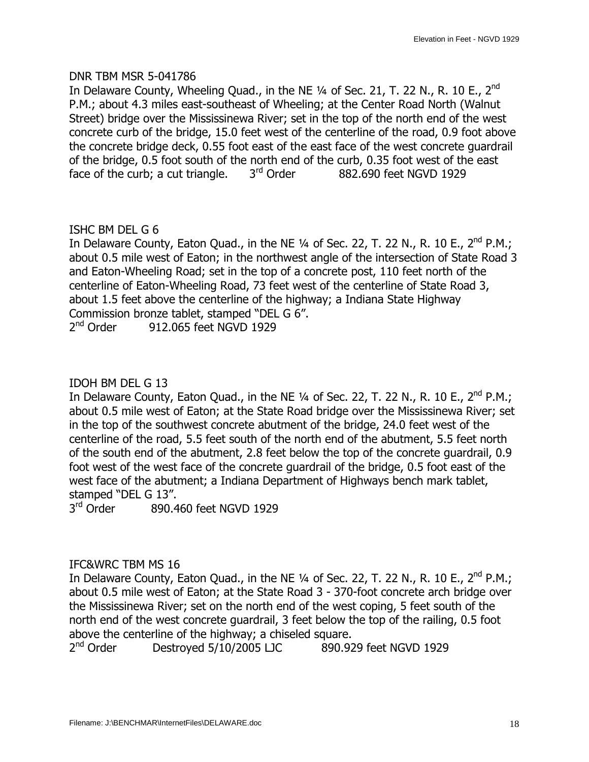DNR TBM MSR 5-041786

In Delaware County, Wheeling Quad., in the NE ¼ of Sec. 21, T. 22 N., R. 10 E., 2nd P.M.; about 4.3 miles east-southeast of Wheeling; at the Center Road North (Walnut Street) bridge over the Mississinewa River; set in the top of the north end of the west concrete curb of the bridge, 15.0 feet west of the centerline of the road, 0.9 foot above the concrete bridge deck, 0.55 foot east of the east face of the west concrete guardrail of the bridge, 0.5 foot south of the north end of the curb, 0.35 foot west of the east face of the curb; a cut triangle. 3rd Order 882.690 feet NGVD 1929

ISHC BM DEL G 6

In Delaware County, Eaton Quad., in the NE ¼ of Sec. 22, T. 22 N., R. 10 E., 2nd P.M.; about 0.5 mile west of Eaton; in the northwest angle of the intersection of State Road 3 and Eaton-Wheeling Road; set in the top of a concrete post, 110 feet north of the centerline of Eaton-Wheeling Road, 73 feet west of the centerline of State Road 3, about 1.5 feet above the centerline of the highway; a Indiana State Highway Commission bronze tablet, stamped "DEL G 6".

2nd Order 912.065 feet NGVD 1929

IDOH BM DEL G 13

In Delaware County, Eaton Quad., in the NE ¼ of Sec. 22, T. 22 N., R. 10 E., 2nd P.M.; about 0.5 mile west of Eaton; at the State Road bridge over the Mississinewa River; set in the top of the southwest concrete abutment of the bridge, 24.0 feet west of the centerline of the road, 5.5 feet south of the north end of the abutment, 5.5 feet north of the south end of the abutment, 2.8 feet below the top of the concrete guardrail, 0.9 foot west of the west face of the concrete guardrail of the bridge, 0.5 foot east of the west face of the abutment; a Indiana Department of Highways bench mark tablet, stamped "DEL G 13".

3rd Order 890.460 feet NGVD 1929

IFC&WRC TBM MS 16

In Delaware County, Eaton Quad., in the NE ¼ of Sec. 22, T. 22 N., R. 10 E., 2nd P.M.; about 0.5 mile west of Eaton; at the State Road 3 - 370-foot concrete arch bridge over the Mississinewa River; set on the north end of the west coping, 5 feet south of the north end of the west concrete guardrail, 3 feet below the top of the railing, 0.5 foot above the centerline of the highway; a chiseled square.

2nd Order Destroyed 5/10/2005 LJC 890.929 feet NGVD 1929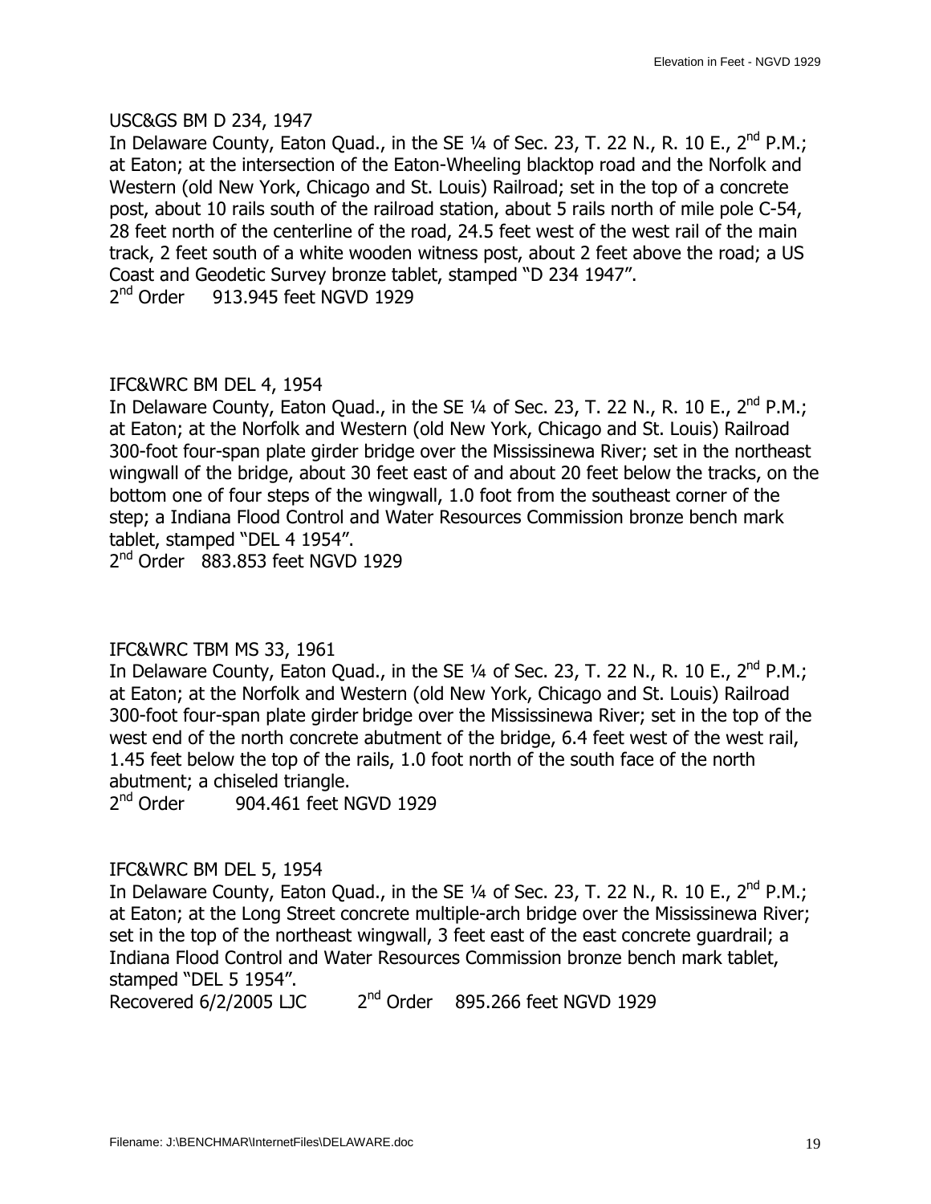USC&GS BM D 234, 1947

In Delaware County, Eaton Quad., in the SE ¼ of Sec. 23, T. 22 N., R. 10 E., 2nd P.M.; at Eaton; at the intersection of the Eaton-Wheeling blacktop road and the Norfolk and Western (old New York, Chicago and St. Louis) Railroad; set in the top of a concrete post, about 10 rails south of the railroad station, about 5 rails north of mile pole C-54, 28 feet north of the centerline of the road, 24.5 feet west of the west rail of the main track, 2 feet south of a white wooden witness post, about 2 feet above the road; a US Coast and Geodetic Survey bronze tablet, stamped "D 234 1947".

2nd Order 913.945 feet NGVD 1929

IFC&WRC BM DEL 4, 1954

In Delaware County, Eaton Quad., in the SE ¼ of Sec. 23, T. 22 N., R. 10 E., 2nd P.M.; at Eaton; at the Norfolk and Western (old New York, Chicago and St. Louis) Railroad 300-foot four-span plate girder bridge over the Mississinewa River; set in the northeast wingwall of the bridge, about 30 feet east of and about 20 feet below the tracks, on the bottom one of four steps of the wingwall, 1.0 foot from the southeast corner of the step; a Indiana Flood Control and Water Resources Commission bronze bench mark tablet, stamped "DEL 4 1954".

2nd Order 883.853 feet NGVD 1929

IFC&WRC TBM MS 33, 1961

In Delaware County, Eaton Quad., in the SE ¼ of Sec. 23, T. 22 N., R. 10 E., 2nd P.M.; at Eaton; at the Norfolk and Western (old New York, Chicago and St. Louis) Railroad 300-foot four-span plate girder bridge over the Mississinewa River; set in the top of the west end of the north concrete abutment of the bridge, 6.4 feet west of the west rail, 1.45 feet below the top of the rails, 1.0 foot north of the south face of the north abutment; a chiseled triangle.

2nd Order 904.461 feet NGVD 1929

IFC&WRC BM DEL 5, 1954

In Delaware County, Eaton Quad., in the SE ¼ of Sec. 23, T. 22 N., R. 10 E., 2nd P.M.; at Eaton; at the Long Street concrete multiple-arch bridge over the Mississinewa River; set in the top of the northeast wingwall, 3 feet east of the east concrete guardrail; a Indiana Flood Control and Water Resources Commission bronze bench mark tablet, stamped "DEL 5 1954".

Recovered 6/2/2005 LJC 2nd Order 895.266 feet NGVD 1929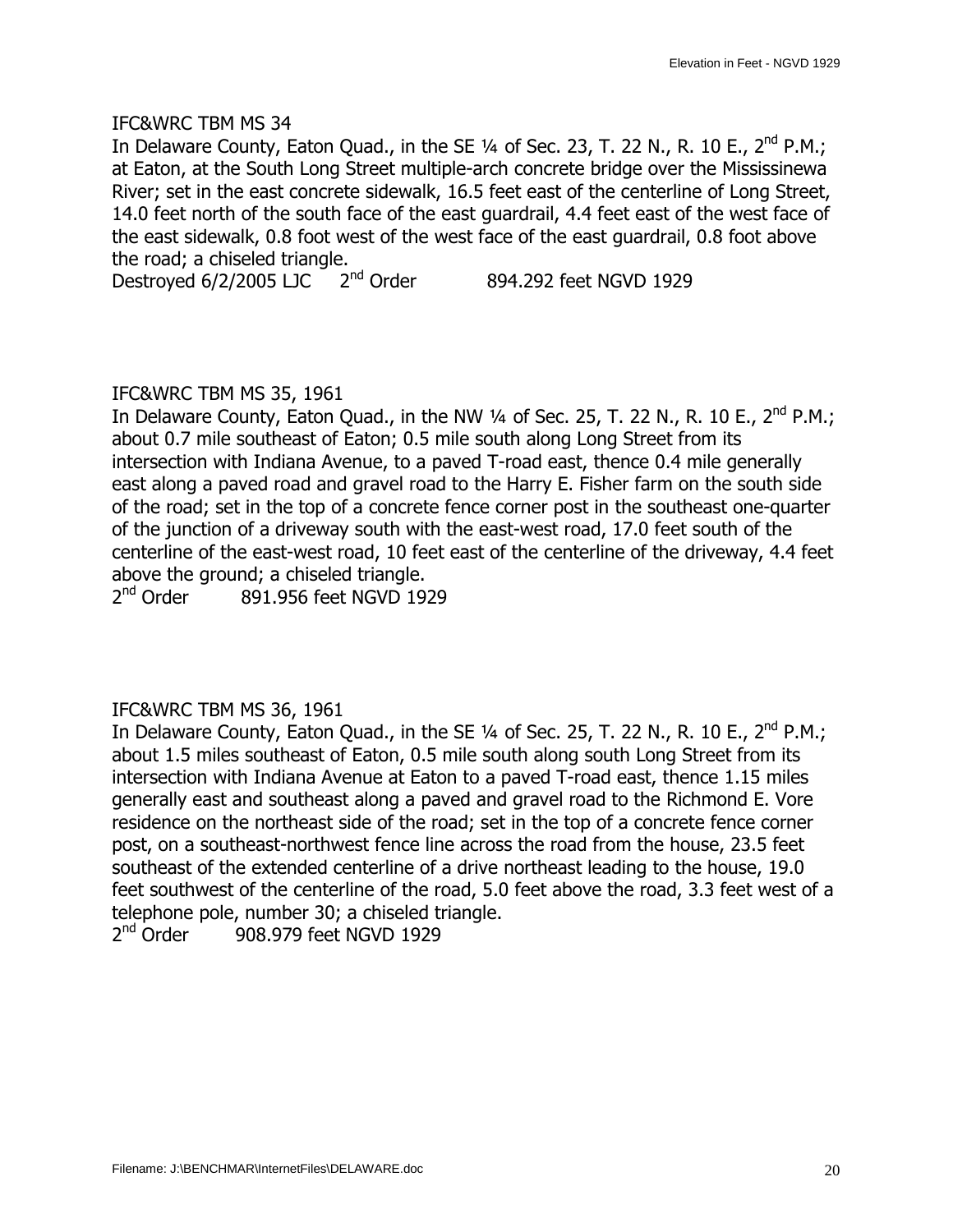IFC&WRC TBM MS 34

In Delaware County, Eaton Quad., in the SE ¼ of Sec. 23, T. 22 N., R. 10 E., 2nd P.M.; at Eaton, at the South Long Street multiple-arch concrete bridge over the Mississinewa River; set in the east concrete sidewalk, 16.5 feet east of the centerline of Long Street, 14.0 feet north of the south face of the east guardrail, 4.4 feet east of the west face of the east sidewalk, 0.8 foot west of the west face of the east guardrail, 0.8 foot above the road; a chiseled triangle.

Destroyed 6/2/2005 LJC 2nd Order 894.292 feet NGVD 1929

IFC&WRC TBM MS 35, 1961

In Delaware County, Eaton Quad., in the NW ¼ of Sec. 25, T. 22 N., R. 10 E., 2nd P.M.; about 0.7 mile southeast of Eaton; 0.5 mile south along Long Street from its intersection with Indiana Avenue, to a paved T-road east, thence 0.4 mile generally east along a paved road and gravel road to the Harry E. Fisher farm on the south side of the road; set in the top of a concrete fence corner post in the southeast one-quarter of the junction of a driveway south with the east-west road, 17.0 feet south of the centerline of the east-west road, 10 feet east of the centerline of the driveway, 4.4 feet above the ground; a chiseled triangle.

2nd Order 891.956 feet NGVD 1929

IFC&WRC TBM MS 36, 1961

In Delaware County, Eaton Quad., in the SE ¼ of Sec. 25, T. 22 N., R. 10 E., 2nd P.M.; about 1.5 miles southeast of Eaton, 0.5 mile south along south Long Street from its intersection with Indiana Avenue at Eaton to a paved T-road east, thence 1.15 miles generally east and southeast along a paved and gravel road to the Richmond E. Vore residence on the northeast side of the road; set in the top of a concrete fence corner post, on a southeast-northwest fence line across the road from the house, 23.5 feet southeast of the extended centerline of a drive northeast leading to the house, 19.0 feet southwest of the centerline of the road, 5.0 feet above the road, 3.3 feet west of a telephone pole, number 30; a chiseled triangle.

2nd Order 908.979 feet NGVD 1929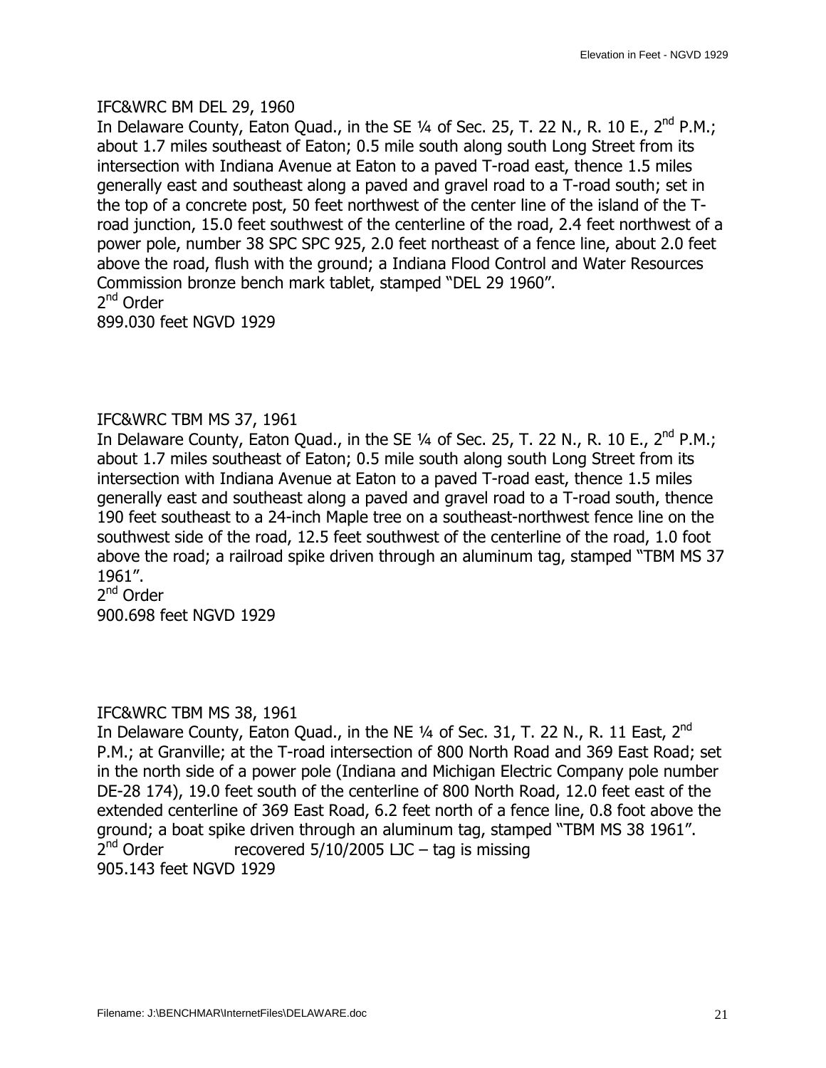IFC&WRC BM DEL 29, 1960
In Delaware County, Eaton Quad., in the SE ¼ of Sec. 25, T. 22 N., R. 10 E., 2nd P.M.; about 1.7 miles southeast of Eaton; 0.5 mile south along south Long Street from its intersection with Indiana Avenue at Eaton to a paved T-road east, thence 1.5 miles generally east and southeast along a paved and gravel road to a T-road south; set in the top of a concrete post, 50 feet northwest of the center line of the island of the T-road junction, 15.0 feet southwest of the centerline of the road, 2.4 feet northwest of a power pole, number 38 SPC SPC 925, 2.0 feet northeast of a fence line, about 2.0 feet above the road, flush with the ground; a Indiana Flood Control and Water Resources Commission bronze bench mark tablet, stamped "DEL 29 1960".
2nd Order
899.030 feet NGVD 1929

IFC&WRC TBM MS 37, 1961
In Delaware County, Eaton Quad., in the SE ¼ of Sec. 25, T. 22 N., R. 10 E., 2nd P.M.; about 1.7 miles southeast of Eaton; 0.5 mile south along south Long Street from its intersection with Indiana Avenue at Eaton to a paved T-road east, thence 1.5 miles generally east and southeast along a paved and gravel road to a T-road south, thence 190 feet southeast to a 24-inch Maple tree on a southeast-northwest fence line on the southwest side of the road, 12.5 feet southwest of the centerline of the road, 1.0 foot above the road; a railroad spike driven through an aluminum tag, stamped "TBM MS 37 1961".
2nd Order
900.698 feet NGVD 1929

IFC&WRC TBM MS 38, 1961
In Delaware County, Eaton Quad., in the NE ¼ of Sec. 31, T. 22 N., R. 11 East, 2nd P.M.; at Granville; at the T-road intersection of 800 North Road and 369 East Road; set in the north side of a power pole (Indiana and Michigan Electric Company pole number DE-28 174), 19.0 feet south of the centerline of 800 North Road, 12.0 feet east of the extended centerline of 369 East Road, 6.2 feet north of a fence line, 0.8 foot above the ground; a boat spike driven through an aluminum tag, stamped "TBM MS 38 1961".
2nd Order recovered 5/10/2005 LJC – tag is missing
905.143 feet NGVD 1929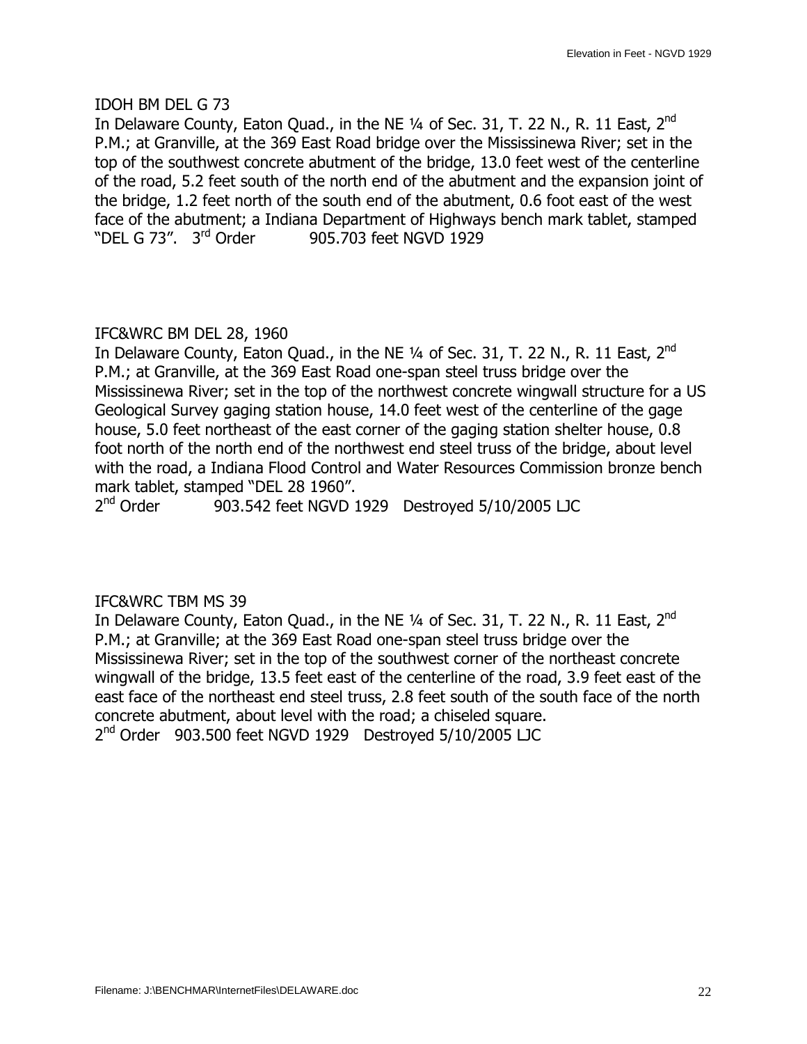IDOH BM DEL G 73

In Delaware County, Eaton Quad., in the NE ¼ of Sec. 31, T. 22 N., R. 11 East, 2nd P.M.; at Granville, at the 369 East Road bridge over the Mississinewa River; set in the top of the southwest concrete abutment of the bridge, 13.0 feet west of the centerline of the road, 5.2 feet south of the north end of the abutment and the expansion joint of the bridge, 1.2 feet north of the south end of the abutment, 0.6 foot east of the west face of the abutment; a Indiana Department of Highways bench mark tablet, stamped "DEL G 73". 3rd Order 905.703 feet NGVD 1929

IFC&WRC BM DEL 28, 1960

In Delaware County, Eaton Quad., in the NE ¼ of Sec. 31, T. 22 N., R. 11 East, 2nd P.M.; at Granville, at the 369 East Road one-span steel truss bridge over the Mississinewa River; set in the top of the northwest concrete wingwall structure for a US Geological Survey gaging station house, 14.0 feet west of the centerline of the gage house, 5.0 feet northeast of the east corner of the gaging station shelter house, 0.8 foot north of the north end of the northwest end steel truss of the bridge, about level with the road, a Indiana Flood Control and Water Resources Commission bronze bench mark tablet, stamped "DEL 28 1960".

2nd Order 903.542 feet NGVD 1929 Destroyed 5/10/2005 LJC

IFC&WRC TBM MS 39

In Delaware County, Eaton Quad., in the NE ¼ of Sec. 31, T. 22 N., R. 11 East, 2nd P.M.; at Granville; at the 369 East Road one-span steel truss bridge over the Mississinewa River; set in the top of the southwest corner of the northeast concrete wingwall of the bridge, 13.5 feet east of the centerline of the road, 3.9 feet east of the east face of the northeast end steel truss, 2.8 feet south of the south face of the north concrete abutment, about level with the road; a chiseled square.

2nd Order 903.500 feet NGVD 1929 Destroyed 5/10/2005 LJC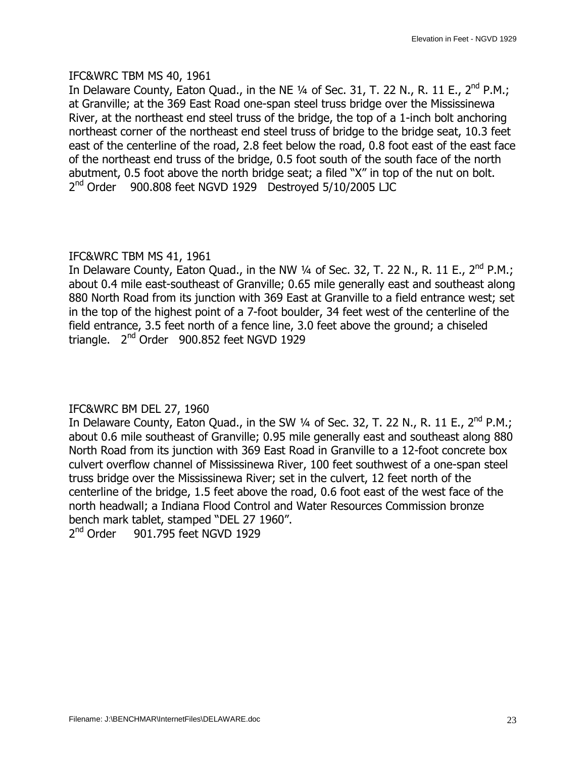IFC&WRC TBM MS 40, 1961
In Delaware County, Eaton Quad., in the NE ¼ of Sec. 31, T. 22 N., R. 11 E., 2nd P.M.; at Granville; at the 369 East Road one-span steel truss bridge over the Mississinewa River, at the northeast end steel truss of the bridge, the top of a 1-inch bolt anchoring northeast corner of the northeast end steel truss of bridge to the bridge seat, 10.3 feet east of the centerline of the road, 2.8 feet below the road, 0.8 foot east of the east face of the northeast end truss of the bridge, 0.5 foot south of the south face of the north abutment, 0.5 foot above the north bridge seat; a filed "X" in top of the nut on bolt.
2nd Order 900.808 feet NGVD 1929 Destroyed 5/10/2005 LJC

IFC&WRC TBM MS 41, 1961
In Delaware County, Eaton Quad., in the NW ¼ of Sec. 32, T. 22 N., R. 11 E., 2nd P.M.; about 0.4 mile east-southeast of Granville; 0.65 mile generally east and southeast along 880 North Road from its junction with 369 East at Granville to a field entrance west; set in the top of the highest point of a 7-foot boulder, 34 feet west of the centerline of the field entrance, 3.5 feet north of a fence line, 3.0 feet above the ground; a chiseled triangle. 2nd Order 900.852 feet NGVD 1929

IFC&WRC BM DEL 27, 1960
In Delaware County, Eaton Quad., in the SW ¼ of Sec. 32, T. 22 N., R. 11 E., 2nd P.M.; about 0.6 mile southeast of Granville; 0.95 mile generally east and southeast along 880 North Road from its junction with 369 East Road in Granville to a 12-foot concrete box culvert overflow channel of Mississinewa River, 100 feet southwest of a one-span steel truss bridge over the Mississinewa River; set in the culvert, 12 feet north of the centerline of the bridge, 1.5 feet above the road, 0.6 foot east of the west face of the north headwall; a Indiana Flood Control and Water Resources Commission bronze bench mark tablet, stamped "DEL 27 1960".
2nd Order 901.795 feet NGVD 1929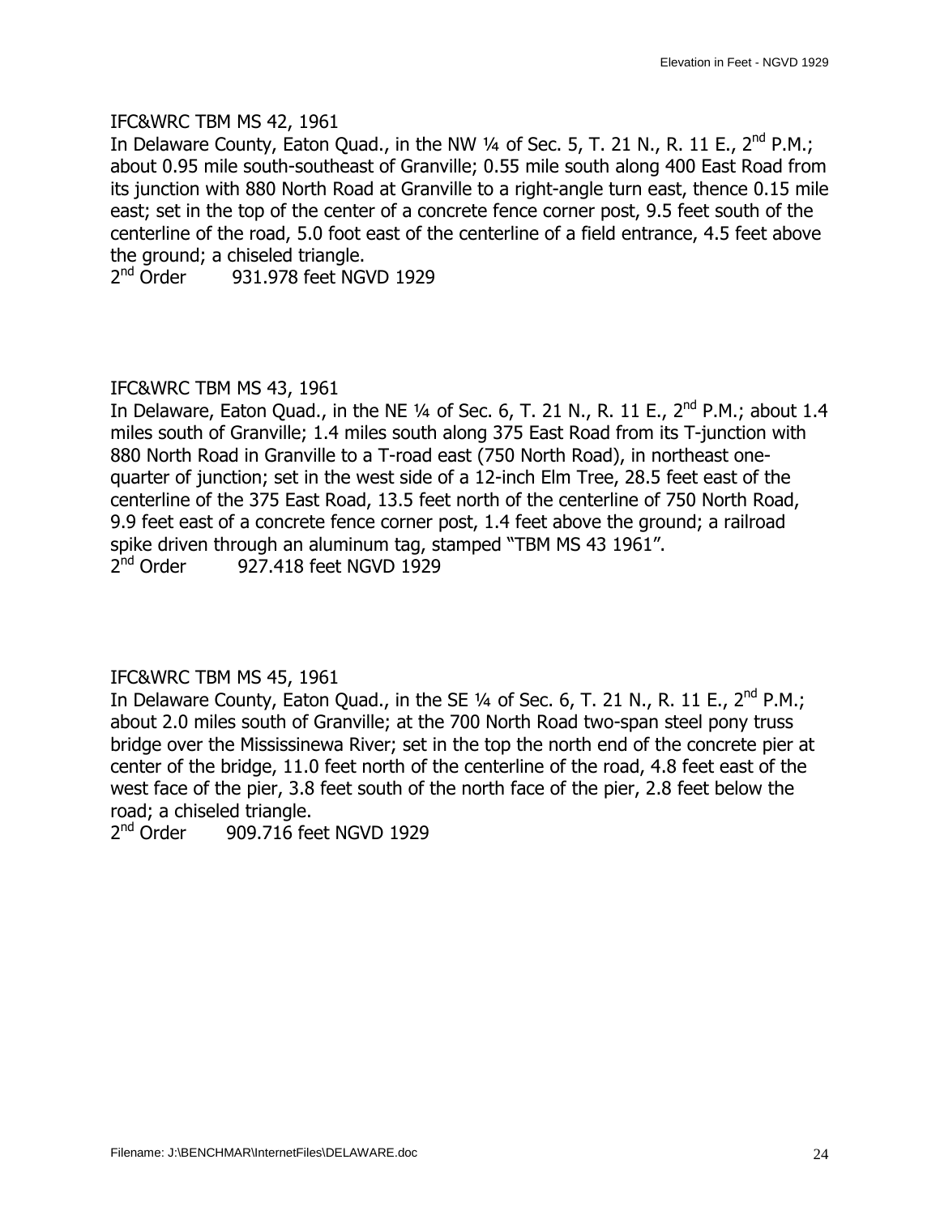IFC&WRC TBM MS 42, 1961
In Delaware County, Eaton Quad., in the NW ¼ of Sec. 5, T. 21 N., R. 11 E., 2nd P.M.; about 0.95 mile south-southeast of Granville; 0.55 mile south along 400 East Road from its junction with 880 North Road at Granville to a right-angle turn east, thence 0.15 mile east; set in the top of the center of a concrete fence corner post, 9.5 feet south of the centerline of the road, 5.0 foot east of the centerline of a field entrance, 4.5 feet above the ground; a chiseled triangle.
2nd Order 931.978 feet NGVD 1929

IFC&WRC TBM MS 43, 1961
In Delaware, Eaton Quad., in the NE ¼ of Sec. 6, T. 21 N., R. 11 E., 2nd P.M.; about 1.4 miles south of Granville; 1.4 miles south along 375 East Road from its T-junction with 880 North Road in Granville to a T-road east (750 North Road), in northeast one-quarter of junction; set in the west side of a 12-inch Elm Tree, 28.5 feet east of the centerline of the 375 East Road, 13.5 feet north of the centerline of 750 North Road, 9.9 feet east of a concrete fence corner post, 1.4 feet above the ground; a railroad spike driven through an aluminum tag, stamped "TBM MS 43 1961".
2nd Order 927.418 feet NGVD 1929

IFC&WRC TBM MS 45, 1961
In Delaware County, Eaton Quad., in the SE ¼ of Sec. 6, T. 21 N., R. 11 E., 2nd P.M.; about 2.0 miles south of Granville; at the 700 North Road two-span steel pony truss bridge over the Mississinewa River; set in the top the north end of the concrete pier at center of the bridge, 11.0 feet north of the centerline of the road, 4.8 feet east of the west face of the pier, 3.8 feet south of the north face of the pier, 2.8 feet below the road; a chiseled triangle.
2nd Order 909.716 feet NGVD 1929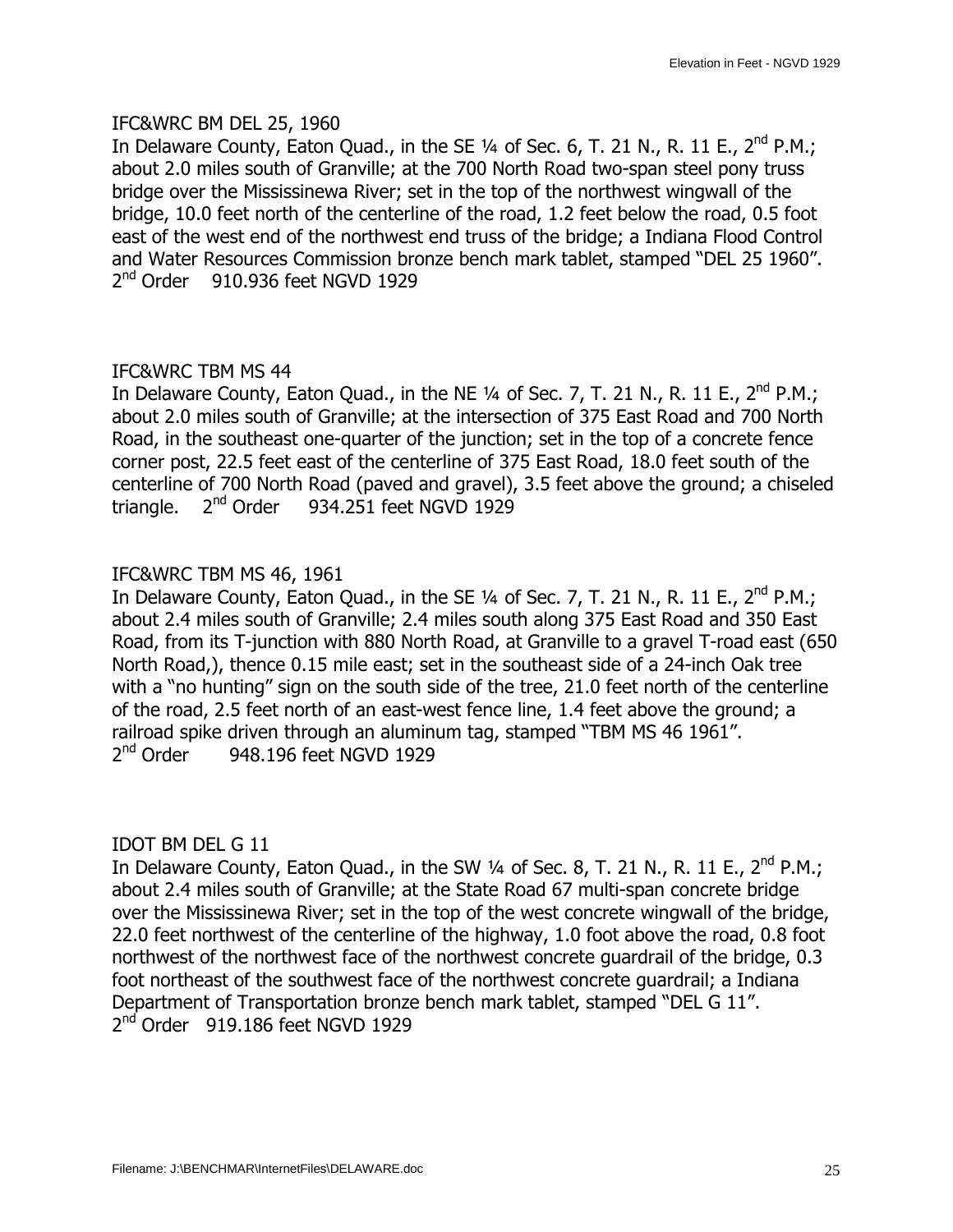IFC&WRC BM DEL 25, 1960
In Delaware County, Eaton Quad., in the SE ¼ of Sec. 6, T. 21 N., R. 11 E., 2nd P.M.; about 2.0 miles south of Granville; at the 700 North Road two-span steel pony truss bridge over the Mississinewa River; set in the top of the northwest wingwall of the bridge, 10.0 feet north of the centerline of the road, 1.2 feet below the road, 0.5 foot east of the west end of the northwest end truss of the bridge; a Indiana Flood Control and Water Resources Commission bronze bench mark tablet, stamped "DEL 25 1960".
2nd Order 910.936 feet NGVD 1929

IFC&WRC TBM MS 44
In Delaware County, Eaton Quad., in the NE ¼ of Sec. 7, T. 21 N., R. 11 E., 2nd P.M.; about 2.0 miles south of Granville; at the intersection of 375 East Road and 700 North Road, in the southeast one-quarter of the junction; set in the top of a concrete fence corner post, 22.5 feet east of the centerline of 375 East Road, 18.0 feet south of the centerline of 700 North Road (paved and gravel), 3.5 feet above the ground; a chiseled triangle. 2nd Order 934.251 feet NGVD 1929

IFC&WRC TBM MS 46, 1961
In Delaware County, Eaton Quad., in the SE ¼ of Sec. 7, T. 21 N., R. 11 E., 2nd P.M.; about 2.4 miles south of Granville; 2.4 miles south along 375 East Road and 350 East Road, from its T-junction with 880 North Road, at Granville to a gravel T-road east (650 North Road,), thence 0.15 mile east; set in the southeast side of a 24-inch Oak tree with a "no hunting" sign on the south side of the tree, 21.0 feet north of the centerline of the road, 2.5 feet north of an east-west fence line, 1.4 feet above the ground; a railroad spike driven through an aluminum tag, stamped "TBM MS 46 1961".
2nd Order 948.196 feet NGVD 1929

IDOT BM DEL G 11
In Delaware County, Eaton Quad., in the SW ¼ of Sec. 8, T. 21 N., R. 11 E., 2nd P.M.; about 2.4 miles south of Granville; at the State Road 67 multi-span concrete bridge over the Mississinewa River; set in the top of the west concrete wingwall of the bridge, 22.0 feet northwest of the centerline of the highway, 1.0 foot above the road, 0.8 foot northwest of the northwest face of the northwest concrete guardrail of the bridge, 0.3 foot northeast of the southwest face of the northwest concrete guardrail; a Indiana Department of Transportation bronze bench mark tablet, stamped "DEL G 11".
2nd Order 919.186 feet NGVD 1929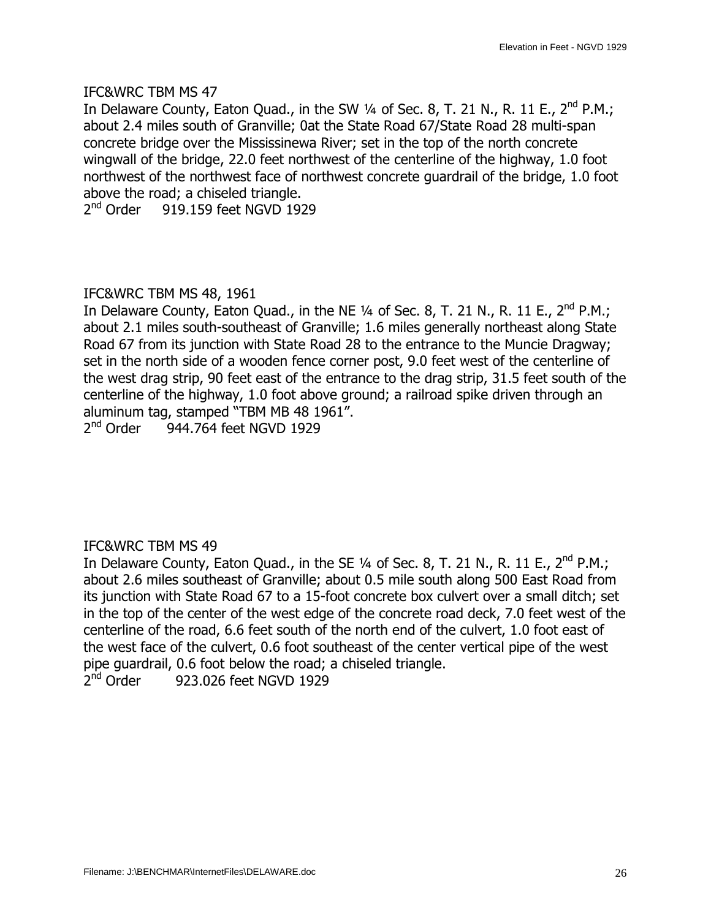IFC&WRC TBM MS 47

In Delaware County, Eaton Quad., in the SW ¼ of Sec. 8, T. 21 N., R. 11 E., 2nd P.M.; about 2.4 miles south of Granville; 0at the State Road 67/State Road 28 multi-span concrete bridge over the Mississinewa River; set in the top of the north concrete wingwall of the bridge, 22.0 feet northwest of the centerline of the highway, 1.0 foot northwest of the northwest face of northwest concrete guardrail of the bridge, 1.0 foot above the road; a chiseled triangle.

2nd Order     919.159 feet NGVD 1929

IFC&WRC TBM MS 48, 1961

In Delaware County, Eaton Quad., in the NE ¼ of Sec. 8, T. 21 N., R. 11 E., 2nd P.M.; about 2.1 miles south-southeast of Granville; 1.6 miles generally northeast along State Road 67 from its junction with State Road 28 to the entrance to the Muncie Dragway; set in the north side of a wooden fence corner post, 9.0 feet west of the centerline of the west drag strip, 90 feet east of the entrance to the drag strip, 31.5 feet south of the centerline of the highway, 1.0 foot above ground; a railroad spike driven through an aluminum tag, stamped "TBM MB 48 1961".

2nd Order     944.764 feet NGVD 1929

IFC&WRC TBM MS 49

In Delaware County, Eaton Quad., in the SE ¼ of Sec. 8, T. 21 N., R. 11 E., 2nd P.M.; about 2.6 miles southeast of Granville; about 0.5 mile south along 500 East Road from its junction with State Road 67 to a 15-foot concrete box culvert over a small ditch; set in the top of the center of the west edge of the concrete road deck, 7.0 feet west of the centerline of the road, 6.6 feet south of the north end of the culvert, 1.0 foot east of the west face of the culvert, 0.6 foot southeast of the center vertical pipe of the west pipe guardrail, 0.6 foot below the road; a chiseled triangle.

2nd Order     923.026 feet NGVD 1929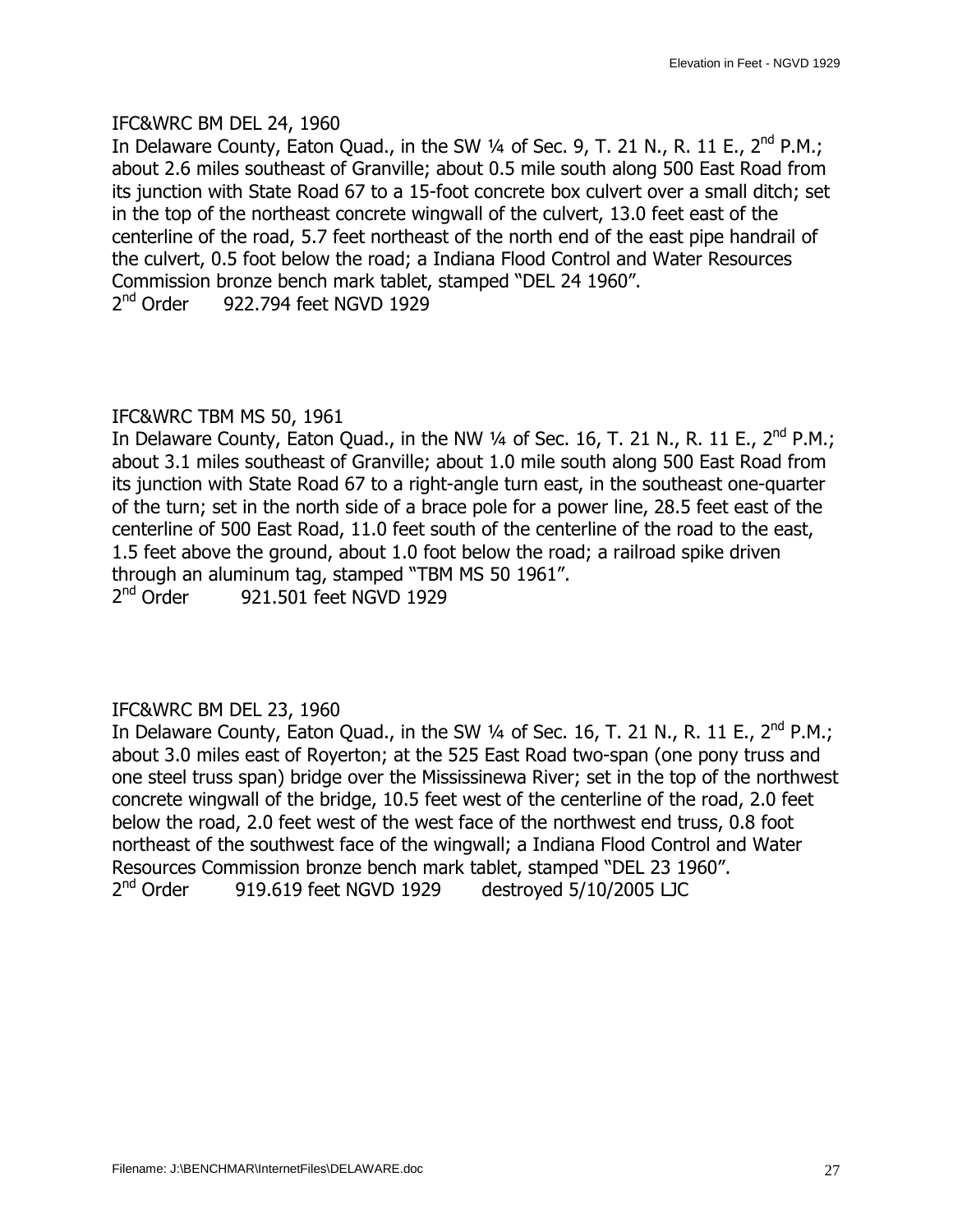IFC&WRC BM DEL 24, 1960
In Delaware County, Eaton Quad., in the SW ¼ of Sec. 9, T. 21 N., R. 11 E., 2nd P.M.; about 2.6 miles southeast of Granville; about 0.5 mile south along 500 East Road from its junction with State Road 67 to a 15-foot concrete box culvert over a small ditch; set in the top of the northeast concrete wingwall of the culvert, 13.0 feet east of the centerline of the road, 5.7 feet northeast of the north end of the east pipe handrail of the culvert, 0.5 foot below the road; a Indiana Flood Control and Water Resources Commission bronze bench mark tablet, stamped "DEL 24 1960".
2nd Order 922.794 feet NGVD 1929

IFC&WRC TBM MS 50, 1961
In Delaware County, Eaton Quad., in the NW ¼ of Sec. 16, T. 21 N., R. 11 E., 2nd P.M.; about 3.1 miles southeast of Granville; about 1.0 mile south along 500 East Road from its junction with State Road 67 to a right-angle turn east, in the southeast one-quarter of the turn; set in the north side of a brace pole for a power line, 28.5 feet east of the centerline of 500 East Road, 11.0 feet south of the centerline of the road to the east, 1.5 feet above the ground, about 1.0 foot below the road; a railroad spike driven through an aluminum tag, stamped "TBM MS 50 1961".
2nd Order 921.501 feet NGVD 1929

IFC&WRC BM DEL 23, 1960
In Delaware County, Eaton Quad., in the SW ¼ of Sec. 16, T. 21 N., R. 11 E., 2nd P.M.; about 3.0 miles east of Royerton; at the 525 East Road two-span (one pony truss and one steel truss span) bridge over the Mississinewa River; set in the top of the northwest concrete wingwall of the bridge, 10.5 feet west of the centerline of the road, 2.0 feet below the road, 2.0 feet west of the west face of the northwest end truss, 0.8 foot northeast of the southwest face of the wingwall; a Indiana Flood Control and Water Resources Commission bronze bench mark tablet, stamped "DEL 23 1960".
2nd Order 919.619 feet NGVD 1929 destroyed 5/10/2005 LJC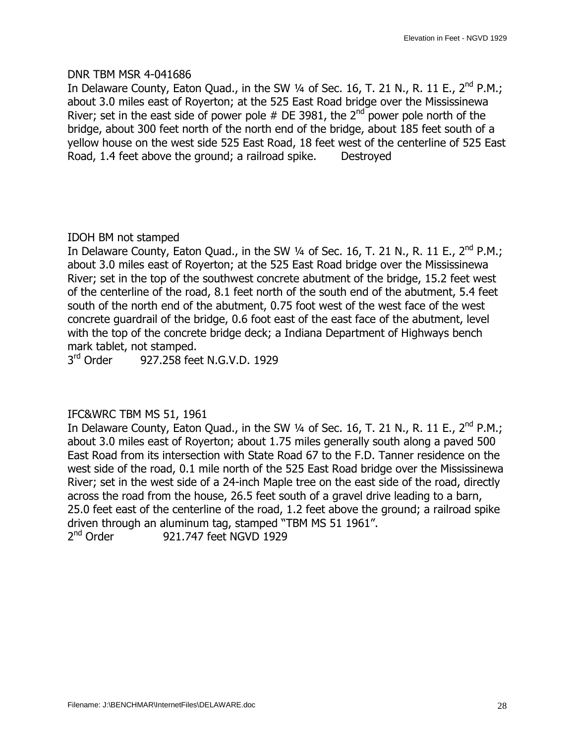DNR TBM MSR 4-041686
In Delaware County, Eaton Quad., in the SW ¼ of Sec. 16, T. 21 N., R. 11 E., 2nd P.M.; about 3.0 miles east of Royerton; at the 525 East Road bridge over the Mississinewa River; set in the east side of power pole # DE 3981, the 2nd power pole north of the bridge, about 300 feet north of the north end of the bridge, about 185 feet south of a yellow house on the west side 525 East Road, 18 feet west of the centerline of 525 East Road, 1.4 feet above the ground; a railroad spike.       Destroyed

IDOH BM not stamped
In Delaware County, Eaton Quad., in the SW ¼ of Sec. 16, T. 21 N., R. 11 E., 2nd P.M.; about 3.0 miles east of Royerton; at the 525 East Road bridge over the Mississinewa River; set in the top of the southwest concrete abutment of the bridge, 15.2 feet west of the centerline of the road, 8.1 feet north of the south end of the abutment, 5.4 feet south of the north end of the abutment, 0.75 foot west of the west face of the west concrete guardrail of the bridge, 0.6 foot east of the east face of the abutment, level with the top of the concrete bridge deck; a Indiana Department of Highways bench mark tablet, not stamped.
3rd Order       927.258 feet N.G.V.D. 1929

IFC&WRC TBM MS 51, 1961
In Delaware County, Eaton Quad., in the SW ¼ of Sec. 16, T. 21 N., R. 11 E., 2nd P.M.; about 3.0 miles east of Royerton; about 1.75 miles generally south along a paved 500 East Road from its intersection with State Road 67 to the F.D. Tanner residence on the west side of the road, 0.1 mile north of the 525 East Road bridge over the Mississinewa River; set in the west side of a 24-inch Maple tree on the east side of the road, directly across the road from the house, 26.5 feet south of a gravel drive leading to a barn, 25.0 feet east of the centerline of the road, 1.2 feet above the ground; a railroad spike driven through an aluminum tag, stamped "TBM MS 51 1961".
2nd Order       921.747 feet NGVD 1929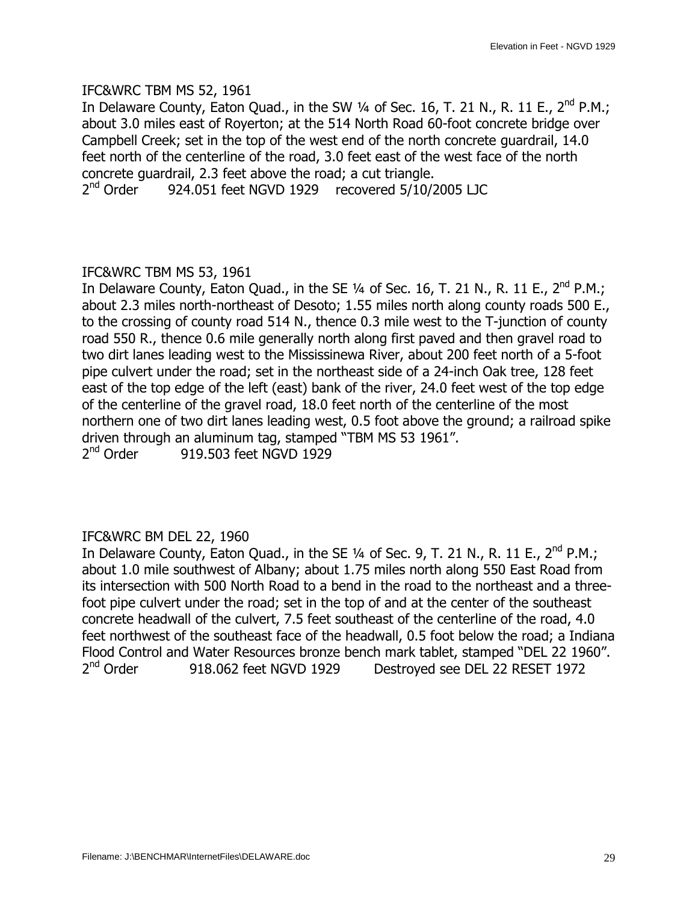IFC&WRC TBM MS 52, 1961

In Delaware County, Eaton Quad., in the SW ¼ of Sec. 16, T. 21 N., R. 11 E., 2nd P.M.; about 3.0 miles east of Royerton; at the 514 North Road 60-foot concrete bridge over Campbell Creek; set in the top of the west end of the north concrete guardrail, 14.0 feet north of the centerline of the road, 3.0 feet east of the west face of the north concrete guardrail, 2.3 feet above the road; a cut triangle.

2nd Order 924.051 feet NGVD 1929 recovered 5/10/2005 LJC

IFC&WRC TBM MS 53, 1961

In Delaware County, Eaton Quad., in the SE ¼ of Sec. 16, T. 21 N., R. 11 E., 2nd P.M.; about 2.3 miles north-northeast of Desoto; 1.55 miles north along county roads 500 E., to the crossing of county road 514 N., thence 0.3 mile west to the T-junction of county road 550 R., thence 0.6 mile generally north along first paved and then gravel road to two dirt lanes leading west to the Mississinewa River, about 200 feet north of a 5-foot pipe culvert under the road; set in the northeast side of a 24-inch Oak tree, 128 feet east of the top edge of the left (east) bank of the river, 24.0 feet west of the top edge of the centerline of the gravel road, 18.0 feet north of the centerline of the most northern one of two dirt lanes leading west, 0.5 foot above the ground; a railroad spike driven through an aluminum tag, stamped "TBM MS 53 1961".

2nd Order 919.503 feet NGVD 1929

IFC&WRC BM DEL 22, 1960

In Delaware County, Eaton Quad., in the SE ¼ of Sec. 9, T. 21 N., R. 11 E., 2nd P.M.; about 1.0 mile southwest of Albany; about 1.75 miles north along 550 East Road from its intersection with 500 North Road to a bend in the road to the northeast and a three-foot pipe culvert under the road; set in the top of and at the center of the southeast concrete headwall of the culvert, 7.5 feet southeast of the centerline of the road, 4.0 feet northwest of the southeast face of the headwall, 0.5 foot below the road; a Indiana Flood Control and Water Resources bronze bench mark tablet, stamped "DEL 22 1960".

2nd Order 918.062 feet NGVD 1929 Destroyed see DEL 22 RESET 1972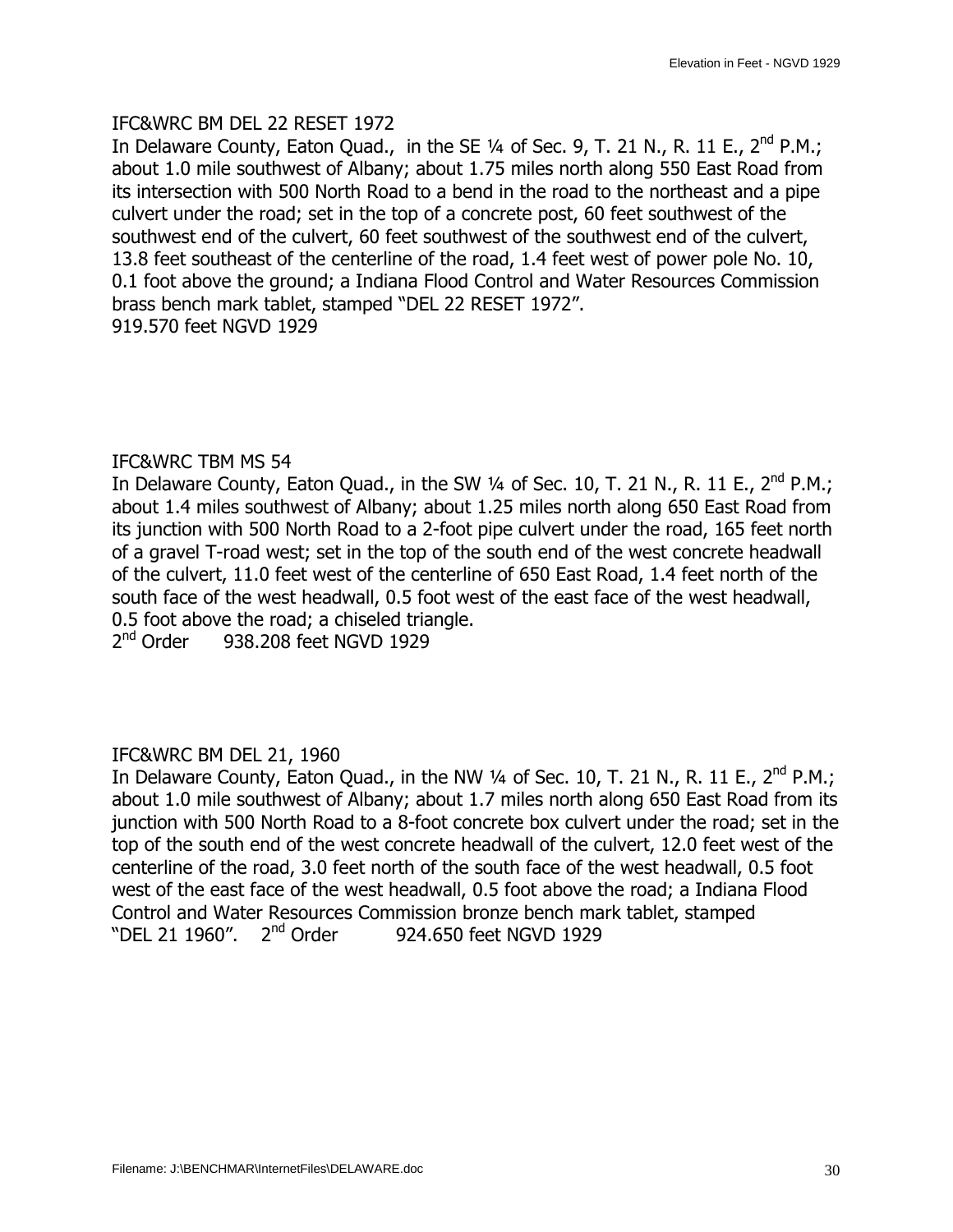IFC&WRC BM DEL 22 RESET 1972
In Delaware County, Eaton Quad., in the SE ¼ of Sec. 9, T. 21 N., R. 11 E., 2nd P.M.; about 1.0 mile southwest of Albany; about 1.75 miles north along 550 East Road from its intersection with 500 North Road to a bend in the road to the northeast and a pipe culvert under the road; set in the top of a concrete post, 60 feet southwest of the southwest end of the culvert, 60 feet southwest of the southwest end of the culvert, 13.8 feet southeast of the centerline of the road, 1.4 feet west of power pole No. 10, 0.1 foot above the ground; a Indiana Flood Control and Water Resources Commission brass bench mark tablet, stamped "DEL 22 RESET 1972".
919.570 feet NGVD 1929

IFC&WRC TBM MS 54
In Delaware County, Eaton Quad., in the SW ¼ of Sec. 10, T. 21 N., R. 11 E., 2nd P.M.; about 1.4 miles southwest of Albany; about 1.25 miles north along 650 East Road from its junction with 500 North Road to a 2-foot pipe culvert under the road, 165 feet north of a gravel T-road west; set in the top of the south end of the west concrete headwall of the culvert, 11.0 feet west of the centerline of 650 East Road, 1.4 feet north of the south face of the west headwall, 0.5 foot west of the east face of the west headwall, 0.5 foot above the road; a chiseled triangle.
2nd Order 938.208 feet NGVD 1929

IFC&WRC BM DEL 21, 1960
In Delaware County, Eaton Quad., in the NW ¼ of Sec. 10, T. 21 N., R. 11 E., 2nd P.M.; about 1.0 mile southwest of Albany; about 1.7 miles north along 650 East Road from its junction with 500 North Road to a 8-foot concrete box culvert under the road; set in the top of the south end of the west concrete headwall of the culvert, 12.0 feet west of the centerline of the road, 3.0 feet north of the south face of the west headwall, 0.5 foot west of the east face of the west headwall, 0.5 foot above the road; a Indiana Flood Control and Water Resources Commission bronze bench mark tablet, stamped "DEL 21 1960". 2nd Order 924.650 feet NGVD 1929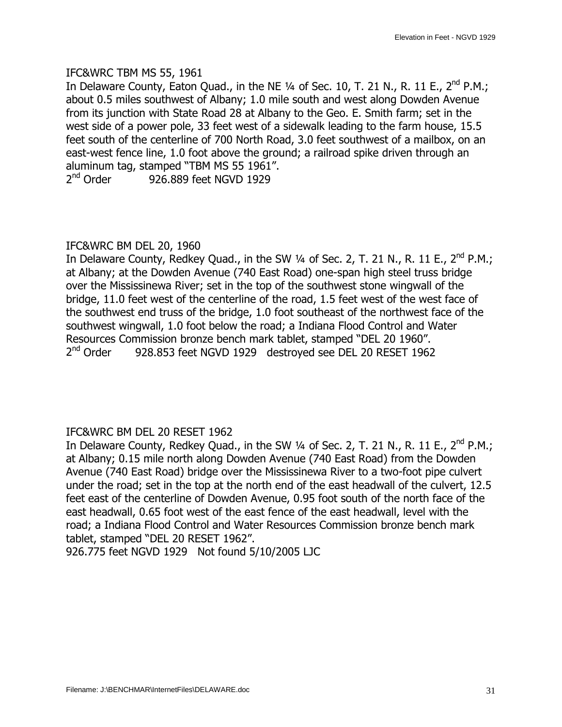IFC&WRC TBM MS 55, 1961

In Delaware County, Eaton Quad., in the NE ¼ of Sec. 10, T. 21 N., R. 11 E., 2nd P.M.; about 0.5 miles southwest of Albany; 1.0 mile south and west along Dowden Avenue from its junction with State Road 28 at Albany to the Geo. E. Smith farm; set in the west side of a power pole, 33 feet west of a sidewalk leading to the farm house, 15.5 feet south of the centerline of 700 North Road, 3.0 feet southwest of a mailbox, on an east-west fence line, 1.0 foot above the ground; a railroad spike driven through an aluminum tag, stamped "TBM MS 55 1961".

2nd Order 926.889 feet NGVD 1929

IFC&WRC BM DEL 20, 1960

In Delaware County, Redkey Quad., in the SW ¼ of Sec. 2, T. 21 N., R. 11 E., 2nd P.M.; at Albany; at the Dowden Avenue (740 East Road) one-span high steel truss bridge over the Mississinewa River; set in the top of the southwest stone wingwall of the bridge, 11.0 feet west of the centerline of the road, 1.5 feet west of the west face of the southwest end truss of the bridge, 1.0 foot southeast of the northwest face of the southwest wingwall, 1.0 foot below the road; a Indiana Flood Control and Water Resources Commission bronze bench mark tablet, stamped "DEL 20 1960".

2nd Order 928.853 feet NGVD 1929 destroyed see DEL 20 RESET 1962

IFC&WRC BM DEL 20 RESET 1962

In Delaware County, Redkey Quad., in the SW ¼ of Sec. 2, T. 21 N., R. 11 E., 2nd P.M.; at Albany; 0.15 mile north along Dowden Avenue (740 East Road) from the Dowden Avenue (740 East Road) bridge over the Mississinewa River to a two-foot pipe culvert under the road; set in the top at the north end of the east headwall of the culvert, 12.5 feet east of the centerline of Dowden Avenue, 0.95 foot south of the north face of the east headwall, 0.65 foot west of the east fence of the east headwall, level with the road; a Indiana Flood Control and Water Resources Commission bronze bench mark tablet, stamped "DEL 20 RESET 1962".

926.775 feet NGVD 1929 Not found 5/10/2005 LJC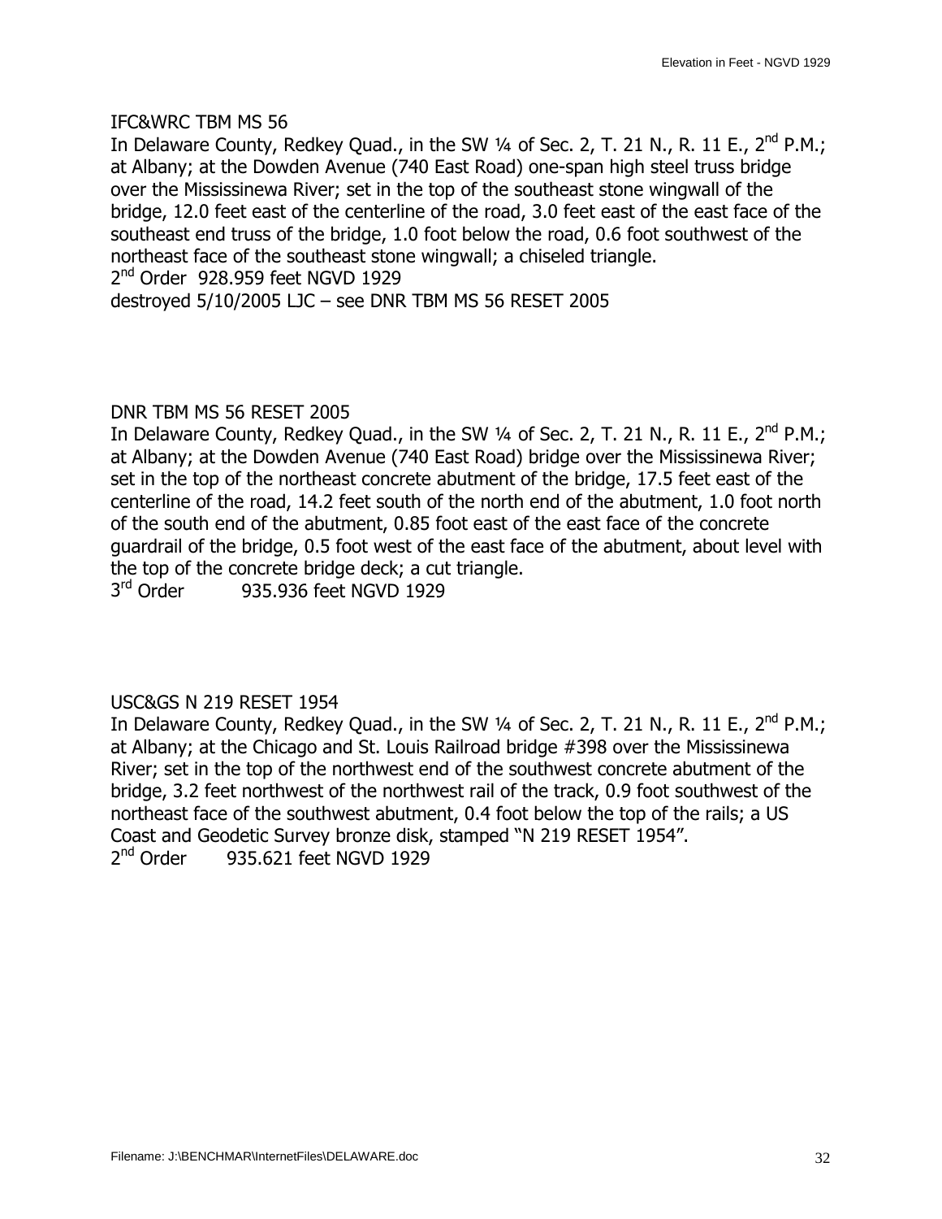IFC&WRC TBM MS 56

In Delaware County, Redkey Quad., in the SW ¼ of Sec. 2, T. 21 N., R. 11 E., 2nd P.M.; at Albany; at the Dowden Avenue (740 East Road) one-span high steel truss bridge over the Mississinewa River; set in the top of the southeast stone wingwall of the bridge, 12.0 feet east of the centerline of the road, 3.0 feet east of the east face of the southeast end truss of the bridge, 1.0 foot below the road, 0.6 foot southwest of the northeast face of the southeast stone wingwall; a chiseled triangle.

2nd Order 928.959 feet NGVD 1929

destroyed 5/10/2005 LJC – see DNR TBM MS 56 RESET 2005

DNR TBM MS 56 RESET 2005

In Delaware County, Redkey Quad., in the SW ¼ of Sec. 2, T. 21 N., R. 11 E., 2nd P.M.; at Albany; at the Dowden Avenue (740 East Road) bridge over the Mississinewa River; set in the top of the northeast concrete abutment of the bridge, 17.5 feet east of the centerline of the road, 14.2 feet south of the north end of the abutment, 1.0 foot north of the south end of the abutment, 0.85 foot east of the east face of the concrete guardrail of the bridge, 0.5 foot west of the east face of the abutment, about level with the top of the concrete bridge deck; a cut triangle.

3rd Order 935.936 feet NGVD 1929

USC&GS N 219 RESET 1954

In Delaware County, Redkey Quad., in the SW ¼ of Sec. 2, T. 21 N., R. 11 E., 2nd P.M.; at Albany; at the Chicago and St. Louis Railroad bridge #398 over the Mississinewa River; set in the top of the northwest end of the southwest concrete abutment of the bridge, 3.2 feet northwest of the northwest rail of the track, 0.9 foot southwest of the northeast face of the southwest abutment, 0.4 foot below the top of the rails; a US Coast and Geodetic Survey bronze disk, stamped "N 219 RESET 1954".

2nd Order 935.621 feet NGVD 1929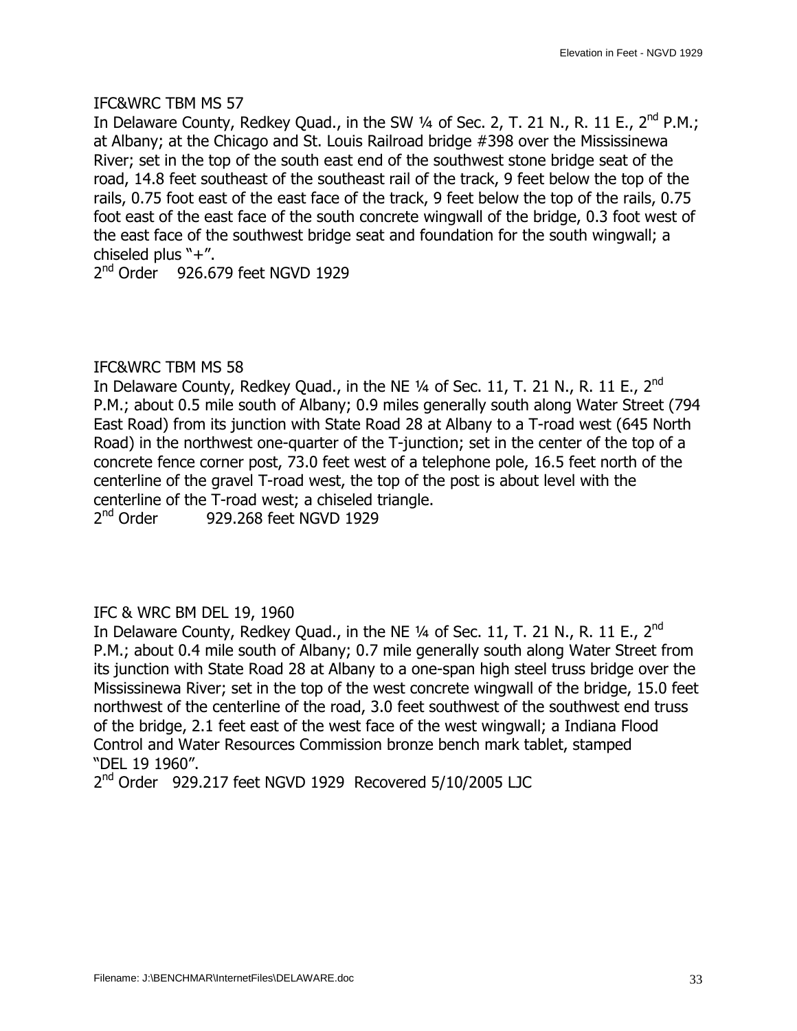IFC&WRC TBM MS 57

In Delaware County, Redkey Quad., in the SW ¼ of Sec. 2, T. 21 N., R. 11 E., 2nd P.M.; at Albany; at the Chicago and St. Louis Railroad bridge #398 over the Mississinewa River; set in the top of the south east end of the southwest stone bridge seat of the road, 14.8 feet southeast of the southeast rail of the track, 9 feet below the top of the rails, 0.75 foot east of the east face of the track, 9 feet below the top of the rails, 0.75 foot east of the east face of the south concrete wingwall of the bridge, 0.3 foot west of the east face of the southwest bridge seat and foundation for the south wingwall; a chiseled plus "+".

2nd Order    926.679 feet NGVD 1929

IFC&WRC TBM MS 58

In Delaware County, Redkey Quad., in the NE ¼ of Sec. 11, T. 21 N., R. 11 E., 2nd P.M.; about 0.5 mile south of Albany; 0.9 miles generally south along Water Street (794 East Road) from its junction with State Road 28 at Albany to a T-road west (645 North Road) in the northwest one-quarter of the T-junction; set in the center of the top of a concrete fence corner post, 73.0 feet west of a telephone pole, 16.5 feet north of the centerline of the gravel T-road west, the top of the post is about level with the centerline of the T-road west; a chiseled triangle.

2nd Order    929.268 feet NGVD 1929

IFC & WRC BM DEL 19, 1960

In Delaware County, Redkey Quad., in the NE ¼ of Sec. 11, T. 21 N., R. 11 E., 2nd P.M.; about 0.4 mile south of Albany; 0.7 mile generally south along Water Street from its junction with State Road 28 at Albany to a one-span high steel truss bridge over the Mississinewa River; set in the top of the west concrete wingwall of the bridge, 15.0 feet northwest of the centerline of the road, 3.0 feet southwest of the southwest end truss of the bridge, 2.1 feet east of the west face of the west wingwall; a Indiana Flood Control and Water Resources Commission bronze bench mark tablet, stamped "DEL 19 1960".

2nd Order   929.217 feet NGVD 1929  Recovered 5/10/2005 LJC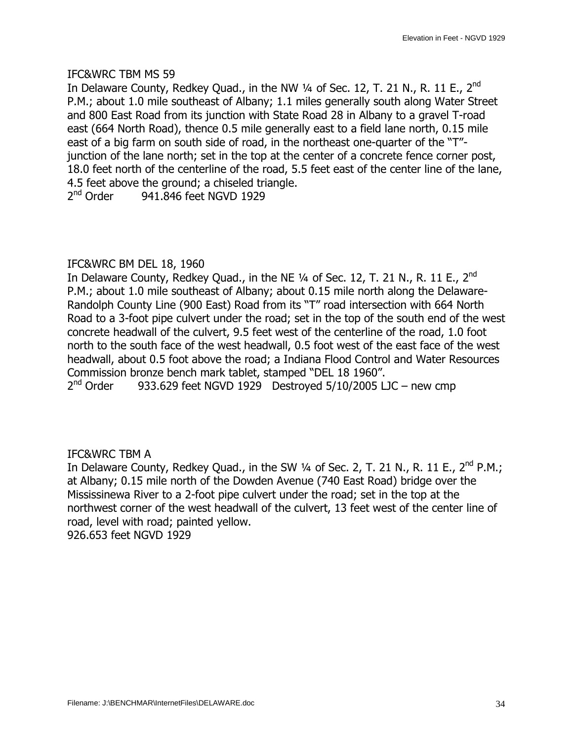IFC&WRC TBM MS 59

In Delaware County, Redkey Quad., in the NW ¼ of Sec. 12, T. 21 N., R. 11 E., 2nd P.M.; about 1.0 mile southeast of Albany; 1.1 miles generally south along Water Street and 800 East Road from its junction with State Road 28 in Albany to a gravel T-road east (664 North Road), thence 0.5 mile generally east to a field lane north, 0.15 mile east of a big farm on south side of road, in the northeast one-quarter of the "T"-junction of the lane north; set in the top at the center of a concrete fence corner post, 18.0 feet north of the centerline of the road, 5.5 feet east of the center line of the lane, 4.5 feet above the ground; a chiseled triangle.

2nd Order 941.846 feet NGVD 1929

IFC&WRC BM DEL 18, 1960

In Delaware County, Redkey Quad., in the NE ¼ of Sec. 12, T. 21 N., R. 11 E., 2nd P.M.; about 1.0 mile southeast of Albany; about 0.15 mile north along the Delaware-Randolph County Line (900 East) Road from its "T" road intersection with 664 North Road to a 3-foot pipe culvert under the road; set in the top of the south end of the west concrete headwall of the culvert, 9.5 feet west of the centerline of the road, 1.0 foot north to the south face of the west headwall, 0.5 foot west of the east face of the west headwall, about 0.5 foot above the road; a Indiana Flood Control and Water Resources Commission bronze bench mark tablet, stamped "DEL 18 1960".

2nd Order 933.629 feet NGVD 1929 Destroyed 5/10/2005 LJC – new cmp

IFC&WRC TBM A

In Delaware County, Redkey Quad., in the SW ¼ of Sec. 2, T. 21 N., R. 11 E., 2nd P.M.; at Albany; 0.15 mile north of the Dowden Avenue (740 East Road) bridge over the Mississinewa River to a 2-foot pipe culvert under the road; set in the top at the northwest corner of the west headwall of the culvert, 13 feet west of the center line of road, level with road; painted yellow.

926.653 feet NGVD 1929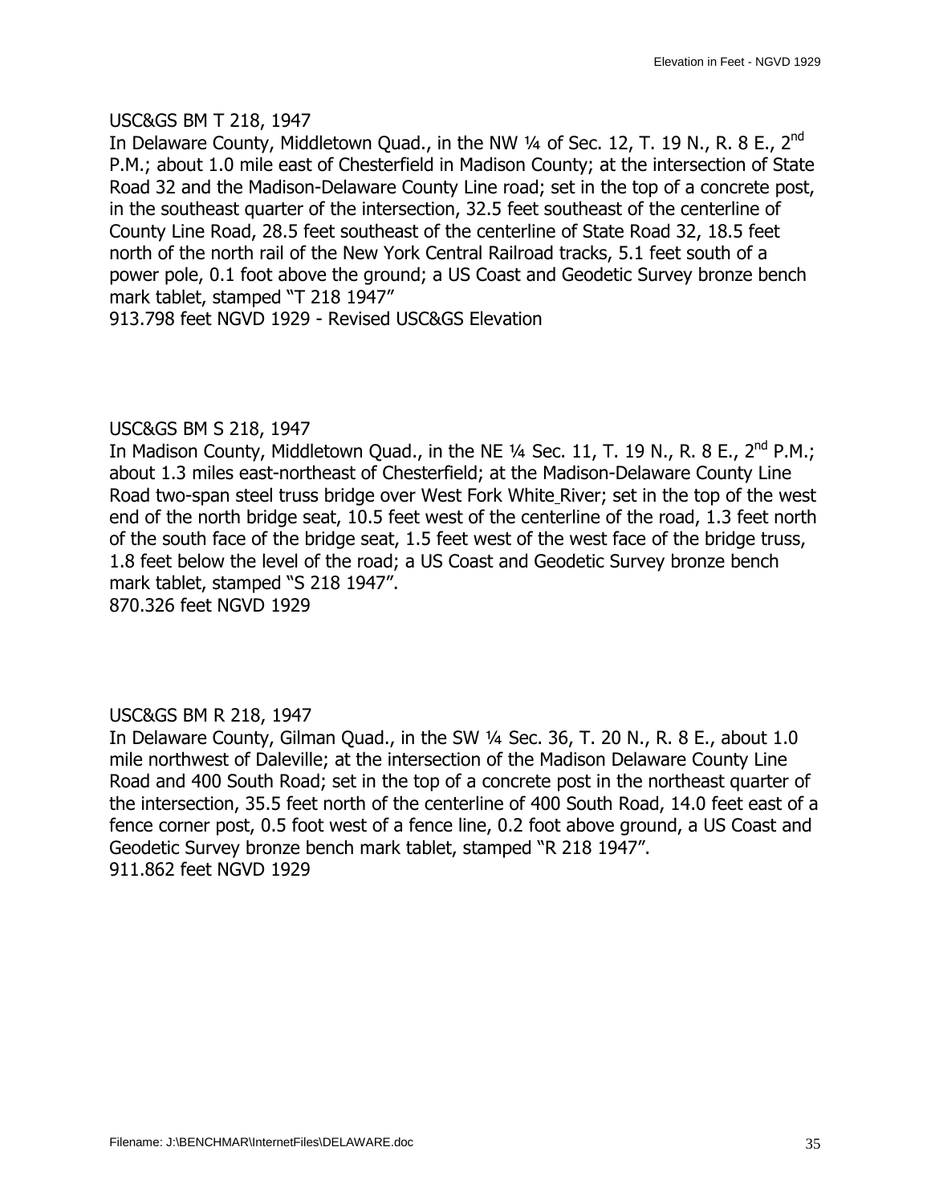USC&GS BM T 218, 1947

In Delaware County, Middletown Quad., in the NW ¼ of Sec. 12, T. 19 N., R. 8 E., 2nd P.M.; about 1.0 mile east of Chesterfield in Madison County; at the intersection of State Road 32 and the Madison-Delaware County Line road; set in the top of a concrete post, in the southeast quarter of the intersection, 32.5 feet southeast of the centerline of County Line Road, 28.5 feet southeast of the centerline of State Road 32, 18.5 feet north of the north rail of the New York Central Railroad tracks, 5.1 feet south of a power pole, 0.1 foot above the ground; a US Coast and Geodetic Survey bronze bench mark tablet, stamped "T 218 1947"

913.798 feet NGVD 1929 - Revised USC&GS Elevation

USC&GS BM S 218, 1947

In Madison County, Middletown Quad., in the NE ¼ Sec. 11, T. 19 N., R. 8 E., 2nd P.M.; about 1.3 miles east-northeast of Chesterfield; at the Madison-Delaware County Line Road two-span steel truss bridge over West Fork White River; set in the top of the west end of the north bridge seat, 10.5 feet west of the centerline of the road, 1.3 feet north of the south face of the bridge seat, 1.5 feet west of the west face of the bridge truss, 1.8 feet below the level of the road; a US Coast and Geodetic Survey bronze bench mark tablet, stamped "S 218 1947".

870.326 feet NGVD 1929

USC&GS BM R 218, 1947

In Delaware County, Gilman Quad., in the SW ¼ Sec. 36, T. 20 N., R. 8 E., about 1.0 mile northwest of Daleville; at the intersection of the Madison Delaware County Line Road and 400 South Road; set in the top of a concrete post in the northeast quarter of the intersection, 35.5 feet north of the centerline of 400 South Road, 14.0 feet east of a fence corner post, 0.5 foot west of a fence line, 0.2 foot above ground, a US Coast and Geodetic Survey bronze bench mark tablet, stamped "R 218 1947".

911.862 feet NGVD 1929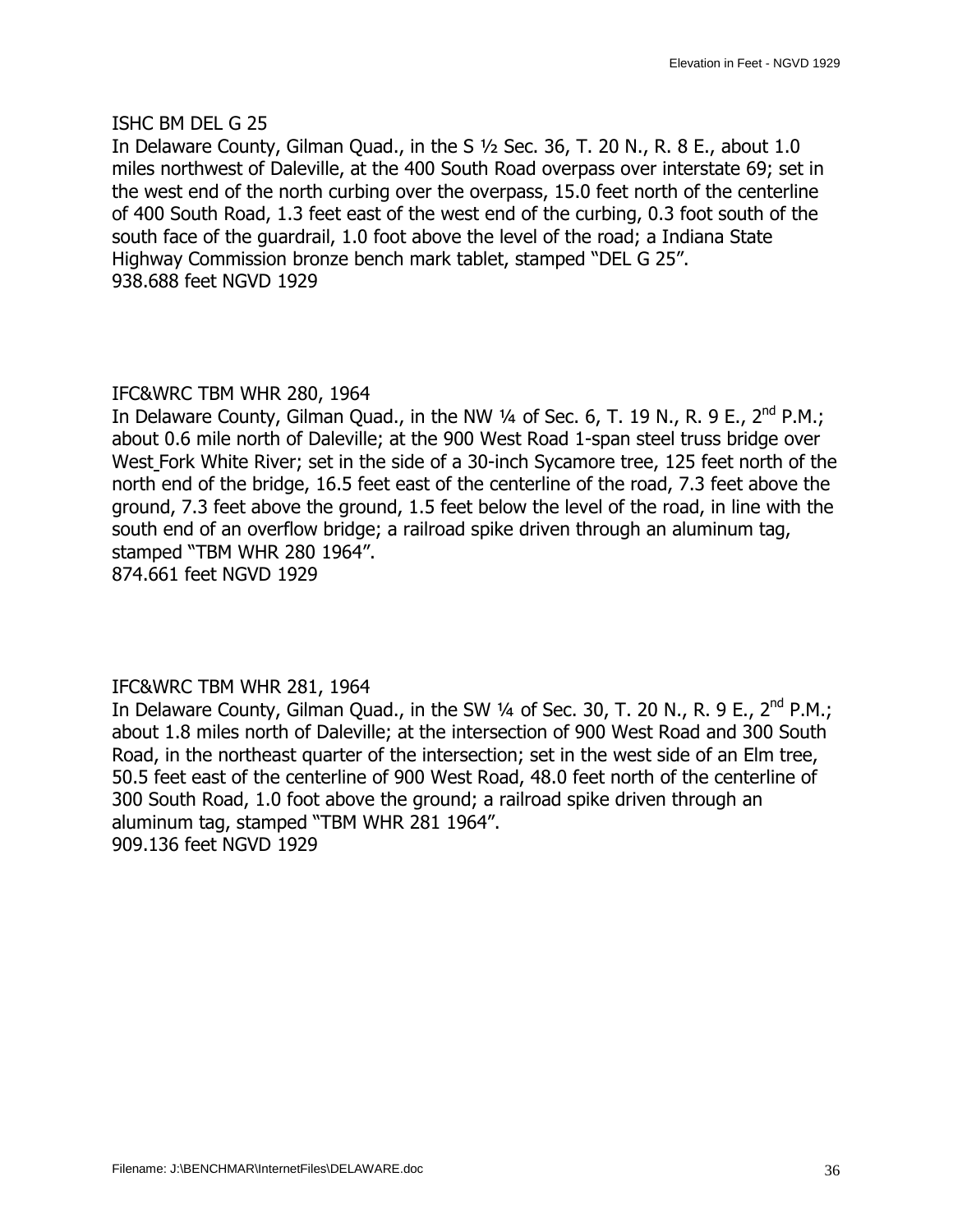ISHC BM DEL G 25
In Delaware County, Gilman Quad., in the S ½ Sec. 36, T. 20 N., R. 8 E., about 1.0 miles northwest of Daleville, at the 400 South Road overpass over interstate 69; set in the west end of the north curbing over the overpass, 15.0 feet north of the centerline of 400 South Road, 1.3 feet east of the west end of the curbing, 0.3 foot south of the south face of the guardrail, 1.0 foot above the level of the road; a Indiana State Highway Commission bronze bench mark tablet, stamped "DEL G 25".
938.688 feet NGVD 1929

IFC&WRC TBM WHR 280, 1964
In Delaware County, Gilman Quad., in the NW ¼ of Sec. 6, T. 19 N., R. 9 E., 2nd P.M.; about 0.6 mile north of Daleville; at the 900 West Road 1-span steel truss bridge over West Fork White River; set in the side of a 30-inch Sycamore tree, 125 feet north of the north end of the bridge, 16.5 feet east of the centerline of the road, 7.3 feet above the ground, 7.3 feet above the ground, 1.5 feet below the level of the road, in line with the south end of an overflow bridge; a railroad spike driven through an aluminum tag, stamped "TBM WHR 280 1964".
874.661 feet NGVD 1929

IFC&WRC TBM WHR 281, 1964
In Delaware County, Gilman Quad., in the SW ¼ of Sec. 30, T. 20 N., R. 9 E., 2nd P.M.; about 1.8 miles north of Daleville; at the intersection of 900 West Road and 300 South Road, in the northeast quarter of the intersection; set in the west side of an Elm tree, 50.5 feet east of the centerline of 900 West Road, 48.0 feet north of the centerline of 300 South Road, 1.0 foot above the ground; a railroad spike driven through an aluminum tag, stamped "TBM WHR 281 1964".
909.136 feet NGVD 1929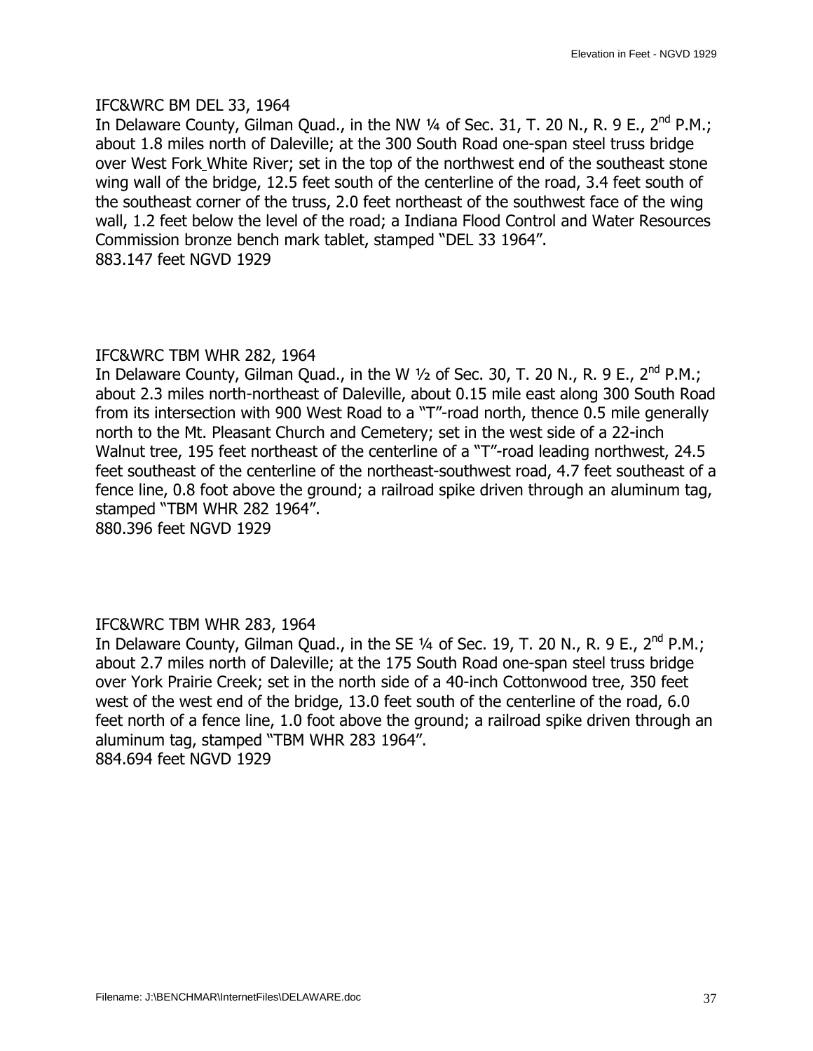IFC&WRC BM DEL 33, 1964
In Delaware County, Gilman Quad., in the NW ¼ of Sec. 31, T. 20 N., R. 9 E., 2nd P.M.; about 1.8 miles north of Daleville; at the 300 South Road one-span steel truss bridge over West Fork White River; set in the top of the northwest end of the southeast stone wing wall of the bridge, 12.5 feet south of the centerline of the road, 3.4 feet south of the southeast corner of the truss, 2.0 feet northeast of the southwest face of the wing wall, 1.2 feet below the level of the road; a Indiana Flood Control and Water Resources Commission bronze bench mark tablet, stamped "DEL 33 1964".
883.147 feet NGVD 1929

IFC&WRC TBM WHR 282, 1964
In Delaware County, Gilman Quad., in the W ½ of Sec. 30, T. 20 N., R. 9 E., 2nd P.M.; about 2.3 miles north-northeast of Daleville, about 0.15 mile east along 300 South Road from its intersection with 900 West Road to a "T"-road north, thence 0.5 mile generally north to the Mt. Pleasant Church and Cemetery; set in the west side of a 22-inch Walnut tree, 195 feet northeast of the centerline of a "T"-road leading northwest, 24.5 feet southeast of the centerline of the northeast-southwest road, 4.7 feet southeast of a fence line, 0.8 foot above the ground; a railroad spike driven through an aluminum tag, stamped "TBM WHR 282 1964".
880.396 feet NGVD 1929

IFC&WRC TBM WHR 283, 1964
In Delaware County, Gilman Quad., in the SE ¼ of Sec. 19, T. 20 N., R. 9 E., 2nd P.M.; about 2.7 miles north of Daleville; at the 175 South Road one-span steel truss bridge over York Prairie Creek; set in the north side of a 40-inch Cottonwood tree, 350 feet west of the west end of the bridge, 13.0 feet south of the centerline of the road, 6.0 feet north of a fence line, 1.0 foot above the ground; a railroad spike driven through an aluminum tag, stamped "TBM WHR 283 1964".
884.694 feet NGVD 1929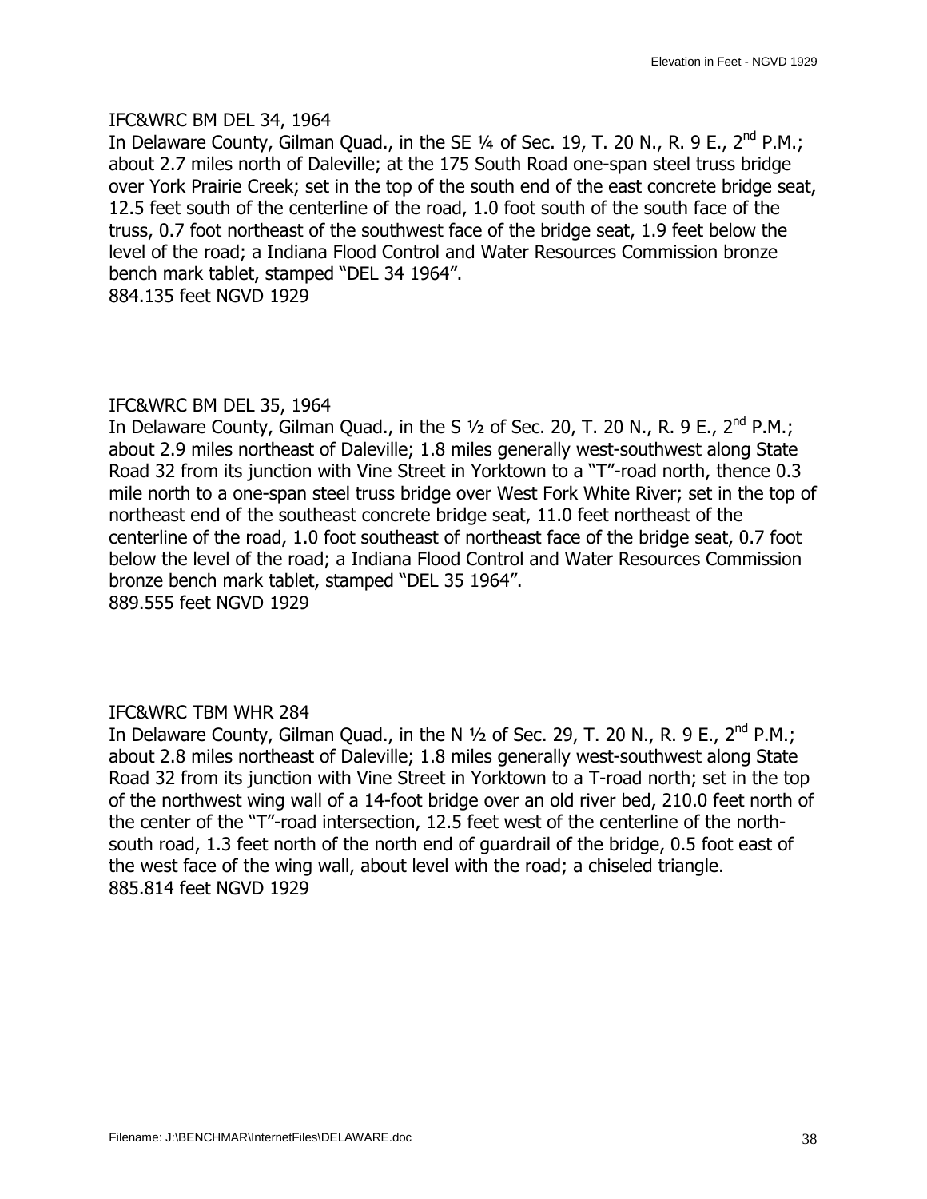IFC&WRC BM DEL 34, 1964

In Delaware County, Gilman Quad., in the SE ¼ of Sec. 19, T. 20 N., R. 9 E., 2nd P.M.; about 2.7 miles north of Daleville; at the 175 South Road one-span steel truss bridge over York Prairie Creek; set in the top of the south end of the east concrete bridge seat, 12.5 feet south of the centerline of the road, 1.0 foot south of the south face of the truss, 0.7 foot northeast of the southwest face of the bridge seat, 1.9 feet below the level of the road; a Indiana Flood Control and Water Resources Commission bronze bench mark tablet, stamped "DEL 34 1964".

884.135 feet NGVD 1929

IFC&WRC BM DEL 35, 1964

In Delaware County, Gilman Quad., in the S ½ of Sec. 20, T. 20 N., R. 9 E., 2nd P.M.; about 2.9 miles northeast of Daleville; 1.8 miles generally west-southwest along State Road 32 from its junction with Vine Street in Yorktown to a "T"-road north, thence 0.3 mile north to a one-span steel truss bridge over West Fork White River; set in the top of northeast end of the southeast concrete bridge seat, 11.0 feet northeast of the centerline of the road, 1.0 foot southeast of northeast face of the bridge seat, 0.7 foot below the level of the road; a Indiana Flood Control and Water Resources Commission bronze bench mark tablet, stamped "DEL 35 1964".

889.555 feet NGVD 1929

IFC&WRC TBM WHR 284

In Delaware County, Gilman Quad., in the N ½ of Sec. 29, T. 20 N., R. 9 E., 2nd P.M.; about 2.8 miles northeast of Daleville; 1.8 miles generally west-southwest along State Road 32 from its junction with Vine Street in Yorktown to a T-road north; set in the top of the northwest wing wall of a 14-foot bridge over an old river bed, 210.0 feet north of the center of the "T"-road intersection, 12.5 feet west of the centerline of the north-south road, 1.3 feet north of the north end of guardrail of the bridge, 0.5 foot east of the west face of the wing wall, about level with the road; a chiseled triangle.

885.814 feet NGVD 1929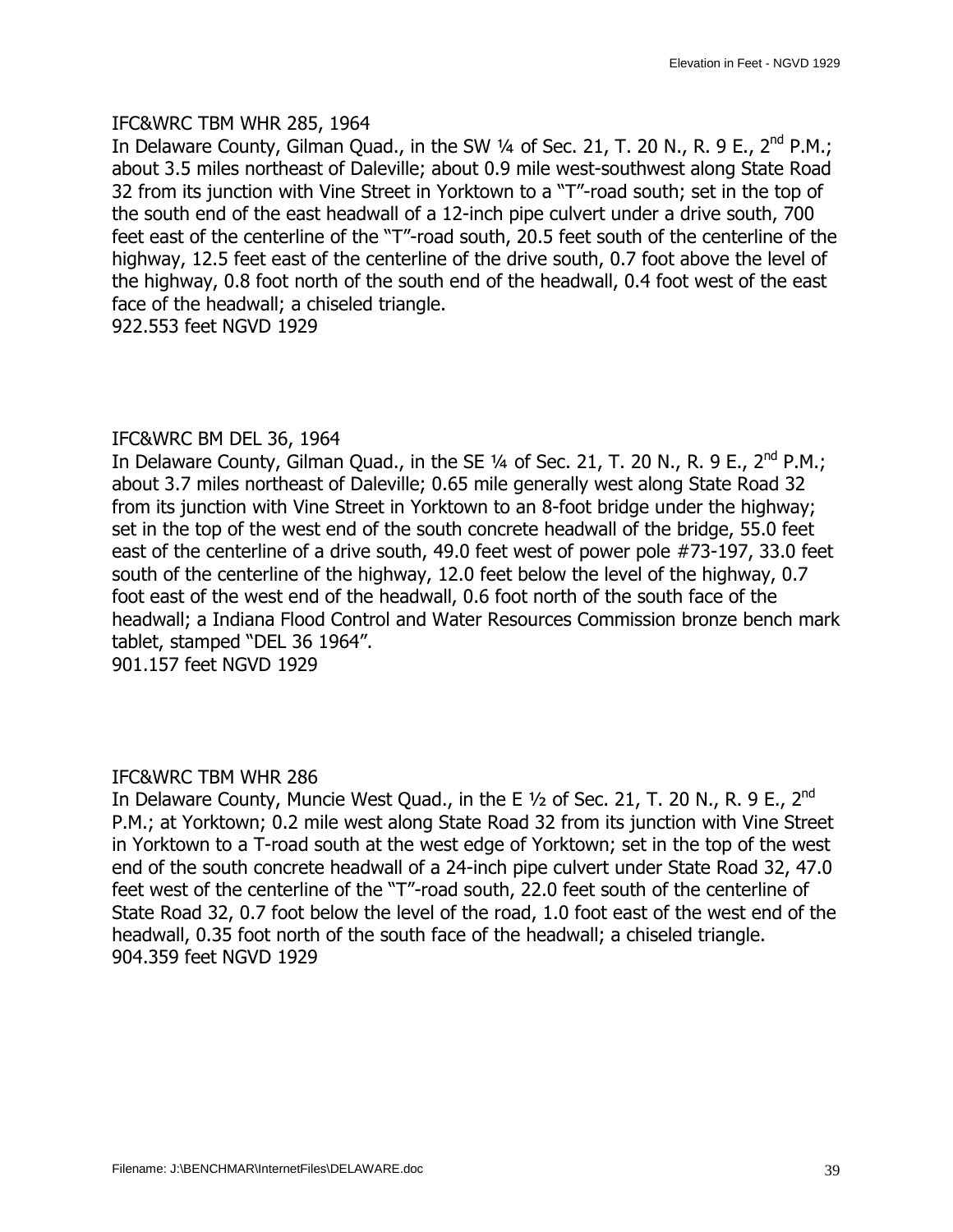IFC&WRC TBM WHR 285, 1964

In Delaware County, Gilman Quad., in the SW ¼ of Sec. 21, T. 20 N., R. 9 E., 2nd P.M.; about 3.5 miles northeast of Daleville; about 0.9 mile west-southwest along State Road 32 from its junction with Vine Street in Yorktown to a "T"-road south; set in the top of the south end of the east headwall of a 12-inch pipe culvert under a drive south, 700 feet east of the centerline of the "T"-road south, 20.5 feet south of the centerline of the highway, 12.5 feet east of the centerline of the drive south, 0.7 foot above the level of the highway, 0.8 foot north of the south end of the headwall, 0.4 foot west of the east face of the headwall; a chiseled triangle.

922.553 feet NGVD 1929

IFC&WRC BM DEL 36, 1964

In Delaware County, Gilman Quad., in the SE ¼ of Sec. 21, T. 20 N., R. 9 E., 2nd P.M.; about 3.7 miles northeast of Daleville; 0.65 mile generally west along State Road 32 from its junction with Vine Street in Yorktown to an 8-foot bridge under the highway; set in the top of the west end of the south concrete headwall of the bridge, 55.0 feet east of the centerline of a drive south, 49.0 feet west of power pole #73-197, 33.0 feet south of the centerline of the highway, 12.0 feet below the level of the highway, 0.7 foot east of the west end of the headwall, 0.6 foot north of the south face of the headwall; a Indiana Flood Control and Water Resources Commission bronze bench mark tablet, stamped "DEL 36 1964".

901.157 feet NGVD 1929

IFC&WRC TBM WHR 286

In Delaware County, Muncie West Quad., in the E ½ of Sec. 21, T. 20 N., R. 9 E., 2nd P.M.; at Yorktown; 0.2 mile west along State Road 32 from its junction with Vine Street in Yorktown to a T-road south at the west edge of Yorktown; set in the top of the west end of the south concrete headwall of a 24-inch pipe culvert under State Road 32, 47.0 feet west of the centerline of the "T"-road south, 22.0 feet south of the centerline of State Road 32, 0.7 foot below the level of the road, 1.0 foot east of the west end of the headwall, 0.35 foot north of the south face of the headwall; a chiseled triangle.

904.359 feet NGVD 1929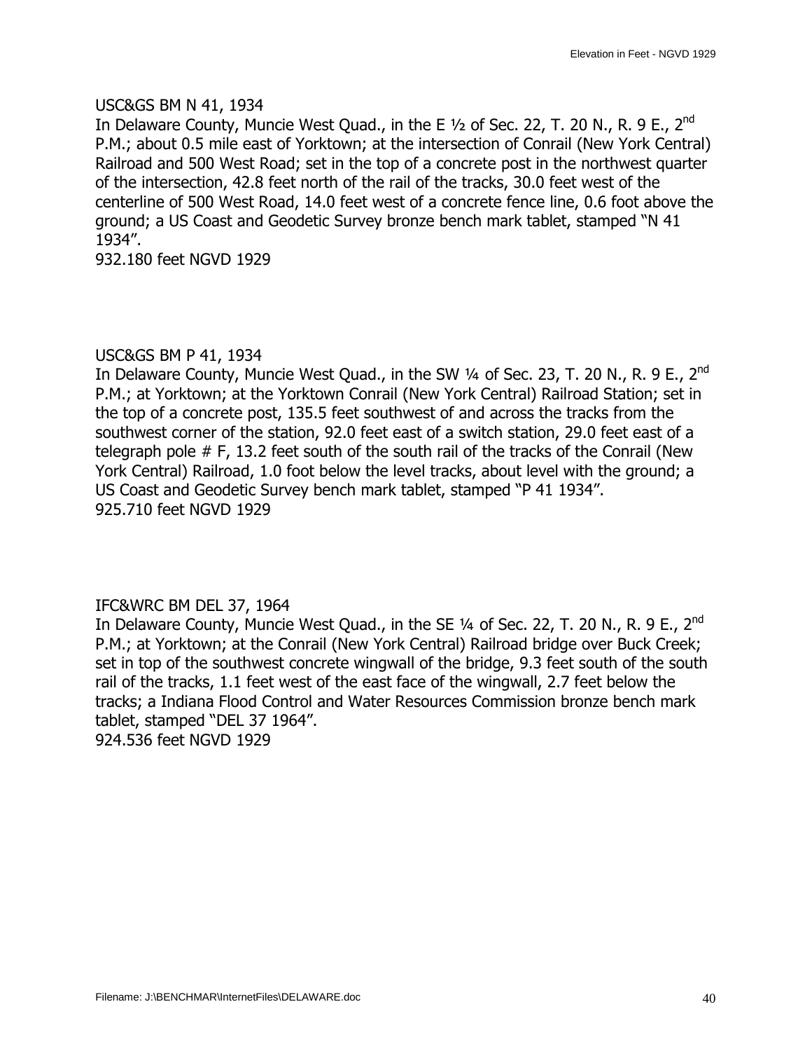USC&GS BM N 41, 1934
In Delaware County, Muncie West Quad., in the E ½ of Sec. 22, T. 20 N., R. 9 E., 2nd P.M.; about 0.5 mile east of Yorktown; at the intersection of Conrail (New York Central) Railroad and 500 West Road; set in the top of a concrete post in the northwest quarter of the intersection, 42.8 feet north of the rail of the tracks, 30.0 feet west of the centerline of 500 West Road, 14.0 feet west of a concrete fence line, 0.6 foot above the ground; a US Coast and Geodetic Survey bronze bench mark tablet, stamped "N 41 1934".
932.180 feet NGVD 1929

USC&GS BM P 41, 1934
In Delaware County, Muncie West Quad., in the SW ¼ of Sec. 23, T. 20 N., R. 9 E., 2nd P.M.; at Yorktown; at the Yorktown Conrail (New York Central) Railroad Station; set in the top of a concrete post, 135.5 feet southwest of and across the tracks from the southwest corner of the station, 92.0 feet east of a switch station, 29.0 feet east of a telegraph pole # F, 13.2 feet south of the south rail of the tracks of the Conrail (New York Central) Railroad, 1.0 foot below the level tracks, about level with the ground; a US Coast and Geodetic Survey bench mark tablet, stamped "P 41 1934".
925.710 feet NGVD 1929

IFC&WRC BM DEL 37, 1964
In Delaware County, Muncie West Quad., in the SE ¼ of Sec. 22, T. 20 N., R. 9 E., 2nd P.M.; at Yorktown; at the Conrail (New York Central) Railroad bridge over Buck Creek; set in top of the southwest concrete wingwall of the bridge, 9.3 feet south of the south rail of the tracks, 1.1 feet west of the east face of the wingwall, 2.7 feet below the tracks; a Indiana Flood Control and Water Resources Commission bronze bench mark tablet, stamped "DEL 37 1964".
924.536 feet NGVD 1929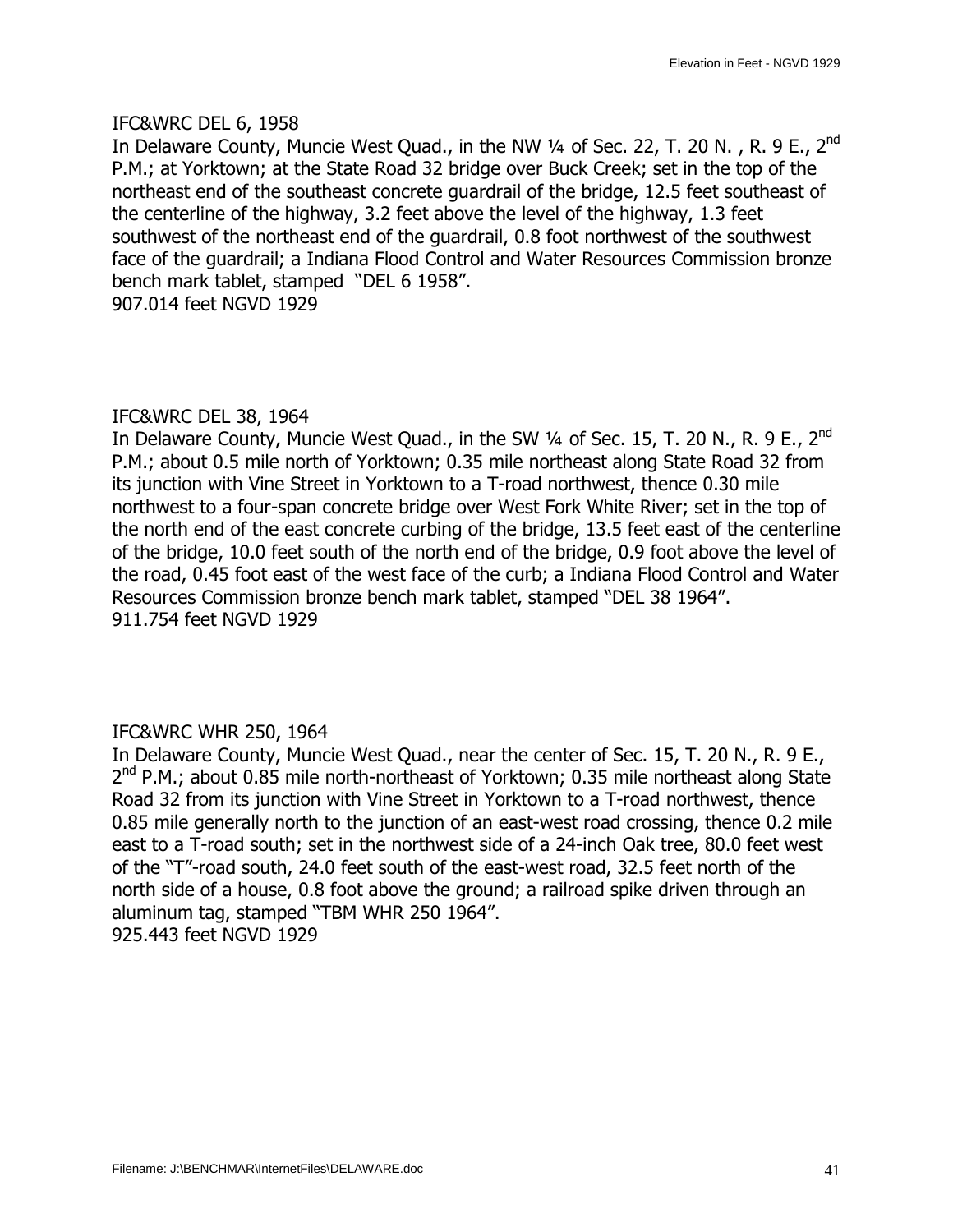IFC&WRC DEL 6, 1958

In Delaware County, Muncie West Quad., in the NW ¼ of Sec. 22, T. 20 N. , R. 9 E., 2nd P.M.; at Yorktown; at the State Road 32 bridge over Buck Creek; set in the top of the northeast end of the southeast concrete guardrail of the bridge, 12.5 feet southeast of the centerline of the highway, 3.2 feet above the level of the highway, 1.3 feet southwest of the northeast end of the guardrail, 0.8 foot northwest of the southwest face of the guardrail; a Indiana Flood Control and Water Resources Commission bronze bench mark tablet, stamped "DEL 6 1958".

907.014 feet NGVD 1929

IFC&WRC DEL 38, 1964

In Delaware County, Muncie West Quad., in the SW ¼ of Sec. 15, T. 20 N., R. 9 E., 2nd P.M.; about 0.5 mile north of Yorktown; 0.35 mile northeast along State Road 32 from its junction with Vine Street in Yorktown to a T-road northwest, thence 0.30 mile northwest to a four-span concrete bridge over West Fork White River; set in the top of the north end of the east concrete curbing of the bridge, 13.5 feet east of the centerline of the bridge, 10.0 feet south of the north end of the bridge, 0.9 foot above the level of the road, 0.45 foot east of the west face of the curb; a Indiana Flood Control and Water Resources Commission bronze bench mark tablet, stamped "DEL 38 1964".

911.754 feet NGVD 1929

IFC&WRC WHR 250, 1964

In Delaware County, Muncie West Quad., near the center of Sec. 15, T. 20 N., R. 9 E., 2nd P.M.; about 0.85 mile north-northeast of Yorktown; 0.35 mile northeast along State Road 32 from its junction with Vine Street in Yorktown to a T-road northwest, thence 0.85 mile generally north to the junction of an east-west road crossing, thence 0.2 mile east to a T-road south; set in the northwest side of a 24-inch Oak tree, 80.0 feet west of the "T"-road south, 24.0 feet south of the east-west road, 32.5 feet north of the north side of a house, 0.8 foot above the ground; a railroad spike driven through an aluminum tag, stamped "TBM WHR 250 1964".

925.443 feet NGVD 1929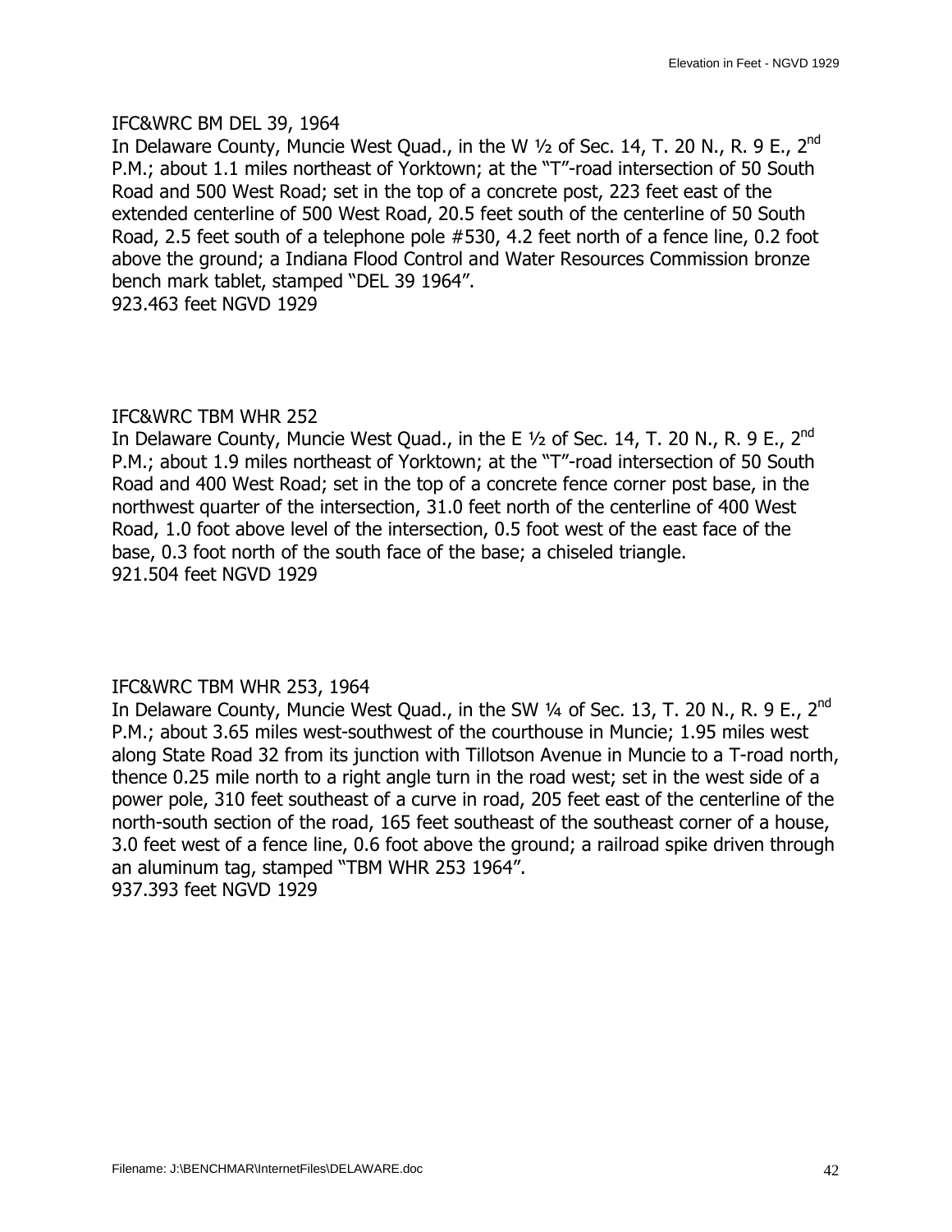IFC&WRC BM DEL 39, 1964
In Delaware County, Muncie West Quad., in the W ½ of Sec. 14, T. 20 N., R. 9 E., 2nd P.M.; about 1.1 miles northeast of Yorktown; at the "T"-road intersection of 50 South Road and 500 West Road; set in the top of a concrete post, 223 feet east of the extended centerline of 500 West Road, 20.5 feet south of the centerline of 50 South Road, 2.5 feet south of a telephone pole #530, 4.2 feet north of a fence line, 0.2 foot above the ground; a Indiana Flood Control and Water Resources Commission bronze bench mark tablet, stamped "DEL 39 1964".
923.463 feet NGVD 1929

IFC&WRC TBM WHR 252
In Delaware County, Muncie West Quad., in the E ½ of Sec. 14, T. 20 N., R. 9 E., 2nd P.M.; about 1.9 miles northeast of Yorktown; at the "T"-road intersection of 50 South Road and 400 West Road; set in the top of a concrete fence corner post base, in the northwest quarter of the intersection, 31.0 feet north of the centerline of 400 West Road, 1.0 foot above level of the intersection, 0.5 foot west of the east face of the base, 0.3 foot north of the south face of the base; a chiseled triangle.
921.504 feet NGVD 1929

IFC&WRC TBM WHR 253, 1964
In Delaware County, Muncie West Quad., in the SW ¼ of Sec. 13, T. 20 N., R. 9 E., 2nd P.M.; about 3.65 miles west-southwest of the courthouse in Muncie; 1.95 miles west along State Road 32 from its junction with Tillotson Avenue in Muncie to a T-road north, thence 0.25 mile north to a right angle turn in the road west; set in the west side of a power pole, 310 feet southeast of a curve in road, 205 feet east of the centerline of the north-south section of the road, 165 feet southeast of the southeast corner of a house, 3.0 feet west of a fence line, 0.6 foot above the ground; a railroad spike driven through an aluminum tag, stamped "TBM WHR 253 1964".
937.393 feet NGVD 1929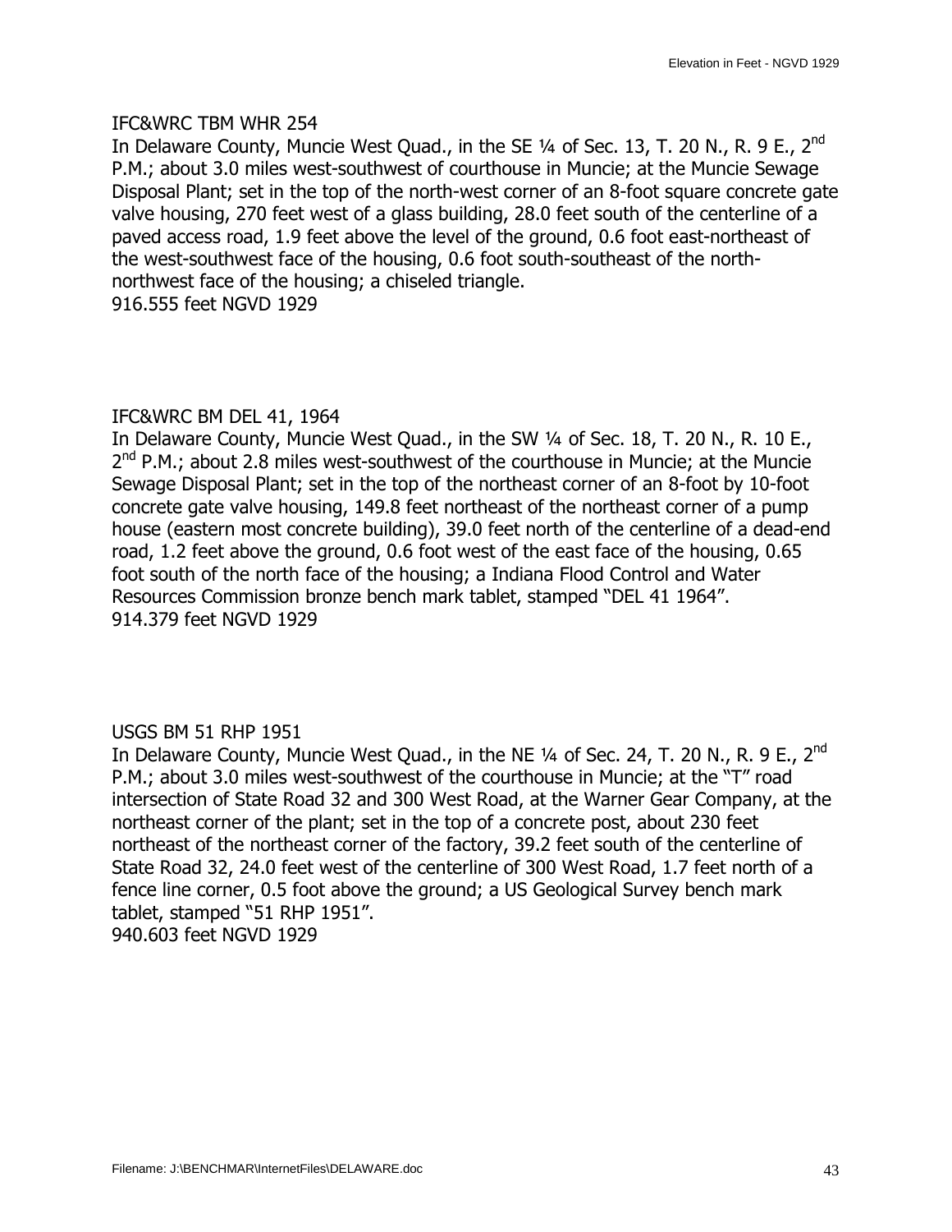IFC&WRC TBM WHR 254

In Delaware County, Muncie West Quad., in the SE ¼ of Sec. 13, T. 20 N., R. 9 E., 2nd P.M.; about 3.0 miles west-southwest of courthouse in Muncie; at the Muncie Sewage Disposal Plant; set in the top of the north-west corner of an 8-foot square concrete gate valve housing, 270 feet west of a glass building, 28.0 feet south of the centerline of a paved access road, 1.9 feet above the level of the ground, 0.6 foot east-northeast of the west-southwest face of the housing, 0.6 foot south-southeast of the north-northwest face of the housing; a chiseled triangle.
916.555 feet NGVD 1929

IFC&WRC BM DEL 41, 1964

In Delaware County, Muncie West Quad., in the SW ¼ of Sec. 18, T. 20 N., R. 10 E., 2nd P.M.; about 2.8 miles west-southwest of the courthouse in Muncie; at the Muncie Sewage Disposal Plant; set in the top of the northeast corner of an 8-foot by 10-foot concrete gate valve housing, 149.8 feet northeast of the northeast corner of a pump house (eastern most concrete building), 39.0 feet north of the centerline of a dead-end road, 1.2 feet above the ground, 0.6 foot west of the east face of the housing, 0.65 foot south of the north face of the housing; a Indiana Flood Control and Water Resources Commission bronze bench mark tablet, stamped "DEL 41 1964".
914.379 feet NGVD 1929

USGS BM 51 RHP 1951

In Delaware County, Muncie West Quad., in the NE ¼ of Sec. 24, T. 20 N., R. 9 E., 2nd P.M.; about 3.0 miles west-southwest of the courthouse in Muncie; at the "T" road intersection of State Road 32 and 300 West Road, at the Warner Gear Company, at the northeast corner of the plant; set in the top of a concrete post, about 230 feet northeast of the northeast corner of the factory, 39.2 feet south of the centerline of State Road 32, 24.0 feet west of the centerline of 300 West Road, 1.7 feet north of a fence line corner, 0.5 foot above the ground; a US Geological Survey bench mark tablet, stamped "51 RHP 1951".
940.603 feet NGVD 1929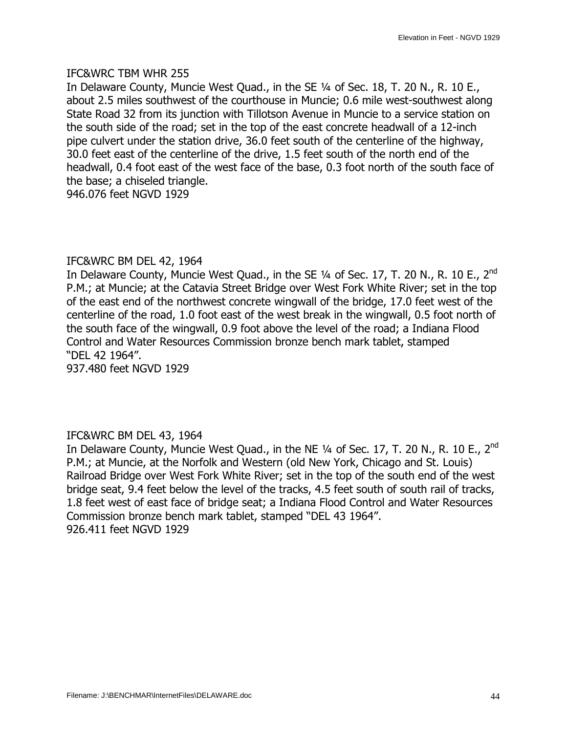IFC&WRC TBM WHR 255

In Delaware County, Muncie West Quad., in the SE ¼ of Sec. 18, T. 20 N., R. 10 E., about 2.5 miles southwest of the courthouse in Muncie; 0.6 mile west-southwest along State Road 32 from its junction with Tillotson Avenue in Muncie to a service station on the south side of the road; set in the top of the east concrete headwall of a 12-inch pipe culvert under the station drive, 36.0 feet south of the centerline of the highway, 30.0 feet east of the centerline of the drive, 1.5 feet south of the north end of the headwall, 0.4 foot east of the west face of the base, 0.3 foot north of the south face of the base; a chiseled triangle.

946.076 feet NGVD 1929

IFC&WRC BM DEL 42, 1964

In Delaware County, Muncie West Quad., in the SE ¼ of Sec. 17, T. 20 N., R. 10 E., 2nd P.M.; at Muncie; at the Catavia Street Bridge over West Fork White River; set in the top of the east end of the northwest concrete wingwall of the bridge, 17.0 feet west of the centerline of the road, 1.0 foot east of the west break in the wingwall, 0.5 foot north of the south face of the wingwall, 0.9 foot above the level of the road; a Indiana Flood Control and Water Resources Commission bronze bench mark tablet, stamped "DEL 42 1964".

937.480 feet NGVD 1929

IFC&WRC BM DEL 43, 1964

In Delaware County, Muncie West Quad., in the NE ¼ of Sec. 17, T. 20 N., R. 10 E., 2nd P.M.; at Muncie, at the Norfolk and Western (old New York, Chicago and St. Louis) Railroad Bridge over West Fork White River; set in the top of the south end of the west bridge seat, 9.4 feet below the level of the tracks, 4.5 feet south of south rail of tracks, 1.8 feet west of east face of bridge seat; a Indiana Flood Control and Water Resources Commission bronze bench mark tablet, stamped "DEL 43 1964".

926.411 feet NGVD 1929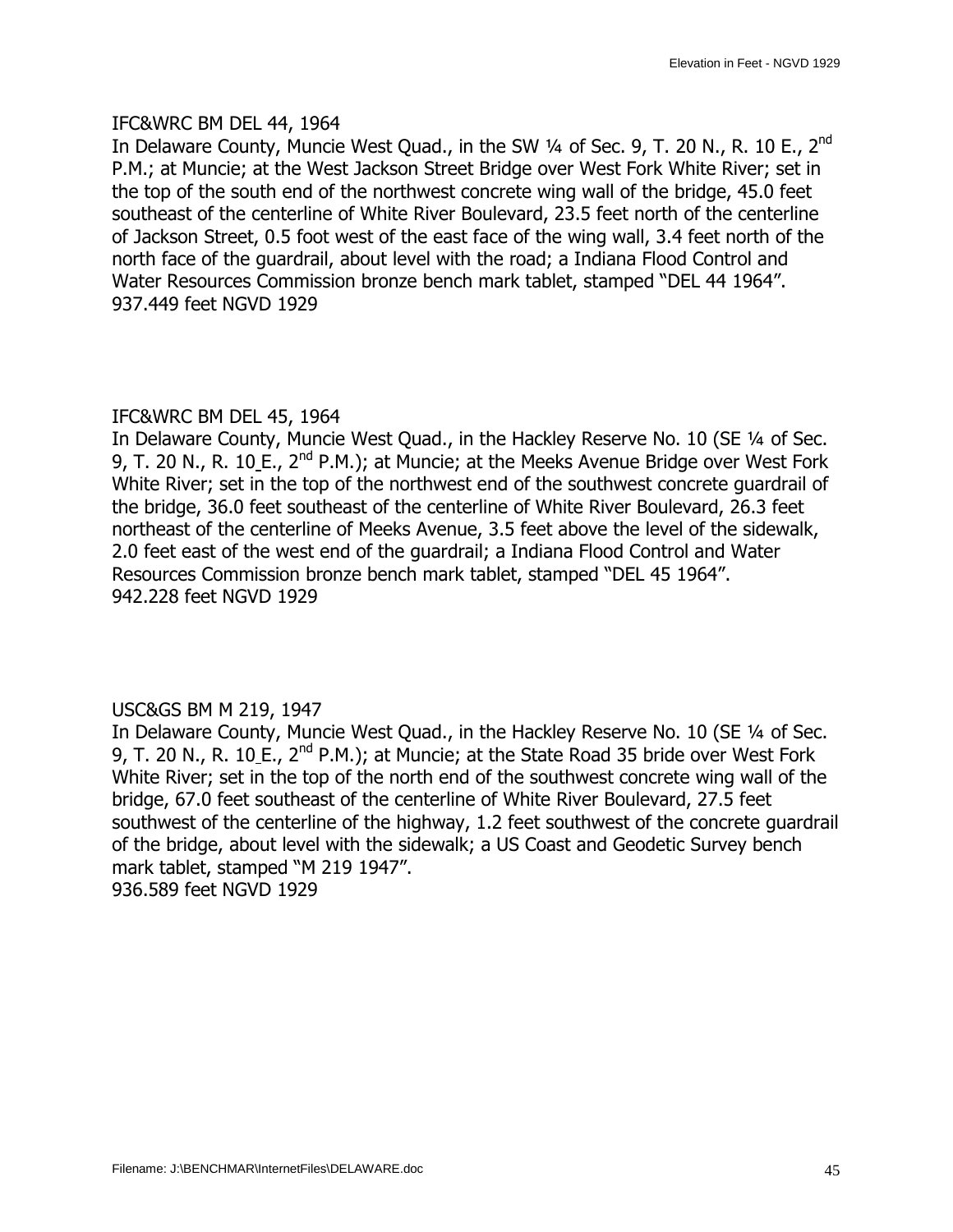IFC&WRC BM DEL 44, 1964

In Delaware County, Muncie West Quad., in the SW ¼ of Sec. 9, T. 20 N., R. 10 E., 2nd P.M.; at Muncie; at the West Jackson Street Bridge over West Fork White River; set in the top of the south end of the northwest concrete wing wall of the bridge, 45.0 feet southeast of the centerline of White River Boulevard, 23.5 feet north of the centerline of Jackson Street, 0.5 foot west of the east face of the wing wall, 3.4 feet north of the north face of the guardrail, about level with the road; a Indiana Flood Control and Water Resources Commission bronze bench mark tablet, stamped "DEL 44 1964".
937.449 feet NGVD 1929

IFC&WRC BM DEL 45, 1964

In Delaware County, Muncie West Quad., in the Hackley Reserve No. 10 (SE ¼ of Sec. 9, T. 20 N., R. 10 E., 2nd P.M.); at Muncie; at the Meeks Avenue Bridge over West Fork White River; set in the top of the northwest end of the southwest concrete guardrail of the bridge, 36.0 feet southeast of the centerline of White River Boulevard, 26.3 feet northeast of the centerline of Meeks Avenue, 3.5 feet above the level of the sidewalk, 2.0 feet east of the west end of the guardrail; a Indiana Flood Control and Water Resources Commission bronze bench mark tablet, stamped "DEL 45 1964".
942.228 feet NGVD 1929

USC&GS BM M 219, 1947

In Delaware County, Muncie West Quad., in the Hackley Reserve No. 10 (SE ¼ of Sec. 9, T. 20 N., R. 10 E., 2nd P.M.); at Muncie; at the State Road 35 bride over West Fork White River; set in the top of the north end of the southwest concrete wing wall of the bridge, 67.0 feet southeast of the centerline of White River Boulevard, 27.5 feet southwest of the centerline of the highway, 1.2 feet southwest of the concrete guardrail of the bridge, about level with the sidewalk; a US Coast and Geodetic Survey bench mark tablet, stamped "M 219 1947".
936.589 feet NGVD 1929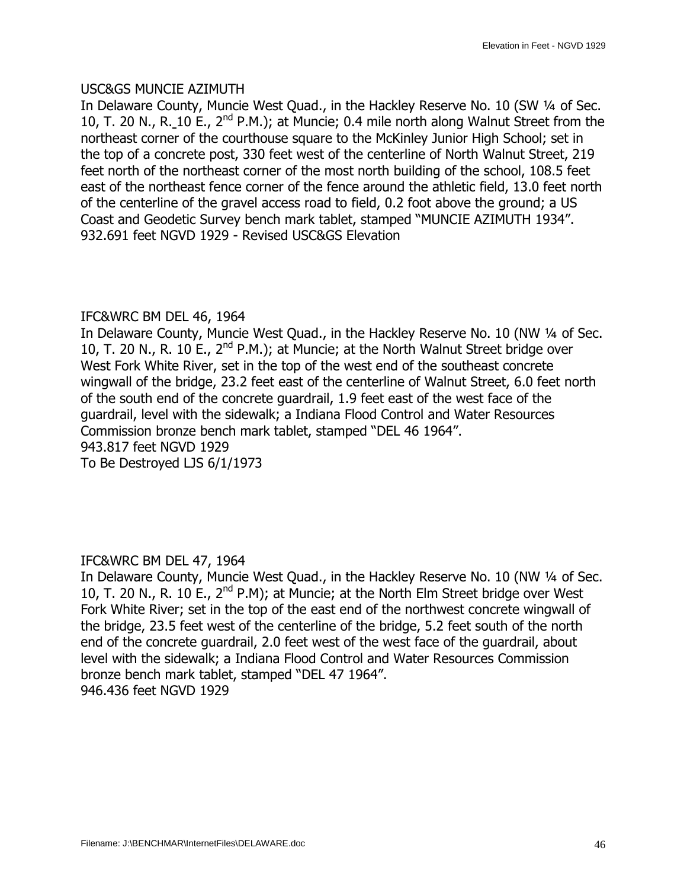USC&GS MUNCIE AZIMUTH

In Delaware County, Muncie West Quad., in the Hackley Reserve No. 10 (SW ¼ of Sec. 10, T. 20 N., R. 10 E., 2nd P.M.); at Muncie; 0.4 mile north along Walnut Street from the northeast corner of the courthouse square to the McKinley Junior High School; set in the top of a concrete post, 330 feet west of the centerline of North Walnut Street, 219 feet north of the northeast corner of the most north building of the school, 108.5 feet east of the northeast fence corner of the fence around the athletic field, 13.0 feet north of the centerline of the gravel access road to field, 0.2 foot above the ground; a US Coast and Geodetic Survey bench mark tablet, stamped "MUNCIE AZIMUTH 1934".
932.691 feet NGVD 1929 - Revised USC&GS Elevation

IFC&WRC BM DEL 46, 1964

In Delaware County, Muncie West Quad., in the Hackley Reserve No. 10 (NW ¼ of Sec. 10, T. 20 N., R. 10 E., 2nd P.M.); at Muncie; at the North Walnut Street bridge over West Fork White River, set in the top of the west end of the southeast concrete wingwall of the bridge, 23.2 feet east of the centerline of Walnut Street, 6.0 feet north of the south end of the concrete guardrail, 1.9 feet east of the west face of the guardrail, level with the sidewalk; a Indiana Flood Control and Water Resources Commission bronze bench mark tablet, stamped "DEL 46 1964".
943.817 feet NGVD 1929
To Be Destroyed LJS 6/1/1973

IFC&WRC BM DEL 47, 1964

In Delaware County, Muncie West Quad., in the Hackley Reserve No. 10 (NW ¼ of Sec. 10, T. 20 N., R. 10 E., 2nd P.M); at Muncie; at the North Elm Street bridge over West Fork White River; set in the top of the east end of the northwest concrete wingwall of the bridge, 23.5 feet west of the centerline of the bridge, 5.2 feet south of the north end of the concrete guardrail, 2.0 feet west of the west face of the guardrail, about level with the sidewalk; a Indiana Flood Control and Water Resources Commission bronze bench mark tablet, stamped "DEL 47 1964".
946.436 feet NGVD 1929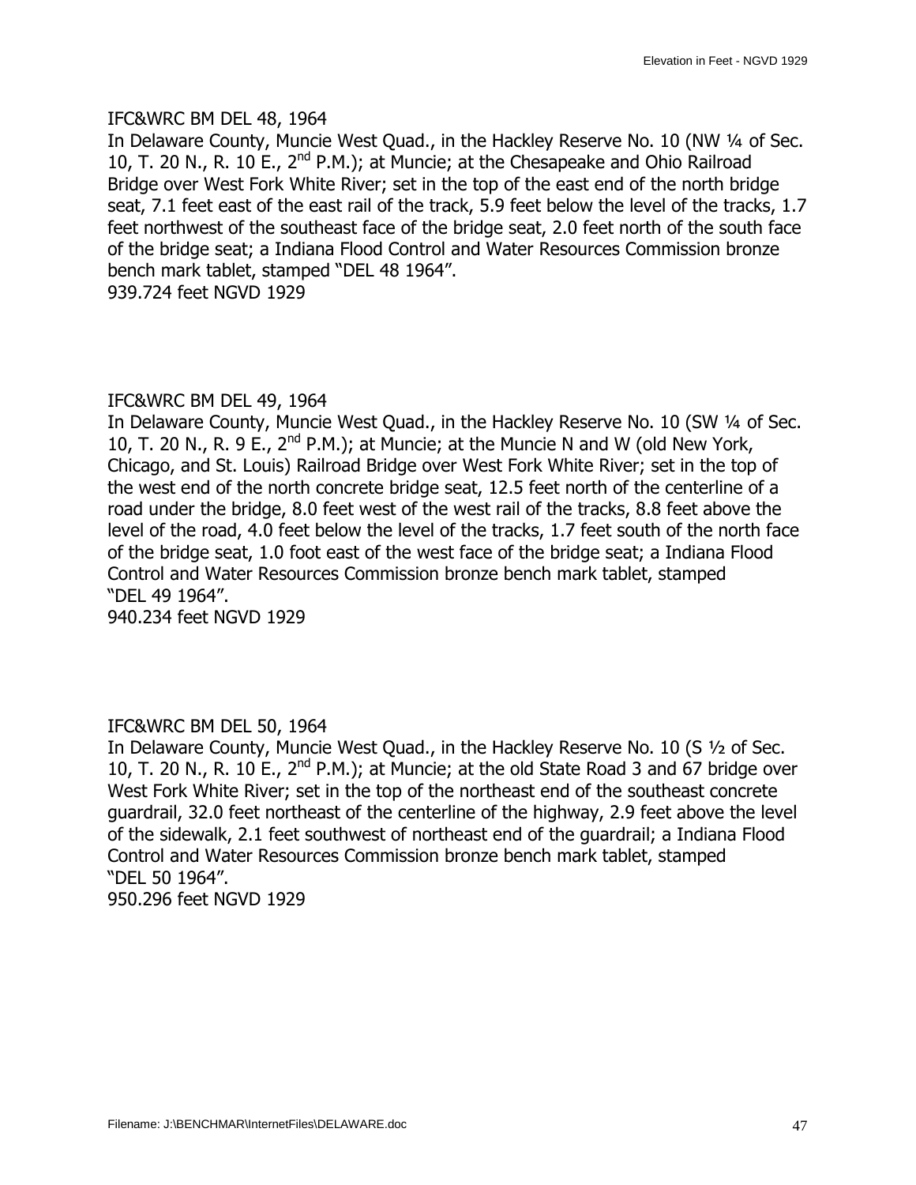IFC&WRC BM DEL 48, 1964
In Delaware County, Muncie West Quad., in the Hackley Reserve No. 10 (NW ¼ of Sec. 10, T. 20 N., R. 10 E., 2nd P.M.); at Muncie; at the Chesapeake and Ohio Railroad Bridge over West Fork White River; set in the top of the east end of the north bridge seat, 7.1 feet east of the east rail of the track, 5.9 feet below the level of the tracks, 1.7 feet northwest of the southeast face of the bridge seat, 2.0 feet north of the south face of the bridge seat; a Indiana Flood Control and Water Resources Commission bronze bench mark tablet, stamped "DEL 48 1964".
939.724 feet NGVD 1929

IFC&WRC BM DEL 49, 1964
In Delaware County, Muncie West Quad., in the Hackley Reserve No. 10 (SW ¼ of Sec. 10, T. 20 N., R. 9 E., 2nd P.M.); at Muncie; at the Muncie N and W (old New York, Chicago, and St. Louis) Railroad Bridge over West Fork White River; set in the top of the west end of the north concrete bridge seat, 12.5 feet north of the centerline of a road under the bridge, 8.0 feet west of the west rail of the tracks, 8.8 feet above the level of the road, 4.0 feet below the level of the tracks, 1.7 feet south of the north face of the bridge seat, 1.0 foot east of the west face of the bridge seat; a Indiana Flood Control and Water Resources Commission bronze bench mark tablet, stamped "DEL 49 1964".
940.234 feet NGVD 1929

IFC&WRC BM DEL 50, 1964
In Delaware County, Muncie West Quad., in the Hackley Reserve No. 10 (S ½ of Sec. 10, T. 20 N., R. 10 E., 2nd P.M.); at Muncie; at the old State Road 3 and 67 bridge over West Fork White River; set in the top of the northeast end of the southeast concrete guardrail, 32.0 feet northeast of the centerline of the highway, 2.9 feet above the level of the sidewalk, 2.1 feet southwest of northeast end of the guardrail; a Indiana Flood Control and Water Resources Commission bronze bench mark tablet, stamped "DEL 50 1964".
950.296 feet NGVD 1929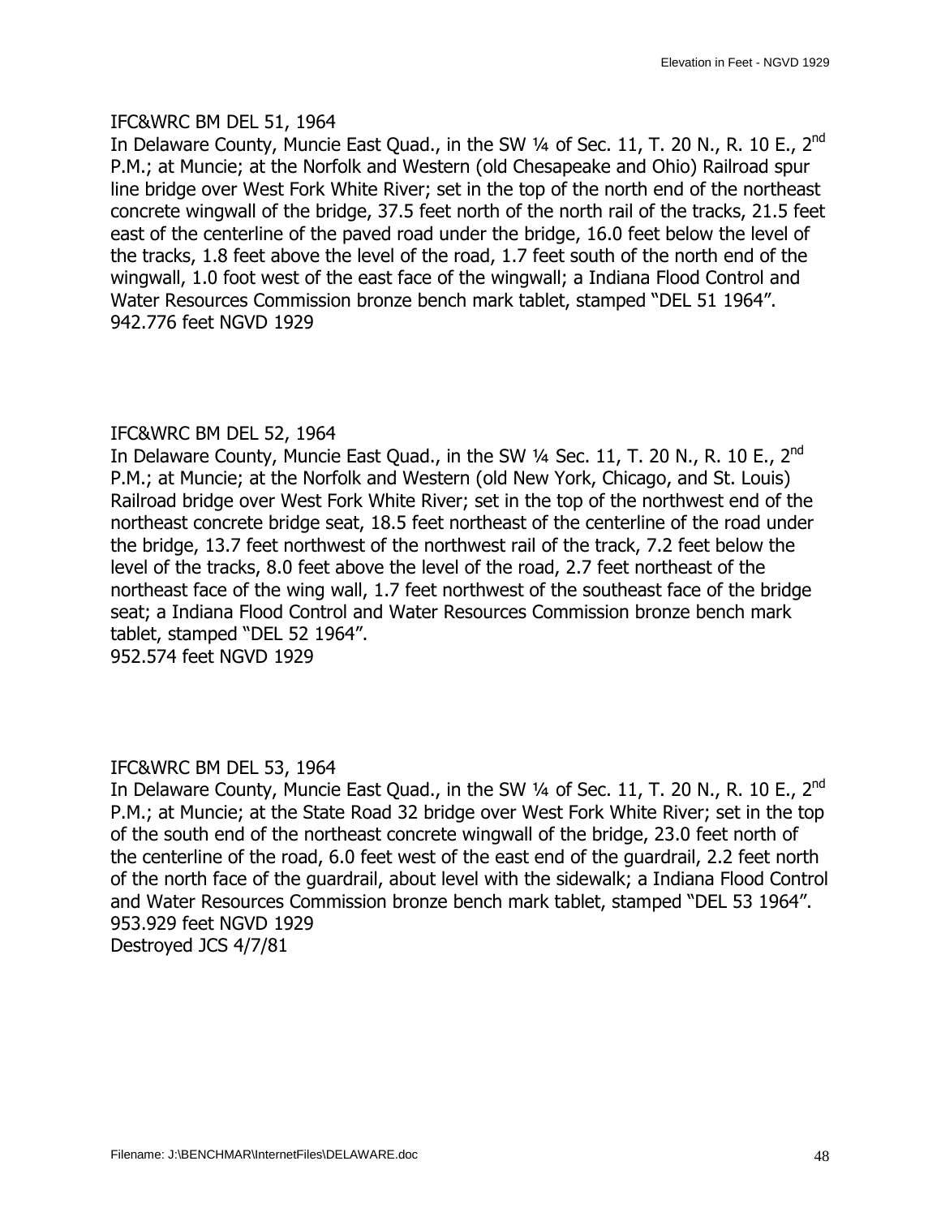IFC&WRC BM DEL 51, 1964

In Delaware County, Muncie East Quad., in the SW ¼ of Sec. 11, T. 20 N., R. 10 E., 2nd P.M.; at Muncie; at the Norfolk and Western (old Chesapeake and Ohio) Railroad spur line bridge over West Fork White River; set in the top of the north end of the northeast concrete wingwall of the bridge, 37.5 feet north of the north rail of the tracks, 21.5 feet east of the centerline of the paved road under the bridge, 16.0 feet below the level of the tracks, 1.8 feet above the level of the road, 1.7 feet south of the north end of the wingwall, 1.0 foot west of the east face of the wingwall; a Indiana Flood Control and Water Resources Commission bronze bench mark tablet, stamped "DEL 51 1964".
942.776 feet NGVD 1929

IFC&WRC BM DEL 52, 1964

In Delaware County, Muncie East Quad., in the SW ¼ Sec. 11, T. 20 N., R. 10 E., 2nd P.M.; at Muncie; at the Norfolk and Western (old New York, Chicago, and St. Louis) Railroad bridge over West Fork White River; set in the top of the northwest end of the northeast concrete bridge seat, 18.5 feet northeast of the centerline of the road under the bridge, 13.7 feet northwest of the northwest rail of the track, 7.2 feet below the level of the tracks, 8.0 feet above the level of the road, 2.7 feet northeast of the northeast face of the wing wall, 1.7 feet northwest of the southeast face of the bridge seat; a Indiana Flood Control and Water Resources Commission bronze bench mark tablet, stamped "DEL 52 1964".
952.574 feet NGVD 1929

IFC&WRC BM DEL 53, 1964

In Delaware County, Muncie East Quad., in the SW ¼ of Sec. 11, T. 20 N., R. 10 E., 2nd P.M.; at Muncie; at the State Road 32 bridge over West Fork White River; set in the top of the south end of the northeast concrete wingwall of the bridge, 23.0 feet north of the centerline of the road, 6.0 feet west of the east end of the guardrail, 2.2 feet north of the north face of the guardrail, about level with the sidewalk; a Indiana Flood Control and Water Resources Commission bronze bench mark tablet, stamped "DEL 53 1964".
953.929 feet NGVD 1929
Destroyed JCS 4/7/81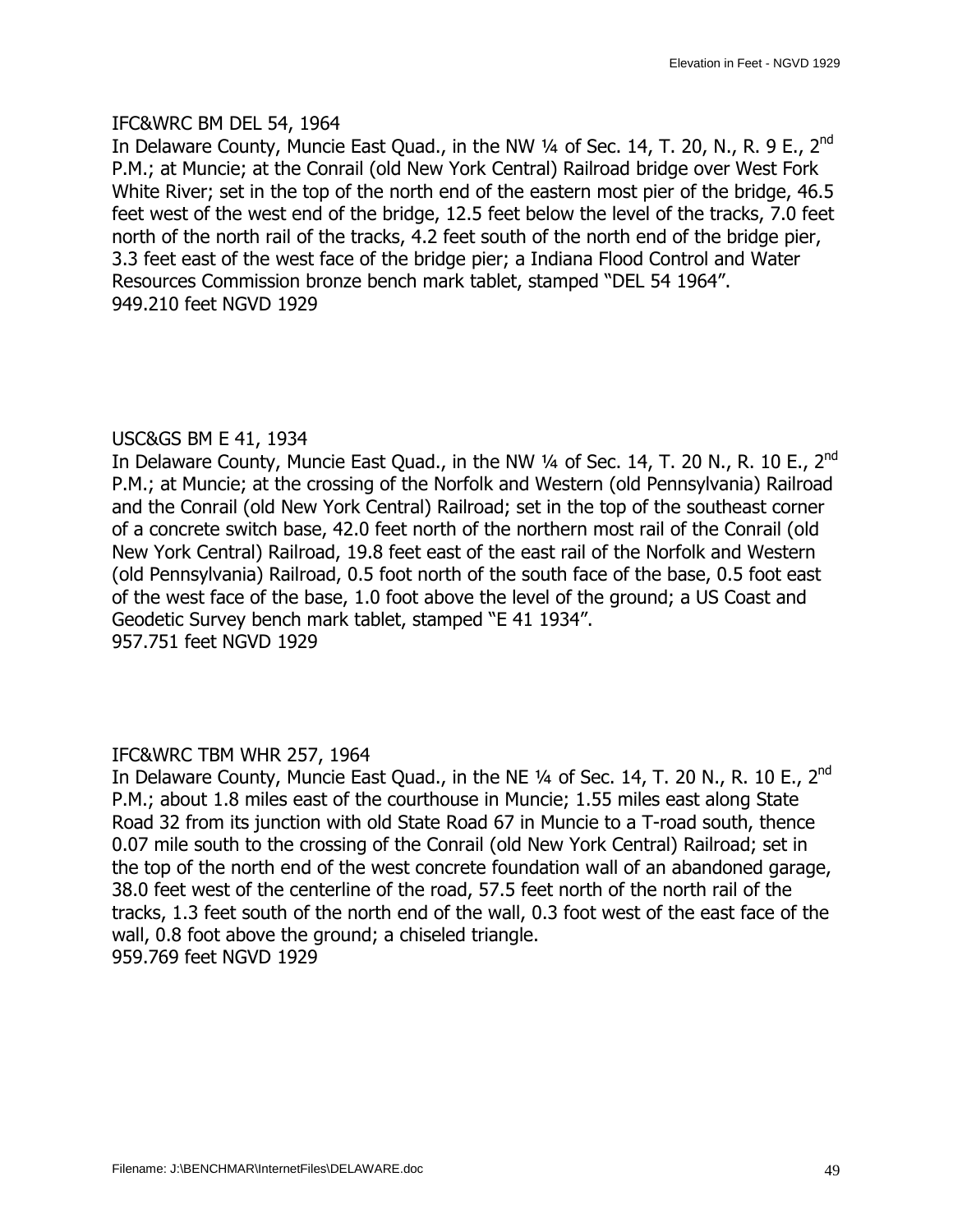IFC&WRC BM DEL 54, 1964
In Delaware County, Muncie East Quad., in the NW ¼ of Sec. 14, T. 20, N., R. 9 E., 2nd P.M.; at Muncie; at the Conrail (old New York Central) Railroad bridge over West Fork White River; set in the top of the north end of the eastern most pier of the bridge, 46.5 feet west of the west end of the bridge, 12.5 feet below the level of the tracks, 7.0 feet north of the north rail of the tracks, 4.2 feet south of the north end of the bridge pier, 3.3 feet east of the west face of the bridge pier; a Indiana Flood Control and Water Resources Commission bronze bench mark tablet, stamped "DEL 54 1964".
949.210 feet NGVD 1929

USC&GS BM E 41, 1934
In Delaware County, Muncie East Quad., in the NW ¼ of Sec. 14, T. 20 N., R. 10 E., 2nd P.M.; at Muncie; at the crossing of the Norfolk and Western (old Pennsylvania) Railroad and the Conrail (old New York Central) Railroad; set in the top of the southeast corner of a concrete switch base, 42.0 feet north of the northern most rail of the Conrail (old New York Central) Railroad, 19.8 feet east of the east rail of the Norfolk and Western (old Pennsylvania) Railroad, 0.5 foot north of the south face of the base, 0.5 foot east of the west face of the base, 1.0 foot above the level of the ground; a US Coast and Geodetic Survey bench mark tablet, stamped "E 41 1934".
957.751 feet NGVD 1929

IFC&WRC TBM WHR 257, 1964
In Delaware County, Muncie East Quad., in the NE ¼ of Sec. 14, T. 20 N., R. 10 E., 2nd P.M.; about 1.8 miles east of the courthouse in Muncie; 1.55 miles east along State Road 32 from its junction with old State Road 67 in Muncie to a T-road south, thence 0.07 mile south to the crossing of the Conrail (old New York Central) Railroad; set in the top of the north end of the west concrete foundation wall of an abandoned garage, 38.0 feet west of the centerline of the road, 57.5 feet north of the north rail of the tracks, 1.3 feet south of the north end of the wall, 0.3 foot west of the east face of the wall, 0.8 foot above the ground; a chiseled triangle.
959.769 feet NGVD 1929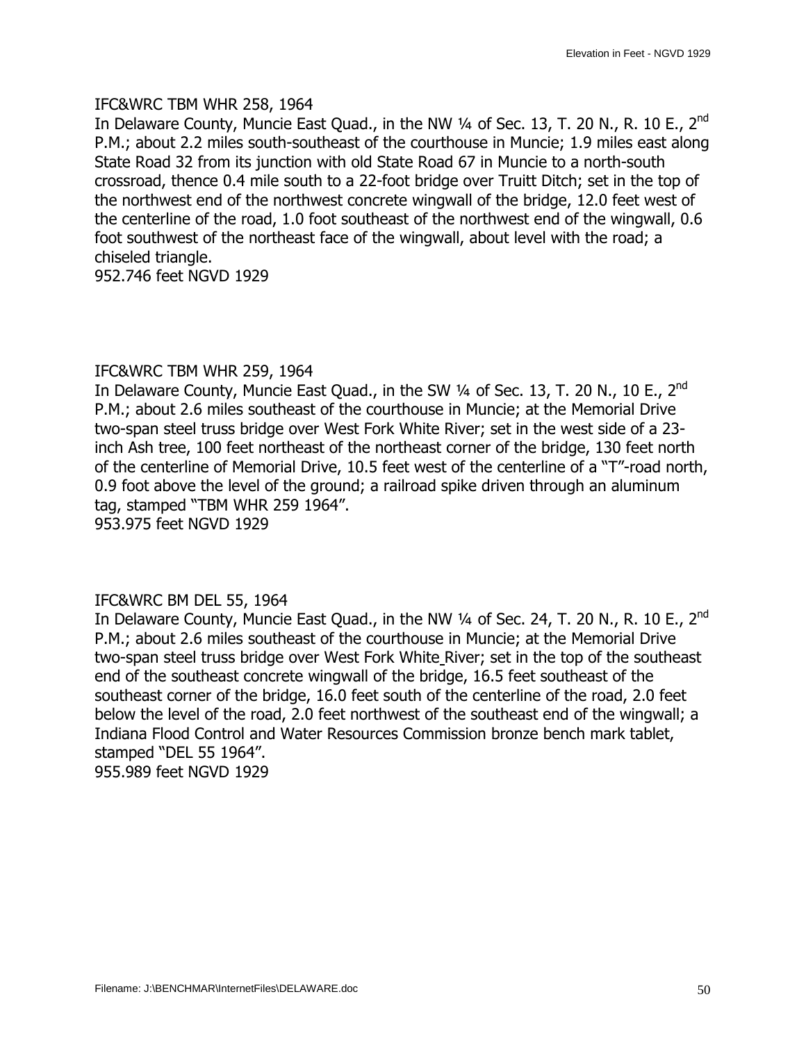IFC&WRC TBM WHR 258, 1964

In Delaware County, Muncie East Quad., in the NW ¼ of Sec. 13, T. 20 N., R. 10 E., 2nd P.M.; about 2.2 miles south-southeast of the courthouse in Muncie; 1.9 miles east along State Road 32 from its junction with old State Road 67 in Muncie to a north-south crossroad, thence 0.4 mile south to a 22-foot bridge over Truitt Ditch; set in the top of the northwest end of the northwest concrete wingwall of the bridge, 12.0 feet west of the centerline of the road, 1.0 foot southeast of the northwest end of the wingwall, 0.6 foot southwest of the northeast face of the wingwall, about level with the road; a chiseled triangle.

952.746 feet NGVD 1929

IFC&WRC TBM WHR 259, 1964

In Delaware County, Muncie East Quad., in the SW ¼ of Sec. 13, T. 20 N., 10 E., 2nd P.M.; about 2.6 miles southeast of the courthouse in Muncie; at the Memorial Drive two-span steel truss bridge over West Fork White River; set in the west side of a 23-inch Ash tree, 100 feet northeast of the northeast corner of the bridge, 130 feet north of the centerline of Memorial Drive, 10.5 feet west of the centerline of a "T"-road north, 0.9 foot above the level of the ground; a railroad spike driven through an aluminum tag, stamped "TBM WHR 259 1964".

953.975 feet NGVD 1929

IFC&WRC BM DEL 55, 1964

In Delaware County, Muncie East Quad., in the NW ¼ of Sec. 24, T. 20 N., R. 10 E., 2nd P.M.; about 2.6 miles southeast of the courthouse in Muncie; at the Memorial Drive two-span steel truss bridge over West Fork White River; set in the top of the southeast end of the southeast concrete wingwall of the bridge, 16.5 feet southeast of the southeast corner of the bridge, 16.0 feet south of the centerline of the road, 2.0 feet below the level of the road, 2.0 feet northwest of the southeast end of the wingwall; a Indiana Flood Control and Water Resources Commission bronze bench mark tablet, stamped "DEL 55 1964".

955.989 feet NGVD 1929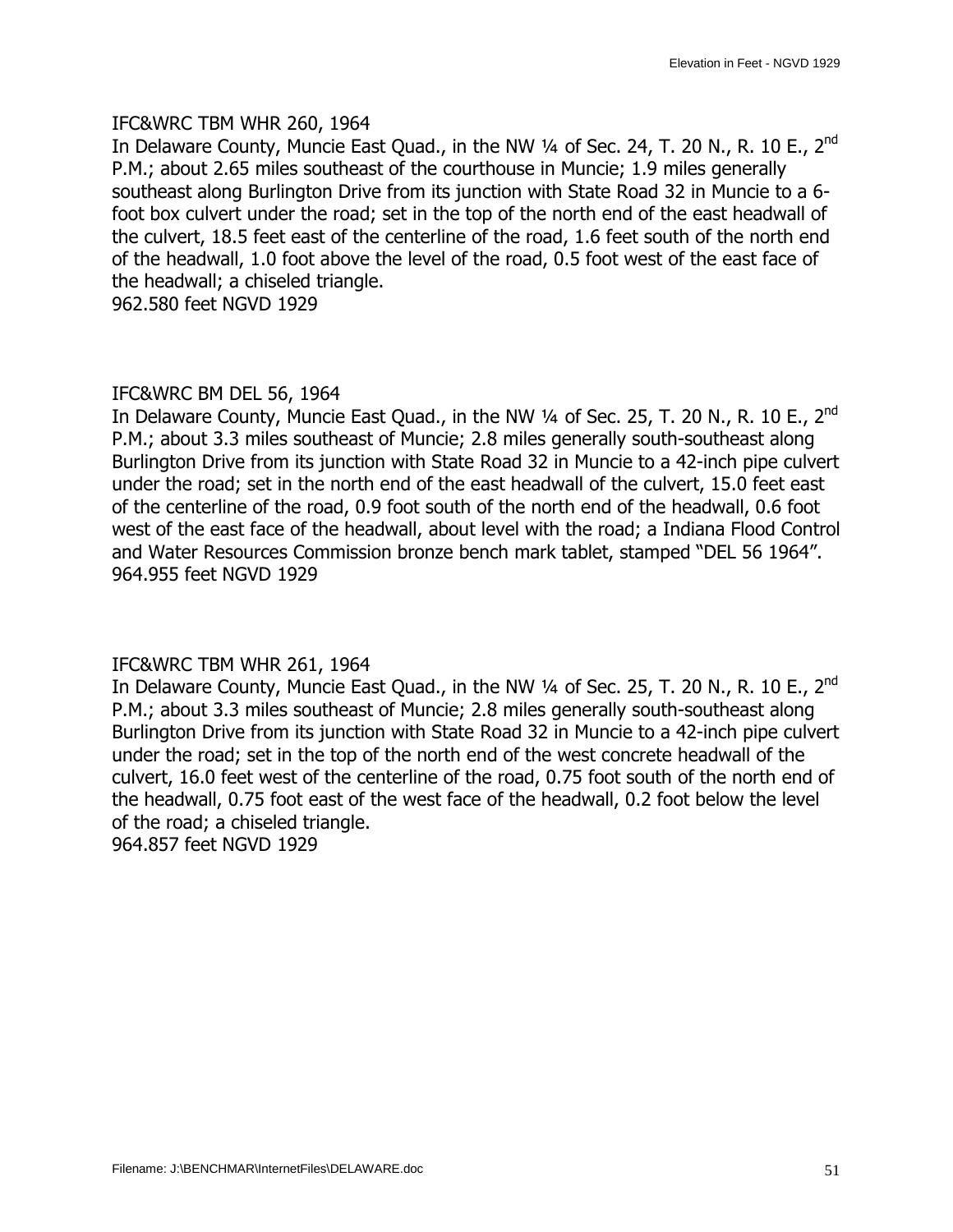IFC&WRC TBM WHR 260, 1964

In Delaware County, Muncie East Quad., in the NW ¼ of Sec. 24, T. 20 N., R. 10 E., 2nd P.M.; about 2.65 miles southeast of the courthouse in Muncie; 1.9 miles generally southeast along Burlington Drive from its junction with State Road 32 in Muncie to a 6-foot box culvert under the road; set in the top of the north end of the east headwall of the culvert, 18.5 feet east of the centerline of the road, 1.6 feet south of the north end of the headwall, 1.0 foot above the level of the road, 0.5 foot west of the east face of the headwall; a chiseled triangle.

962.580 feet NGVD 1929

IFC&WRC BM DEL 56, 1964

In Delaware County, Muncie East Quad., in the NW ¼ of Sec. 25, T. 20 N., R. 10 E., 2nd P.M.; about 3.3 miles southeast of Muncie; 2.8 miles generally south-southeast along Burlington Drive from its junction with State Road 32 in Muncie to a 42-inch pipe culvert under the road; set in the north end of the east headwall of the culvert, 15.0 feet east of the centerline of the road, 0.9 foot south of the north end of the headwall, 0.6 foot west of the east face of the headwall, about level with the road; a Indiana Flood Control and Water Resources Commission bronze bench mark tablet, stamped "DEL 56 1964".

964.955 feet NGVD 1929

IFC&WRC TBM WHR 261, 1964

In Delaware County, Muncie East Quad., in the NW ¼ of Sec. 25, T. 20 N., R. 10 E., 2nd P.M.; about 3.3 miles southeast of Muncie; 2.8 miles generally south-southeast along Burlington Drive from its junction with State Road 32 in Muncie to a 42-inch pipe culvert under the road; set in the top of the north end of the west concrete headwall of the culvert, 16.0 feet west of the centerline of the road, 0.75 foot south of the north end of the headwall, 0.75 foot east of the west face of the headwall, 0.2 foot below the level of the road; a chiseled triangle.

964.857 feet NGVD 1929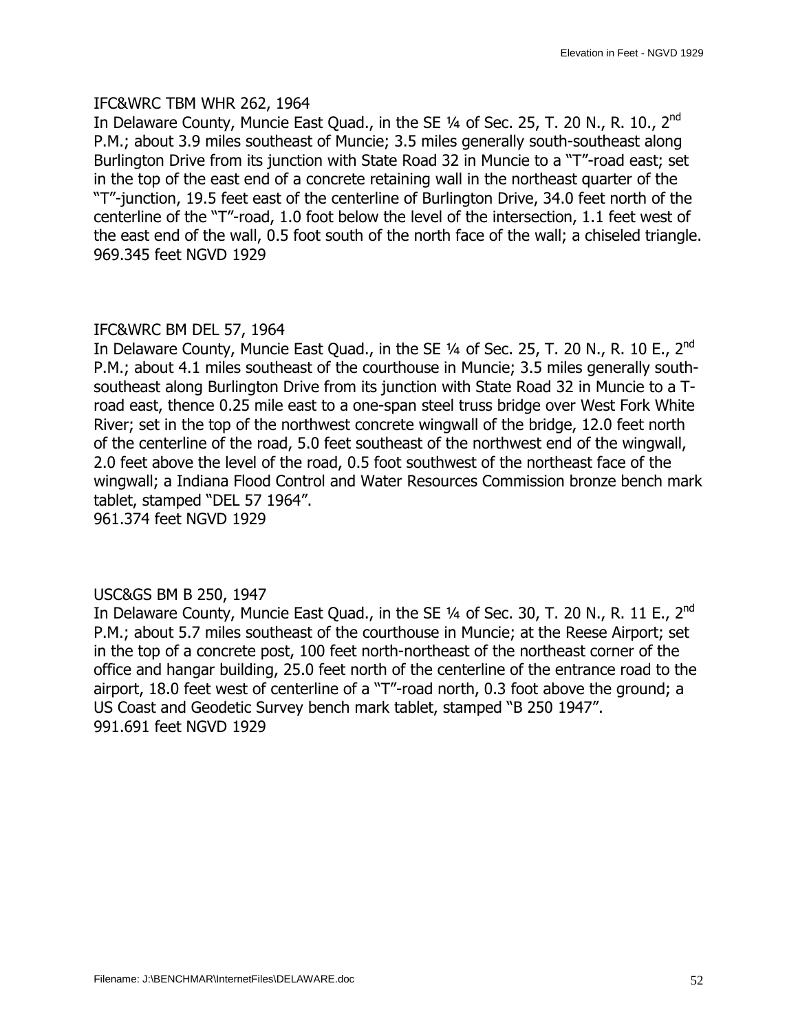IFC&WRC TBM WHR 262, 1964
In Delaware County, Muncie East Quad., in the SE ¼ of Sec. 25, T. 20 N., R. 10., 2nd P.M.; about 3.9 miles southeast of Muncie; 3.5 miles generally south-southeast along Burlington Drive from its junction with State Road 32 in Muncie to a "T"-road east; set in the top of the east end of a concrete retaining wall in the northeast quarter of the "T"-junction, 19.5 feet east of the centerline of Burlington Drive, 34.0 feet north of the centerline of the "T"-road, 1.0 foot below the level of the intersection, 1.1 feet west of the east end of the wall, 0.5 foot south of the north face of the wall; a chiseled triangle.
969.345 feet NGVD 1929

IFC&WRC BM DEL 57, 1964
In Delaware County, Muncie East Quad., in the SE ¼ of Sec. 25, T. 20 N., R. 10 E., 2nd P.M.; about 4.1 miles southeast of the courthouse in Muncie; 3.5 miles generally south-southeast along Burlington Drive from its junction with State Road 32 in Muncie to a T-road east, thence 0.25 mile east to a one-span steel truss bridge over West Fork White River; set in the top of the northwest concrete wingwall of the bridge, 12.0 feet north of the centerline of the road, 5.0 feet southeast of the northwest end of the wingwall, 2.0 feet above the level of the road, 0.5 foot southwest of the northeast face of the wingwall; a Indiana Flood Control and Water Resources Commission bronze bench mark tablet, stamped "DEL 57 1964".
961.374 feet NGVD 1929

USC&GS BM B 250, 1947
In Delaware County, Muncie East Quad., in the SE ¼ of Sec. 30, T. 20 N., R. 11 E., 2nd P.M.; about 5.7 miles southeast of the courthouse in Muncie; at the Reese Airport; set in the top of a concrete post, 100 feet north-northeast of the northeast corner of the office and hangar building, 25.0 feet north of the centerline of the entrance road to the airport, 18.0 feet west of centerline of a "T"-road north, 0.3 foot above the ground; a US Coast and Geodetic Survey bench mark tablet, stamped "B 250 1947".
991.691 feet NGVD 1929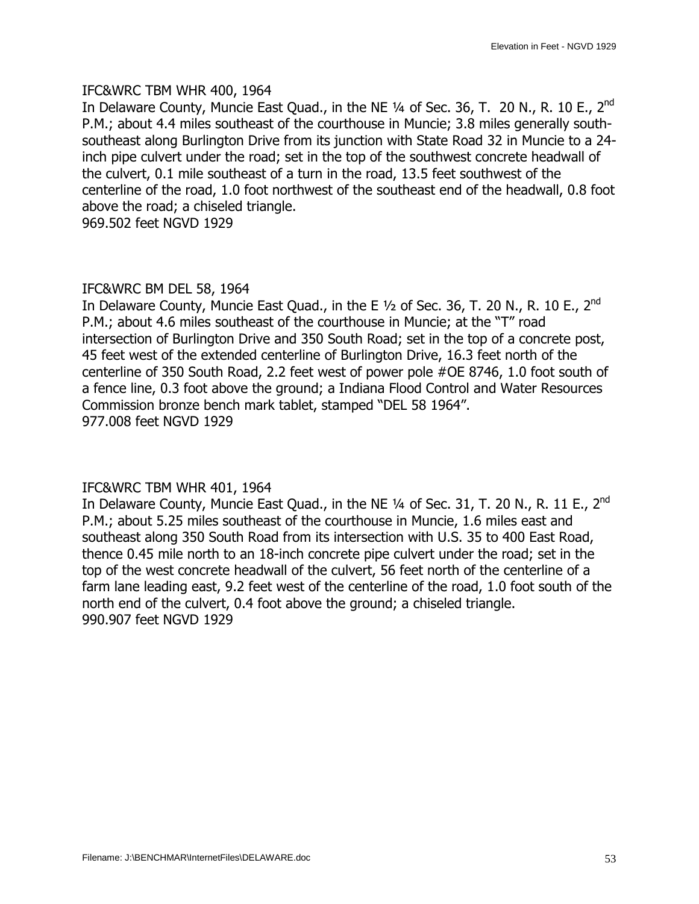IFC&WRC TBM WHR 400, 1964
In Delaware County, Muncie East Quad., in the NE ¼ of Sec. 36, T. 20 N., R. 10 E., 2nd P.M.; about 4.4 miles southeast of the courthouse in Muncie; 3.8 miles generally south-southeast along Burlington Drive from its junction with State Road 32 in Muncie to a 24-inch pipe culvert under the road; set in the top of the southwest concrete headwall of the culvert, 0.1 mile southeast of a turn in the road, 13.5 feet southwest of the centerline of the road, 1.0 foot northwest of the southeast end of the headwall, 0.8 foot above the road; a chiseled triangle.
969.502 feet NGVD 1929

IFC&WRC BM DEL 58, 1964
In Delaware County, Muncie East Quad., in the E ½ of Sec. 36, T. 20 N., R. 10 E., 2nd P.M.; about 4.6 miles southeast of the courthouse in Muncie; at the "T" road intersection of Burlington Drive and 350 South Road; set in the top of a concrete post, 45 feet west of the extended centerline of Burlington Drive, 16.3 feet north of the centerline of 350 South Road, 2.2 feet west of power pole #OE 8746, 1.0 foot south of a fence line, 0.3 foot above the ground; a Indiana Flood Control and Water Resources Commission bronze bench mark tablet, stamped "DEL 58 1964".
977.008 feet NGVD 1929

IFC&WRC TBM WHR 401, 1964
In Delaware County, Muncie East Quad., in the NE ¼ of Sec. 31, T. 20 N., R. 11 E., 2nd P.M.; about 5.25 miles southeast of the courthouse in Muncie, 1.6 miles east and southeast along 350 South Road from its intersection with U.S. 35 to 400 East Road, thence 0.45 mile north to an 18-inch concrete pipe culvert under the road; set in the top of the west concrete headwall of the culvert, 56 feet north of the centerline of a farm lane leading east, 9.2 feet west of the centerline of the road, 1.0 foot south of the north end of the culvert, 0.4 foot above the ground; a chiseled triangle.
990.907 feet NGVD 1929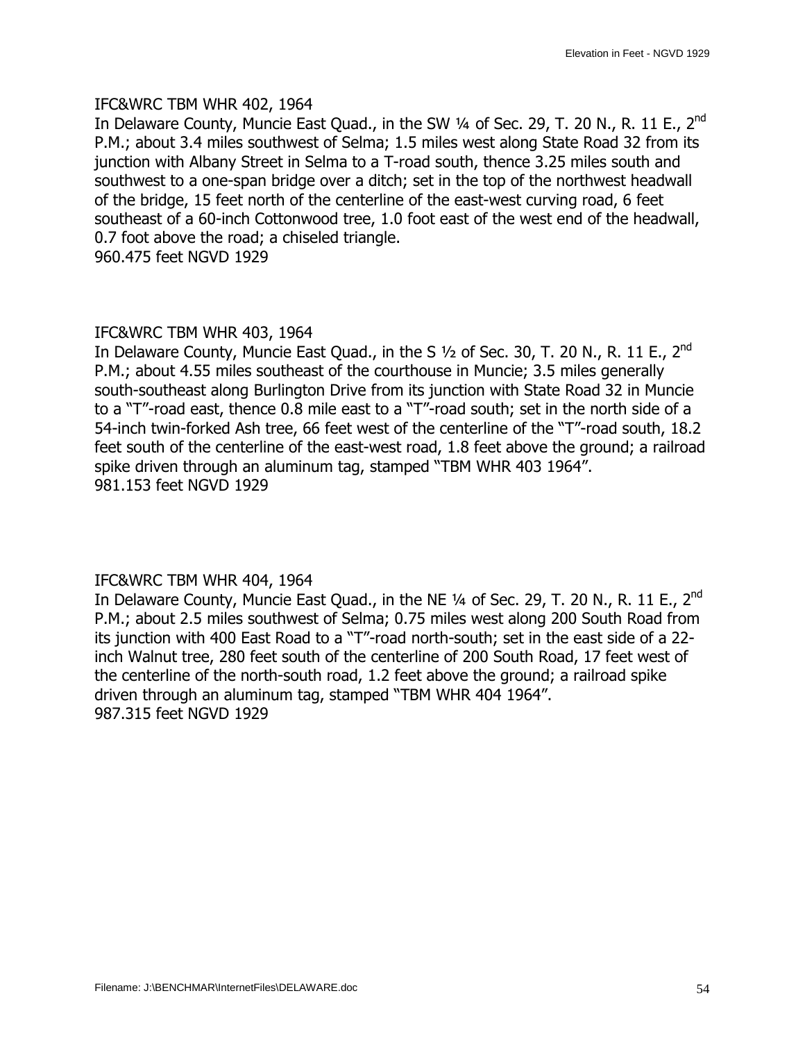IFC&WRC TBM WHR 402, 1964
In Delaware County, Muncie East Quad., in the SW ¼ of Sec. 29, T. 20 N., R. 11 E., 2nd P.M.; about 3.4 miles southwest of Selma; 1.5 miles west along State Road 32 from its junction with Albany Street in Selma to a T-road south, thence 3.25 miles south and southwest to a one-span bridge over a ditch; set in the top of the northwest headwall of the bridge, 15 feet north of the centerline of the east-west curving road, 6 feet southeast of a 60-inch Cottonwood tree, 1.0 foot east of the west end of the headwall, 0.7 foot above the road; a chiseled triangle.
960.475 feet NGVD 1929

IFC&WRC TBM WHR 403, 1964
In Delaware County, Muncie East Quad., in the S ½ of Sec. 30, T. 20 N., R. 11 E., 2nd P.M.; about 4.55 miles southeast of the courthouse in Muncie; 3.5 miles generally south-southeast along Burlington Drive from its junction with State Road 32 in Muncie to a "T"-road east, thence 0.8 mile east to a "T"-road south; set in the north side of a 54-inch twin-forked Ash tree, 66 feet west of the centerline of the "T"-road south, 18.2 feet south of the centerline of the east-west road, 1.8 feet above the ground; a railroad spike driven through an aluminum tag, stamped "TBM WHR 403 1964".
981.153 feet NGVD 1929

IFC&WRC TBM WHR 404, 1964
In Delaware County, Muncie East Quad., in the NE ¼ of Sec. 29, T. 20 N., R. 11 E., 2nd P.M.; about 2.5 miles southwest of Selma; 0.75 miles west along 200 South Road from its junction with 400 East Road to a "T"-road north-south; set in the east side of a 22-inch Walnut tree, 280 feet south of the centerline of 200 South Road, 17 feet west of the centerline of the north-south road, 1.2 feet above the ground; a railroad spike driven through an aluminum tag, stamped "TBM WHR 404 1964".
987.315 feet NGVD 1929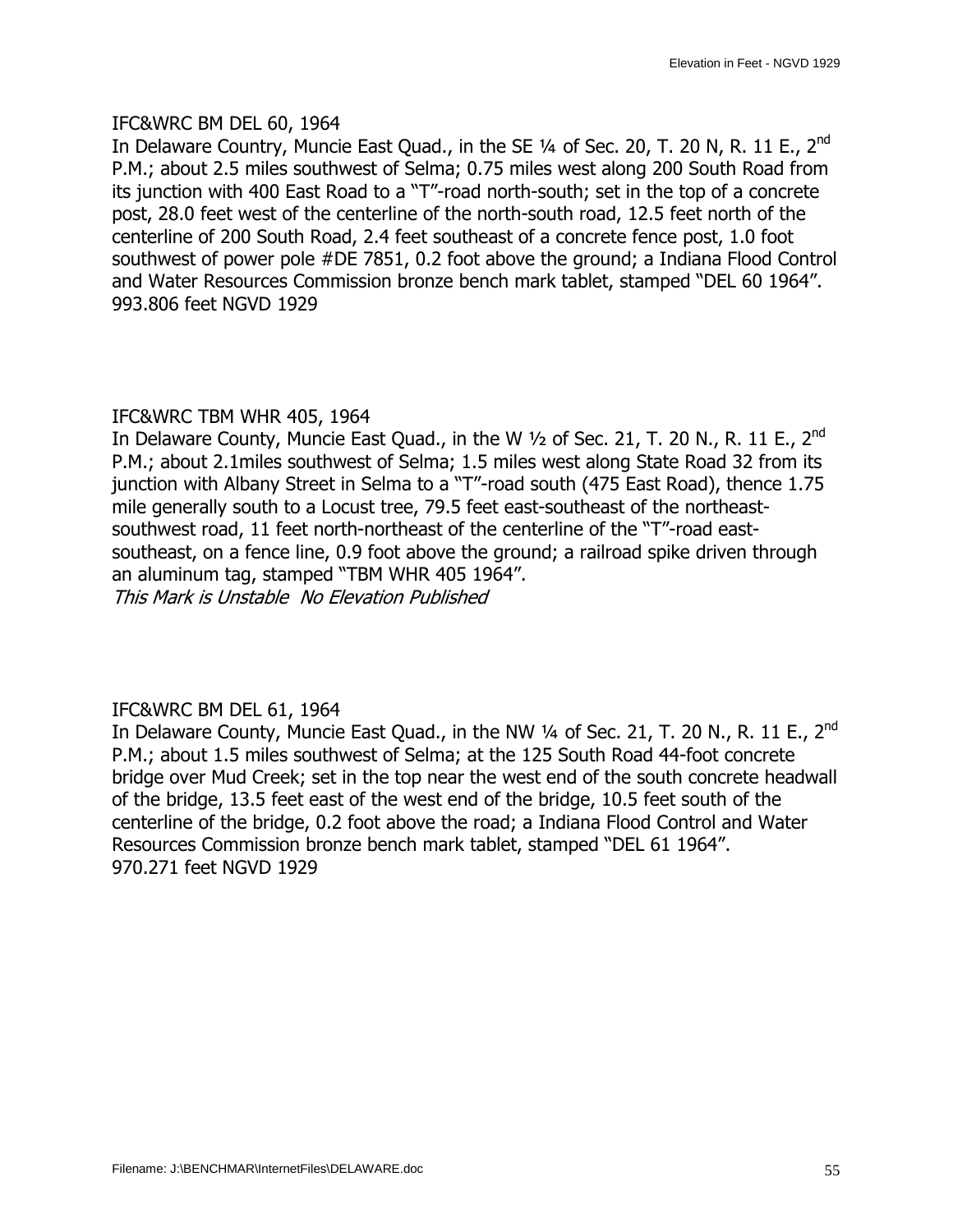IFC&WRC BM DEL 60, 1964

In Delaware Country, Muncie East Quad., in the SE ¼ of Sec. 20, T. 20 N, R. 11 E., 2nd P.M.; about 2.5 miles southwest of Selma; 0.75 miles west along 200 South Road from its junction with 400 East Road to a "T"-road north-south; set in the top of a concrete post, 28.0 feet west of the centerline of the north-south road, 12.5 feet north of the centerline of 200 South Road, 2.4 feet southeast of a concrete fence post, 1.0 foot southwest of power pole #DE 7851, 0.2 foot above the ground; a Indiana Flood Control and Water Resources Commission bronze bench mark tablet, stamped "DEL 60 1964".
993.806 feet NGVD 1929

IFC&WRC TBM WHR 405, 1964

In Delaware County, Muncie East Quad., in the W ½ of Sec. 21, T. 20 N., R. 11 E., 2nd P.M.; about 2.1miles southwest of Selma; 1.5 miles west along State Road 32 from its junction with Albany Street in Selma to a "T"-road south (475 East Road), thence 1.75 mile generally south to a Locust tree, 79.5 feet east-southeast of the northeast-southwest road, 11 feet north-northeast of the centerline of the "T"-road east-southeast, on a fence line, 0.9 foot above the ground; a railroad spike driven through an aluminum tag, stamped "TBM WHR 405 1964".
*This Mark is Unstable No Elevation Published*

IFC&WRC BM DEL 61, 1964

In Delaware County, Muncie East Quad., in the NW ¼ of Sec. 21, T. 20 N., R. 11 E., 2nd P.M.; about 1.5 miles southwest of Selma; at the 125 South Road 44-foot concrete bridge over Mud Creek; set in the top near the west end of the south concrete headwall of the bridge, 13.5 feet east of the west end of the bridge, 10.5 feet south of the centerline of the bridge, 0.2 foot above the road; a Indiana Flood Control and Water Resources Commission bronze bench mark tablet, stamped "DEL 61 1964".
970.271 feet NGVD 1929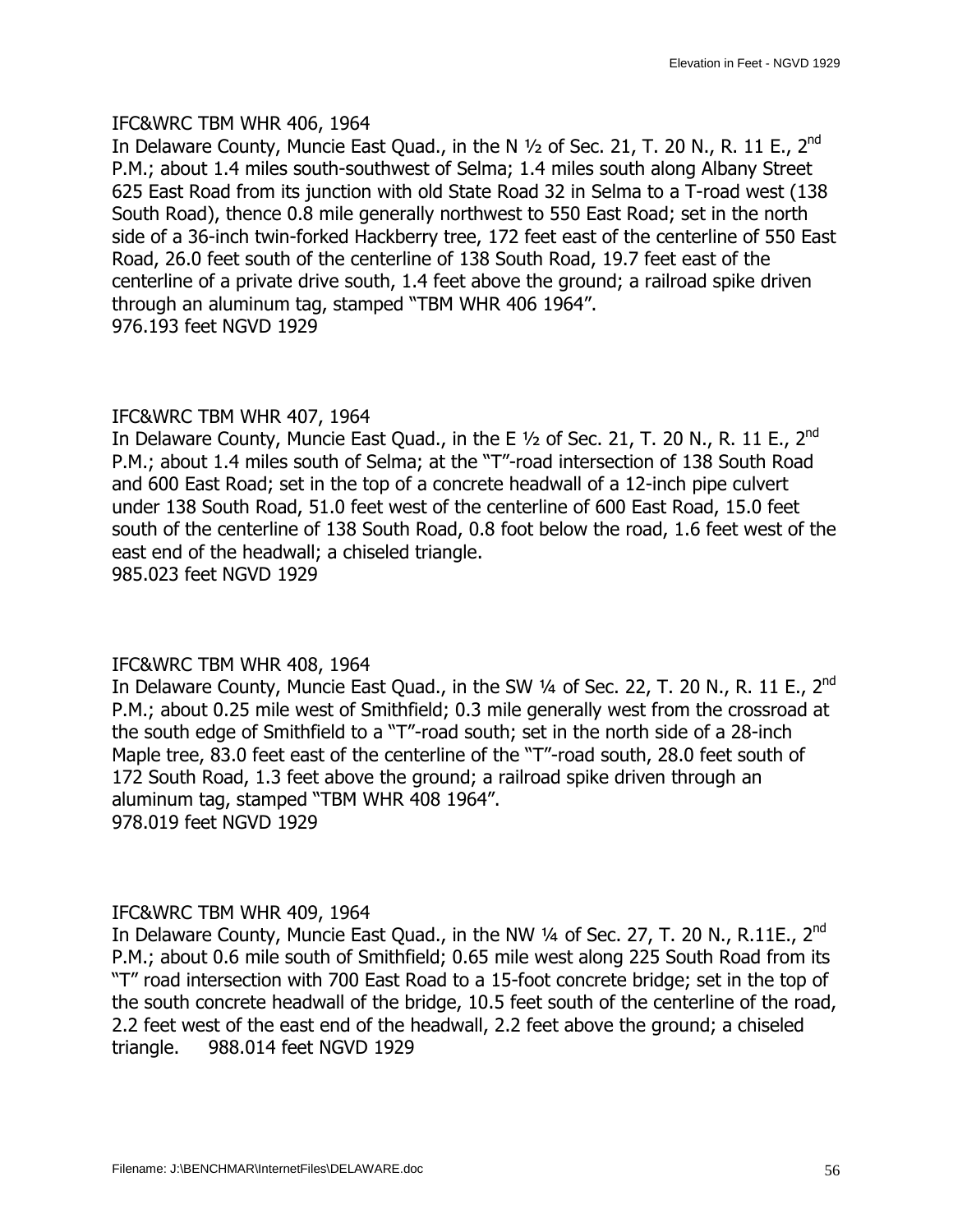IFC&WRC TBM WHR 406, 1964
In Delaware County, Muncie East Quad., in the N ½ of Sec. 21, T. 20 N., R. 11 E., 2nd P.M.; about 1.4 miles south-southwest of Selma; 1.4 miles south along Albany Street 625 East Road from its junction with old State Road 32 in Selma to a T-road west (138 South Road), thence 0.8 mile generally northwest to 550 East Road; set in the north side of a 36-inch twin-forked Hackberry tree, 172 feet east of the centerline of 550 East Road, 26.0 feet south of the centerline of 138 South Road, 19.7 feet east of the centerline of a private drive south, 1.4 feet above the ground; a railroad spike driven through an aluminum tag, stamped "TBM WHR 406 1964".
976.193 feet NGVD 1929

IFC&WRC TBM WHR 407, 1964
In Delaware County, Muncie East Quad., in the E ½ of Sec. 21, T. 20 N., R. 11 E., 2nd P.M.; about 1.4 miles south of Selma; at the "T"-road intersection of 138 South Road and 600 East Road; set in the top of a concrete headwall of a 12-inch pipe culvert under 138 South Road, 51.0 feet west of the centerline of 600 East Road, 15.0 feet south of the centerline of 138 South Road, 0.8 foot below the road, 1.6 feet west of the east end of the headwall; a chiseled triangle.
985.023 feet NGVD 1929

IFC&WRC TBM WHR 408, 1964
In Delaware County, Muncie East Quad., in the SW ¼ of Sec. 22, T. 20 N., R. 11 E., 2nd P.M.; about 0.25 mile west of Smithfield; 0.3 mile generally west from the crossroad at the south edge of Smithfield to a "T"-road south; set in the north side of a 28-inch Maple tree, 83.0 feet east of the centerline of the "T"-road south, 28.0 feet south of 172 South Road, 1.3 feet above the ground; a railroad spike driven through an aluminum tag, stamped "TBM WHR 408 1964".
978.019 feet NGVD 1929

IFC&WRC TBM WHR 409, 1964
In Delaware County, Muncie East Quad., in the NW ¼ of Sec. 27, T. 20 N., R.11E., 2nd P.M.; about 0.6 mile south of Smithfield; 0.65 mile west along 225 South Road from its "T" road intersection with 700 East Road to a 15-foot concrete bridge; set in the top of the south concrete headwall of the bridge, 10.5 feet south of the centerline of the road, 2.2 feet west of the east end of the headwall, 2.2 feet above the ground; a chiseled triangle. 988.014 feet NGVD 1929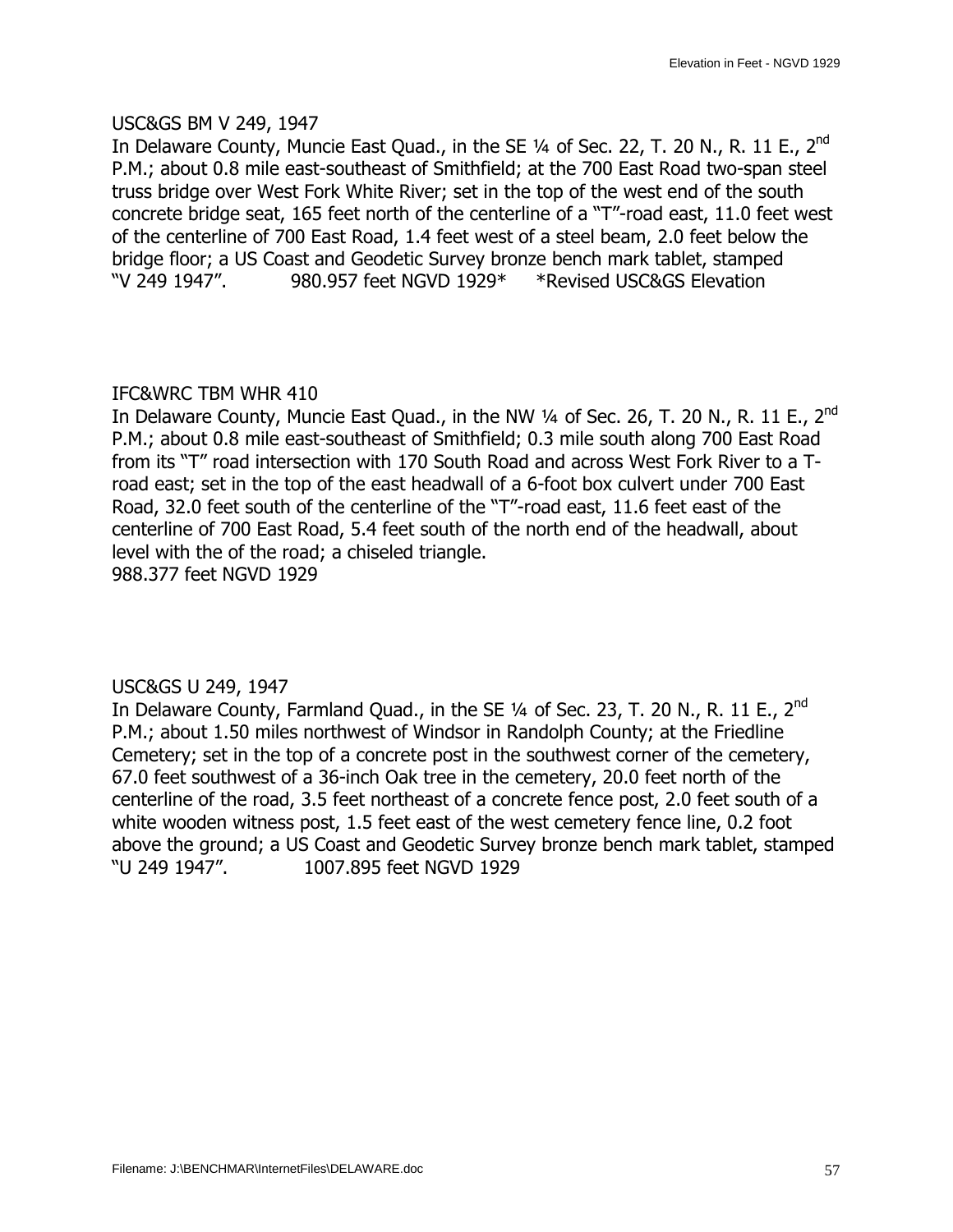USC&GS BM V 249, 1947

In Delaware County, Muncie East Quad., in the SE ¼ of Sec. 22, T. 20 N., R. 11 E., 2nd P.M.; about 0.8 mile east-southeast of Smithfield; at the 700 East Road two-span steel truss bridge over West Fork White River; set in the top of the west end of the south concrete bridge seat, 165 feet north of the centerline of a "T"-road east, 11.0 feet west of the centerline of 700 East Road, 1.4 feet west of a steel beam, 2.0 feet below the bridge floor; a US Coast and Geodetic Survey bronze bench mark tablet, stamped "V 249 1947". 980.957 feet NGVD 1929* *Revised USC&GS Elevation

IFC&WRC TBM WHR 410

In Delaware County, Muncie East Quad., in the NW ¼ of Sec. 26, T. 20 N., R. 11 E., 2nd P.M.; about 0.8 mile east-southeast of Smithfield; 0.3 mile south along 700 East Road from its "T" road intersection with 170 South Road and across West Fork River to a T-road east; set in the top of the east headwall of a 6-foot box culvert under 700 East Road, 32.0 feet south of the centerline of the "T"-road east, 11.6 feet east of the centerline of 700 East Road, 5.4 feet south of the north end of the headwall, about level with the of the road; a chiseled triangle.
988.377 feet NGVD 1929

USC&GS U 249, 1947

In Delaware County, Farmland Quad., in the SE ¼ of Sec. 23, T. 20 N., R. 11 E., 2nd P.M.; about 1.50 miles northwest of Windsor in Randolph County; at the Friedline Cemetery; set in the top of a concrete post in the southwest corner of the cemetery, 67.0 feet southwest of a 36-inch Oak tree in the cemetery, 20.0 feet north of the centerline of the road, 3.5 feet northeast of a concrete fence post, 2.0 feet south of a white wooden witness post, 1.5 feet east of the west cemetery fence line, 0.2 foot above the ground; a US Coast and Geodetic Survey bronze bench mark tablet, stamped "U 249 1947". 1007.895 feet NGVD 1929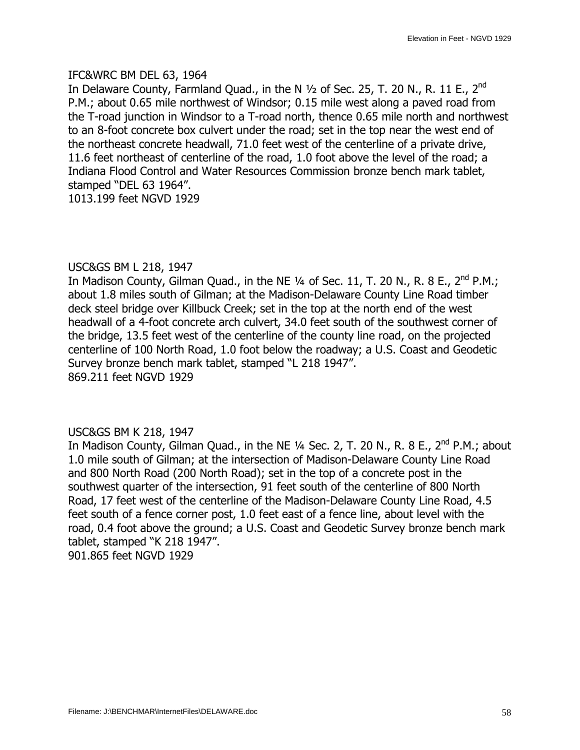IFC&WRC BM DEL 63, 1964
In Delaware County, Farmland Quad., in the N ½ of Sec. 25, T. 20 N., R. 11 E., 2nd P.M.; about 0.65 mile northwest of Windsor; 0.15 mile west along a paved road from the T-road junction in Windsor to a T-road north, thence 0.65 mile north and northwest to an 8-foot concrete box culvert under the road; set in the top near the west end of the northeast concrete headwall, 71.0 feet west of the centerline of a private drive, 11.6 feet northeast of centerline of the road, 1.0 foot above the level of the road; a Indiana Flood Control and Water Resources Commission bronze bench mark tablet, stamped "DEL 63 1964".
1013.199 feet NGVD 1929

USC&GS BM L 218, 1947
In Madison County, Gilman Quad., in the NE ¼ of Sec. 11, T. 20 N., R. 8 E., 2nd P.M.; about 1.8 miles south of Gilman; at the Madison-Delaware County Line Road timber deck steel bridge over Killbuck Creek; set in the top at the north end of the west headwall of a 4-foot concrete arch culvert, 34.0 feet south of the southwest corner of the bridge, 13.5 feet west of the centerline of the county line road, on the projected centerline of 100 North Road, 1.0 foot below the roadway; a U.S. Coast and Geodetic Survey bronze bench mark tablet, stamped "L 218 1947".
869.211 feet NGVD 1929

USC&GS BM K 218, 1947
In Madison County, Gilman Quad., in the NE ¼ Sec. 2, T. 20 N., R. 8 E., 2nd P.M.; about 1.0 mile south of Gilman; at the intersection of Madison-Delaware County Line Road and 800 North Road (200 North Road); set in the top of a concrete post in the southwest quarter of the intersection, 91 feet south of the centerline of 800 North Road, 17 feet west of the centerline of the Madison-Delaware County Line Road, 4.5 feet south of a fence corner post, 1.0 feet east of a fence line, about level with the road, 0.4 foot above the ground; a U.S. Coast and Geodetic Survey bronze bench mark tablet, stamped "K 218 1947".
901.865 feet NGVD 1929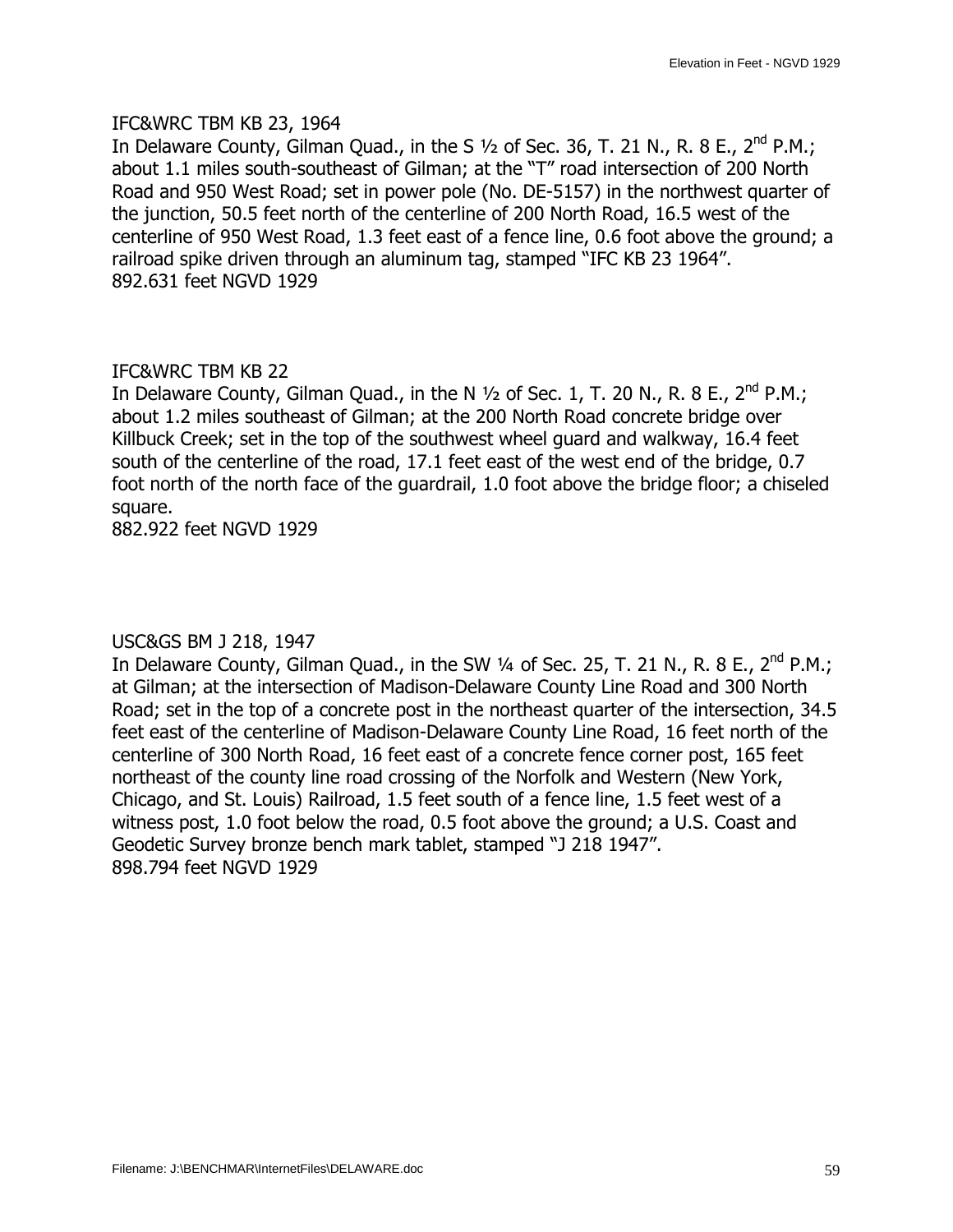IFC&WRC TBM KB 23, 1964
In Delaware County, Gilman Quad., in the S ½ of Sec. 36, T. 21 N., R. 8 E., 2nd P.M.; about 1.1 miles south-southeast of Gilman; at the "T" road intersection of 200 North Road and 950 West Road; set in power pole (No. DE-5157) in the northwest quarter of the junction, 50.5 feet north of the centerline of 200 North Road, 16.5 west of the centerline of 950 West Road, 1.3 feet east of a fence line, 0.6 foot above the ground; a railroad spike driven through an aluminum tag, stamped "IFC KB 23 1964".
892.631 feet NGVD 1929

IFC&WRC TBM KB 22
In Delaware County, Gilman Quad., in the N ½ of Sec. 1, T. 20 N., R. 8 E., 2nd P.M.; about 1.2 miles southeast of Gilman; at the 200 North Road concrete bridge over Killbuck Creek; set in the top of the southwest wheel guard and walkway, 16.4 feet south of the centerline of the road, 17.1 feet east of the west end of the bridge, 0.7 foot north of the north face of the guardrail, 1.0 foot above the bridge floor; a chiseled square.
882.922 feet NGVD 1929

USC&GS BM J 218, 1947
In Delaware County, Gilman Quad., in the SW ¼ of Sec. 25, T. 21 N., R. 8 E., 2nd P.M.; at Gilman; at the intersection of Madison-Delaware County Line Road and 300 North Road; set in the top of a concrete post in the northeast quarter of the intersection, 34.5 feet east of the centerline of Madison-Delaware County Line Road, 16 feet north of the centerline of 300 North Road, 16 feet east of a concrete fence corner post, 165 feet northeast of the county line road crossing of the Norfolk and Western (New York, Chicago, and St. Louis) Railroad, 1.5 feet south of a fence line, 1.5 feet west of a witness post, 1.0 foot below the road, 0.5 foot above the ground; a U.S. Coast and Geodetic Survey bronze bench mark tablet, stamped "J 218 1947".
898.794 feet NGVD 1929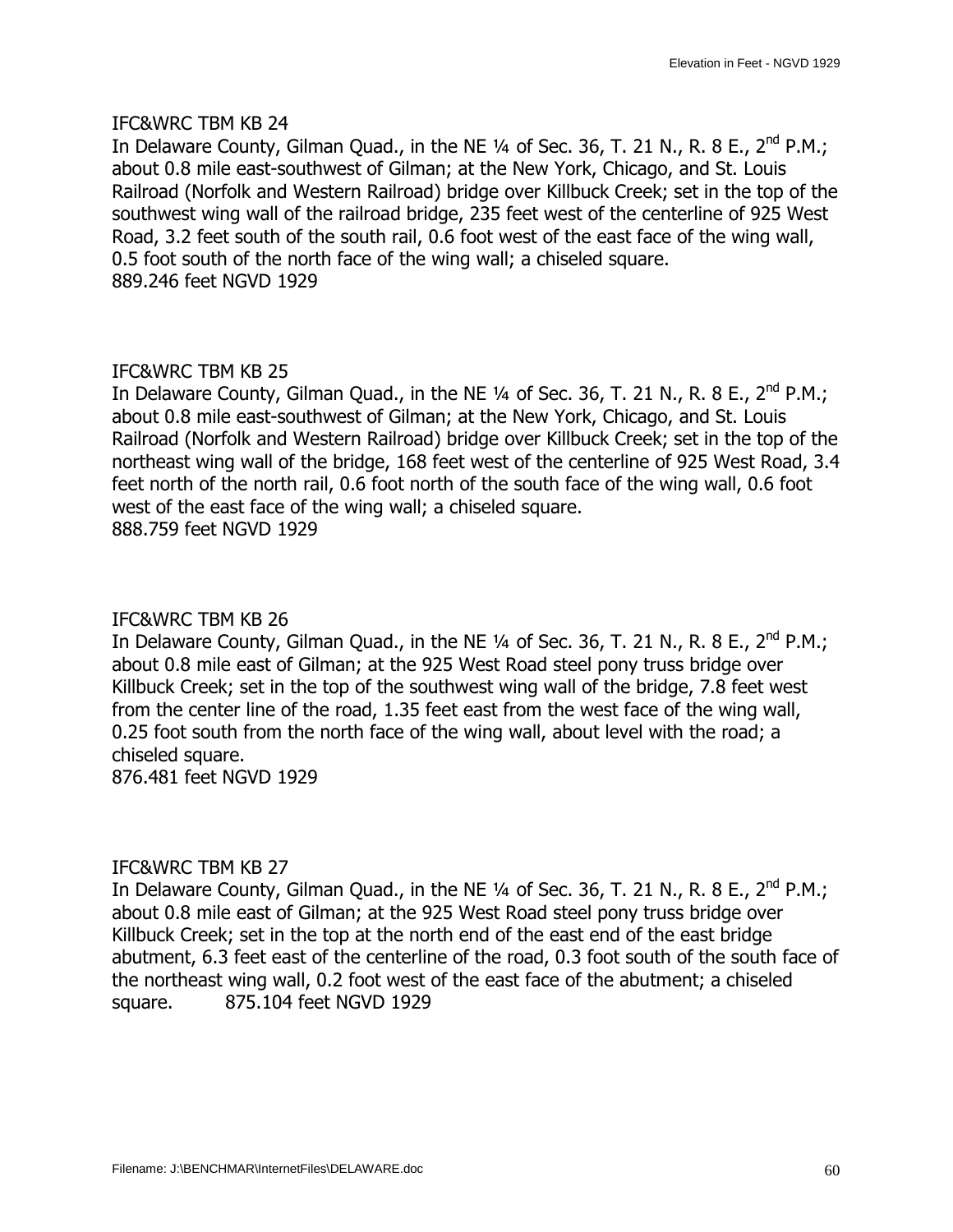IFC&WRC TBM KB 24
In Delaware County, Gilman Quad., in the NE ¼ of Sec. 36, T. 21 N., R. 8 E., 2nd P.M.; about 0.8 mile east-southwest of Gilman; at the New York, Chicago, and St. Louis Railroad (Norfolk and Western Railroad) bridge over Killbuck Creek; set in the top of the southwest wing wall of the railroad bridge, 235 feet west of the centerline of 925 West Road, 3.2 feet south of the south rail, 0.6 foot west of the east face of the wing wall, 0.5 foot south of the north face of the wing wall; a chiseled square.
889.246 feet NGVD 1929

IFC&WRC TBM KB 25
In Delaware County, Gilman Quad., in the NE ¼ of Sec. 36, T. 21 N., R. 8 E., 2nd P.M.; about 0.8 mile east-southwest of Gilman; at the New York, Chicago, and St. Louis Railroad (Norfolk and Western Railroad) bridge over Killbuck Creek; set in the top of the northeast wing wall of the bridge, 168 feet west of the centerline of 925 West Road, 3.4 feet north of the north rail, 0.6 foot north of the south face of the wing wall, 0.6 foot west of the east face of the wing wall; a chiseled square.
888.759 feet NGVD 1929

IFC&WRC TBM KB 26
In Delaware County, Gilman Quad., in the NE ¼ of Sec. 36, T. 21 N., R. 8 E., 2nd P.M.; about 0.8 mile east of Gilman; at the 925 West Road steel pony truss bridge over Killbuck Creek; set in the top of the southwest wing wall of the bridge, 7.8 feet west from the center line of the road, 1.35 feet east from the west face of the wing wall, 0.25 foot south from the north face of the wing wall, about level with the road; a chiseled square.
876.481 feet NGVD 1929

IFC&WRC TBM KB 27
In Delaware County, Gilman Quad., in the NE ¼ of Sec. 36, T. 21 N., R. 8 E., 2nd P.M.; about 0.8 mile east of Gilman; at the 925 West Road steel pony truss bridge over Killbuck Creek; set in the top at the north end of the east end of the east bridge abutment, 6.3 feet east of the centerline of the road, 0.3 foot south of the south face of the northeast wing wall, 0.2 foot west of the east face of the abutment; a chiseled square. 875.104 feet NGVD 1929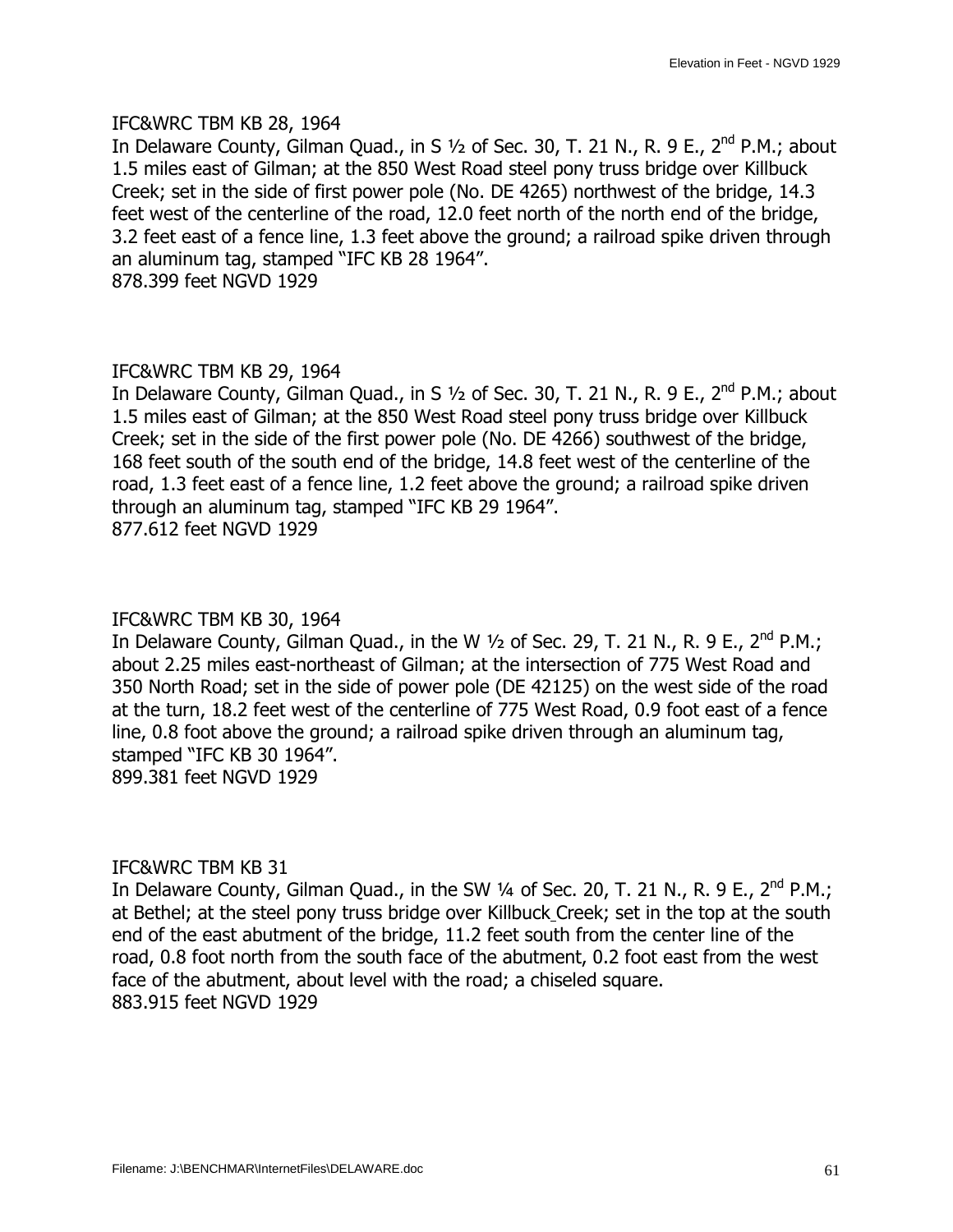IFC&WRC TBM KB 28, 1964
In Delaware County, Gilman Quad., in S ½ of Sec. 30, T. 21 N., R. 9 E., 2nd P.M.; about 1.5 miles east of Gilman; at the 850 West Road steel pony truss bridge over Killbuck Creek; set in the side of first power pole (No. DE 4265) northwest of the bridge, 14.3 feet west of the centerline of the road, 12.0 feet north of the north end of the bridge, 3.2 feet east of a fence line, 1.3 feet above the ground; a railroad spike driven through an aluminum tag, stamped "IFC KB 28 1964".
878.399 feet NGVD 1929

IFC&WRC TBM KB 29, 1964
In Delaware County, Gilman Quad., in S ½ of Sec. 30, T. 21 N., R. 9 E., 2nd P.M.; about 1.5 miles east of Gilman; at the 850 West Road steel pony truss bridge over Killbuck Creek; set in the side of the first power pole (No. DE 4266) southwest of the bridge, 168 feet south of the south end of the bridge, 14.8 feet west of the centerline of the road, 1.3 feet east of a fence line, 1.2 feet above the ground; a railroad spike driven through an aluminum tag, stamped "IFC KB 29 1964".
877.612 feet NGVD 1929

IFC&WRC TBM KB 30, 1964
In Delaware County, Gilman Quad., in the W ½ of Sec. 29, T. 21 N., R. 9 E., 2nd P.M.; about 2.25 miles east-northeast of Gilman; at the intersection of 775 West Road and 350 North Road; set in the side of power pole (DE 42125) on the west side of the road at the turn, 18.2 feet west of the centerline of 775 West Road, 0.9 foot east of a fence line, 0.8 foot above the ground; a railroad spike driven through an aluminum tag, stamped "IFC KB 30 1964".
899.381 feet NGVD 1929

IFC&WRC TBM KB 31
In Delaware County, Gilman Quad., in the SW ¼ of Sec. 20, T. 21 N., R. 9 E., 2nd P.M.; at Bethel; at the steel pony truss bridge over Killbuck Creek; set in the top at the south end of the east abutment of the bridge, 11.2 feet south from the center line of the road, 0.8 foot north from the south face of the abutment, 0.2 foot east from the west face of the abutment, about level with the road; a chiseled square.
883.915 feet NGVD 1929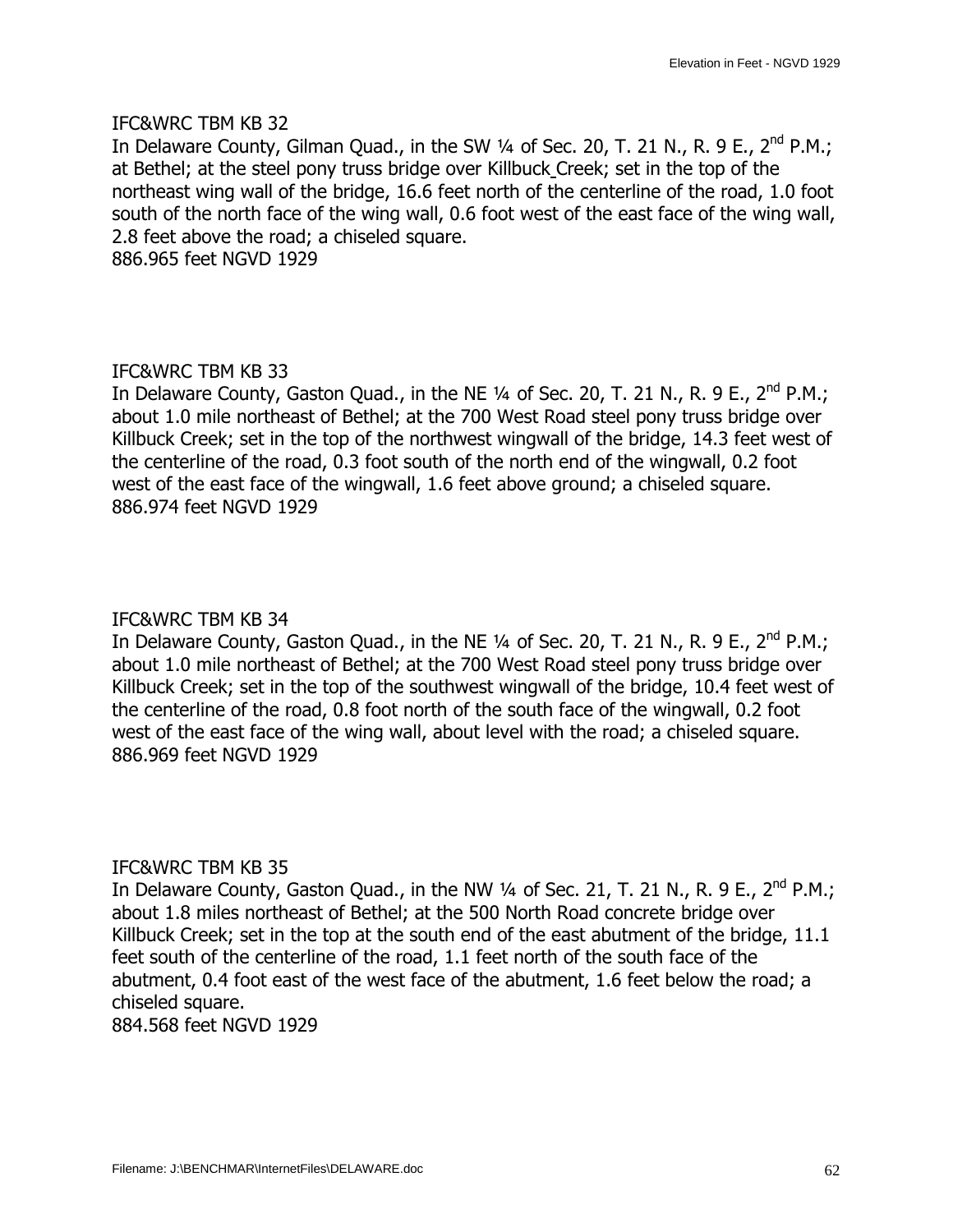IFC&WRC TBM KB 32
In Delaware County, Gilman Quad., in the SW ¼ of Sec. 20, T. 21 N., R. 9 E., 2nd P.M.; at Bethel; at the steel pony truss bridge over Killbuck Creek; set in the top of the northeast wing wall of the bridge, 16.6 feet north of the centerline of the road, 1.0 foot south of the north face of the wing wall, 0.6 foot west of the east face of the wing wall, 2.8 feet above the road; a chiseled square.
886.965 feet NGVD 1929

IFC&WRC TBM KB 33
In Delaware County, Gaston Quad., in the NE ¼ of Sec. 20, T. 21 N., R. 9 E., 2nd P.M.; about 1.0 mile northeast of Bethel; at the 700 West Road steel pony truss bridge over Killbuck Creek; set in the top of the northwest wingwall of the bridge, 14.3 feet west of the centerline of the road, 0.3 foot south of the north end of the wingwall, 0.2 foot west of the east face of the wingwall, 1.6 feet above ground; a chiseled square.
886.974 feet NGVD 1929

IFC&WRC TBM KB 34
In Delaware County, Gaston Quad., in the NE ¼ of Sec. 20, T. 21 N., R. 9 E., 2nd P.M.; about 1.0 mile northeast of Bethel; at the 700 West Road steel pony truss bridge over Killbuck Creek; set in the top of the southwest wingwall of the bridge, 10.4 feet west of the centerline of the road, 0.8 foot north of the south face of the wingwall, 0.2 foot west of the east face of the wing wall, about level with the road; a chiseled square.
886.969 feet NGVD 1929

IFC&WRC TBM KB 35
In Delaware County, Gaston Quad., in the NW ¼ of Sec. 21, T. 21 N., R. 9 E., 2nd P.M.; about 1.8 miles northeast of Bethel; at the 500 North Road concrete bridge over Killbuck Creek; set in the top at the south end of the east abutment of the bridge, 11.1 feet south of the centerline of the road, 1.1 feet north of the south face of the abutment, 0.4 foot east of the west face of the abutment, 1.6 feet below the road; a chiseled square.
884.568 feet NGVD 1929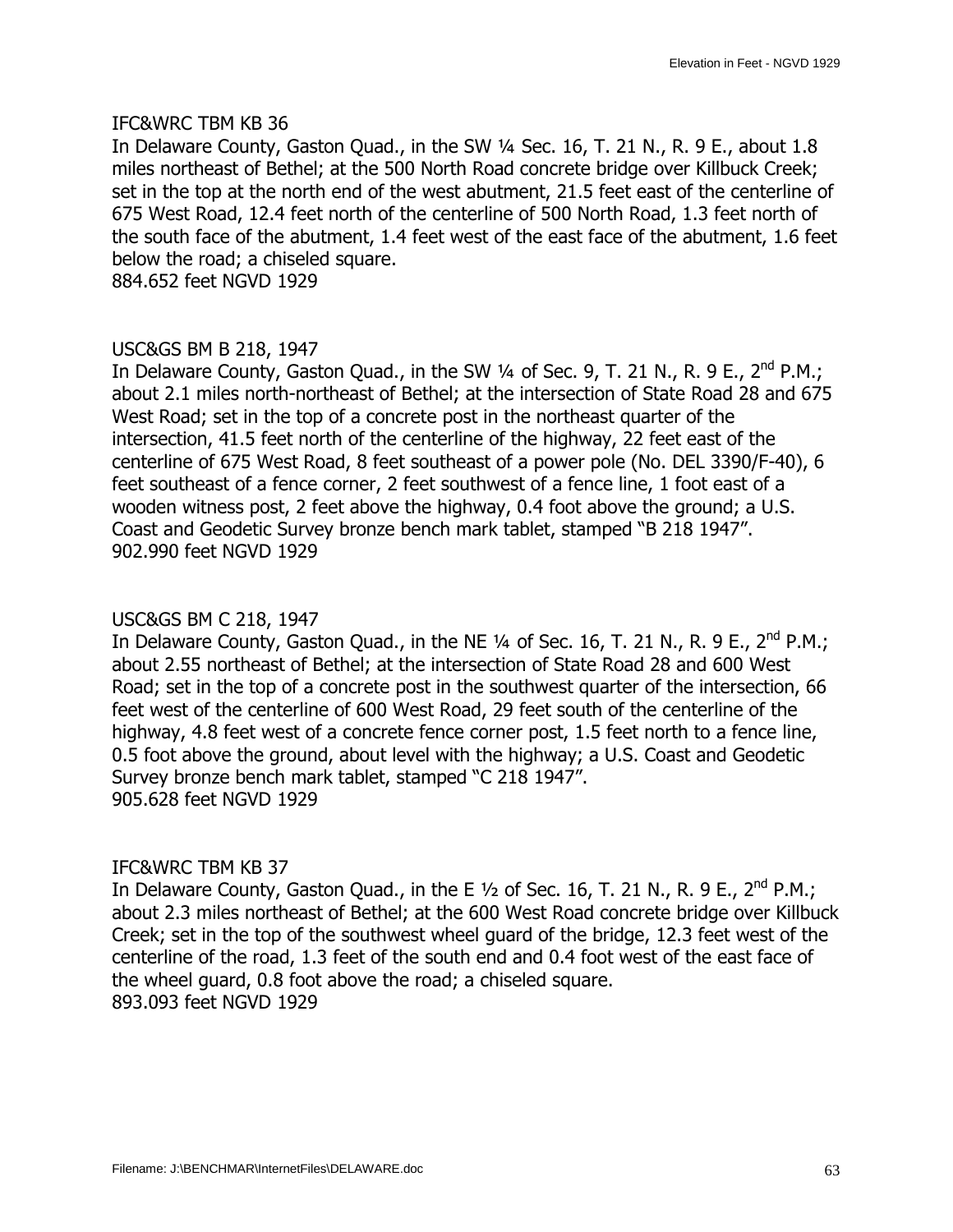IFC&WRC TBM KB 36

In Delaware County, Gaston Quad., in the SW ¼ Sec. 16, T. 21 N., R. 9 E., about 1.8 miles northeast of Bethel; at the 500 North Road concrete bridge over Killbuck Creek; set in the top at the north end of the west abutment, 21.5 feet east of the centerline of 675 West Road, 12.4 feet north of the centerline of 500 North Road, 1.3 feet north of the south face of the abutment, 1.4 feet west of the east face of the abutment, 1.6 feet below the road; a chiseled square.

884.652 feet NGVD 1929

USC&GS BM B 218, 1947

In Delaware County, Gaston Quad., in the SW ¼ of Sec. 9, T. 21 N., R. 9 E., 2nd P.M.; about 2.1 miles north-northeast of Bethel; at the intersection of State Road 28 and 675 West Road; set in the top of a concrete post in the northeast quarter of the intersection, 41.5 feet north of the centerline of the highway, 22 feet east of the centerline of 675 West Road, 8 feet southeast of a power pole (No. DEL 3390/F-40), 6 feet southeast of a fence corner, 2 feet southwest of a fence line, 1 foot east of a wooden witness post, 2 feet above the highway, 0.4 foot above the ground; a U.S. Coast and Geodetic Survey bronze bench mark tablet, stamped "B 218 1947".

902.990 feet NGVD 1929

USC&GS BM C 218, 1947

In Delaware County, Gaston Quad., in the NE ¼ of Sec. 16, T. 21 N., R. 9 E., 2nd P.M.; about 2.55 northeast of Bethel; at the intersection of State Road 28 and 600 West Road; set in the top of a concrete post in the southwest quarter of the intersection, 66 feet west of the centerline of 600 West Road, 29 feet south of the centerline of the highway, 4.8 feet west of a concrete fence corner post, 1.5 feet north to a fence line, 0.5 foot above the ground, about level with the highway; a U.S. Coast and Geodetic Survey bronze bench mark tablet, stamped "C 218 1947".

905.628 feet NGVD 1929

IFC&WRC TBM KB 37

In Delaware County, Gaston Quad., in the E ½ of Sec. 16, T. 21 N., R. 9 E., 2nd P.M.; about 2.3 miles northeast of Bethel; at the 600 West Road concrete bridge over Killbuck Creek; set in the top of the southwest wheel guard of the bridge, 12.3 feet west of the centerline of the road, 1.3 feet of the south end and 0.4 foot west of the east face of the wheel guard, 0.8 foot above the road; a chiseled square.

893.093 feet NGVD 1929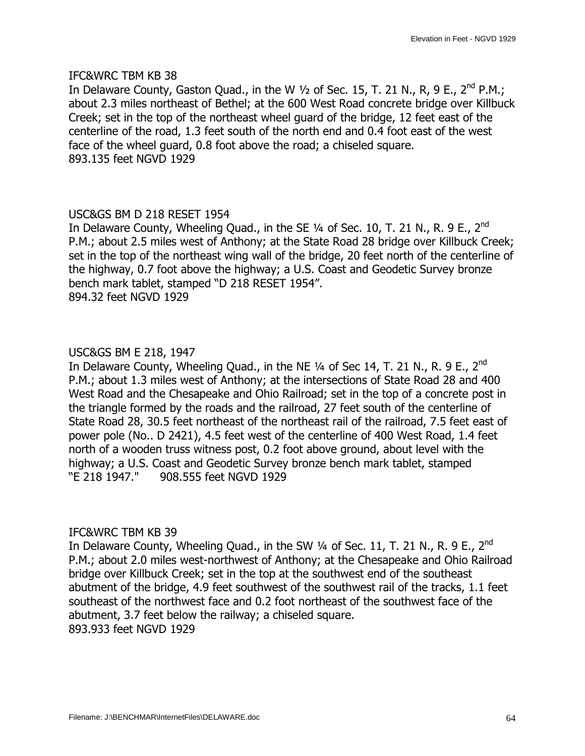IFC&WRC TBM KB 38
In Delaware County, Gaston Quad., in the W ½ of Sec. 15, T. 21 N., R, 9 E., 2nd P.M.; about 2.3 miles northeast of Bethel; at the 600 West Road concrete bridge over Killbuck Creek; set in the top of the northeast wheel guard of the bridge, 12 feet east of the centerline of the road, 1.3 feet south of the north end and 0.4 foot east of the west face of the wheel guard, 0.8 foot above the road; a chiseled square.
893.135 feet NGVD 1929

USC&GS BM D 218 RESET 1954
In Delaware County, Wheeling Quad., in the SE ¼ of Sec. 10, T. 21 N., R. 9 E., 2nd P.M.; about 2.5 miles west of Anthony; at the State Road 28 bridge over Killbuck Creek; set in the top of the northeast wing wall of the bridge, 20 feet north of the centerline of the highway, 0.7 foot above the highway; a U.S. Coast and Geodetic Survey bronze bench mark tablet, stamped "D 218 RESET 1954".
894.32 feet NGVD 1929

USC&GS BM E 218, 1947
In Delaware County, Wheeling Quad., in the NE ¼ of Sec 14, T. 21 N., R. 9 E., 2nd P.M.; about 1.3 miles west of Anthony; at the intersections of State Road 28 and 400 West Road and the Chesapeake and Ohio Railroad; set in the top of a concrete post in the triangle formed by the roads and the railroad, 27 feet south of the centerline of State Road 28, 30.5 feet northeast of the northeast rail of the railroad, 7.5 feet east of power pole (No.. D 2421), 4.5 feet west of the centerline of 400 West Road, 1.4 feet north of a wooden truss witness post, 0.2 foot above ground, about level with the highway; a U.S. Coast and Geodetic Survey bronze bench mark tablet, stamped "E 218 1947." 908.555 feet NGVD 1929

IFC&WRC TBM KB 39
In Delaware County, Wheeling Quad., in the SW ¼ of Sec. 11, T. 21 N., R. 9 E., 2nd P.M.; about 2.0 miles west-northwest of Anthony; at the Chesapeake and Ohio Railroad bridge over Killbuck Creek; set in the top at the southwest end of the southeast abutment of the bridge, 4.9 feet southwest of the southwest rail of the tracks, 1.1 feet southeast of the northwest face and 0.2 foot northeast of the southwest face of the abutment, 3.7 feet below the railway; a chiseled square.
893.933 feet NGVD 1929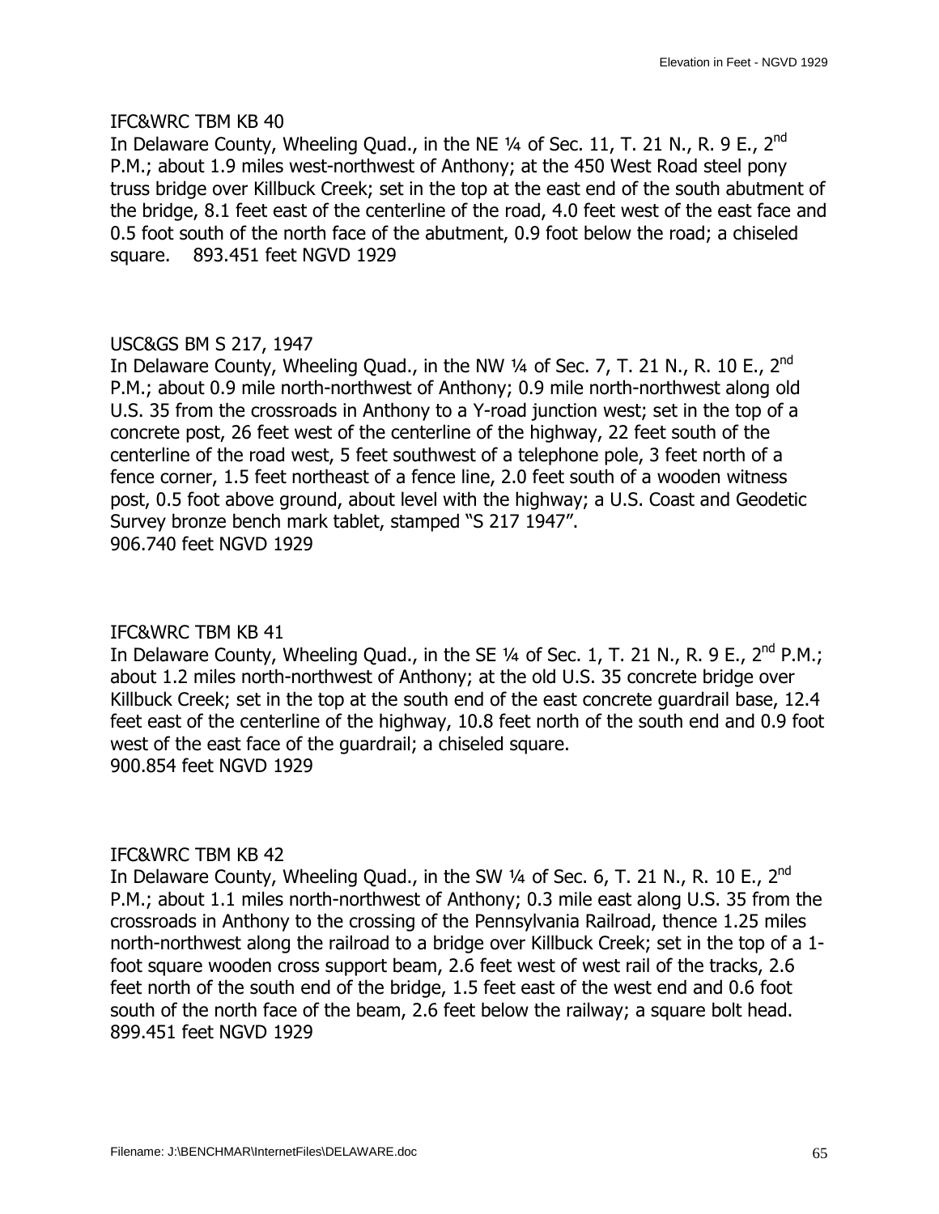IFC&WRC TBM KB 40

In Delaware County, Wheeling Quad., in the NE ¼ of Sec. 11, T. 21 N., R. 9 E., 2nd P.M.; about 1.9 miles west-northwest of Anthony; at the 450 West Road steel pony truss bridge over Killbuck Creek; set in the top at the east end of the south abutment of the bridge, 8.1 feet east of the centerline of the road, 4.0 feet west of the east face and 0.5 foot south of the north face of the abutment, 0.9 foot below the road; a chiseled square. 893.451 feet NGVD 1929

USC&GS BM S 217, 1947

In Delaware County, Wheeling Quad., in the NW ¼ of Sec. 7, T. 21 N., R. 10 E., 2nd P.M.; about 0.9 mile north-northwest of Anthony; 0.9 mile north-northwest along old U.S. 35 from the crossroads in Anthony to a Y-road junction west; set in the top of a concrete post, 26 feet west of the centerline of the highway, 22 feet south of the centerline of the road west, 5 feet southwest of a telephone pole, 3 feet north of a fence corner, 1.5 feet northeast of a fence line, 2.0 feet south of a wooden witness post, 0.5 foot above ground, about level with the highway; a U.S. Coast and Geodetic Survey bronze bench mark tablet, stamped "S 217 1947".
906.740 feet NGVD 1929

IFC&WRC TBM KB 41

In Delaware County, Wheeling Quad., in the SE ¼ of Sec. 1, T. 21 N., R. 9 E., 2nd P.M.; about 1.2 miles north-northwest of Anthony; at the old U.S. 35 concrete bridge over Killbuck Creek; set in the top at the south end of the east concrete guardrail base, 12.4 feet east of the centerline of the highway, 10.8 feet north of the south end and 0.9 foot west of the east face of the guardrail; a chiseled square.
900.854 feet NGVD 1929

IFC&WRC TBM KB 42

In Delaware County, Wheeling Quad., in the SW ¼ of Sec. 6, T. 21 N., R. 10 E., 2nd P.M.; about 1.1 miles north-northwest of Anthony; 0.3 mile east along U.S. 35 from the crossroads in Anthony to the crossing of the Pennsylvania Railroad, thence 1.25 miles north-northwest along the railroad to a bridge over Killbuck Creek; set in the top of a 1-foot square wooden cross support beam, 2.6 feet west of west rail of the tracks, 2.6 feet north of the south end of the bridge, 1.5 feet east of the west end and 0.6 foot south of the north face of the beam, 2.6 feet below the railway; a square bolt head.
899.451 feet NGVD 1929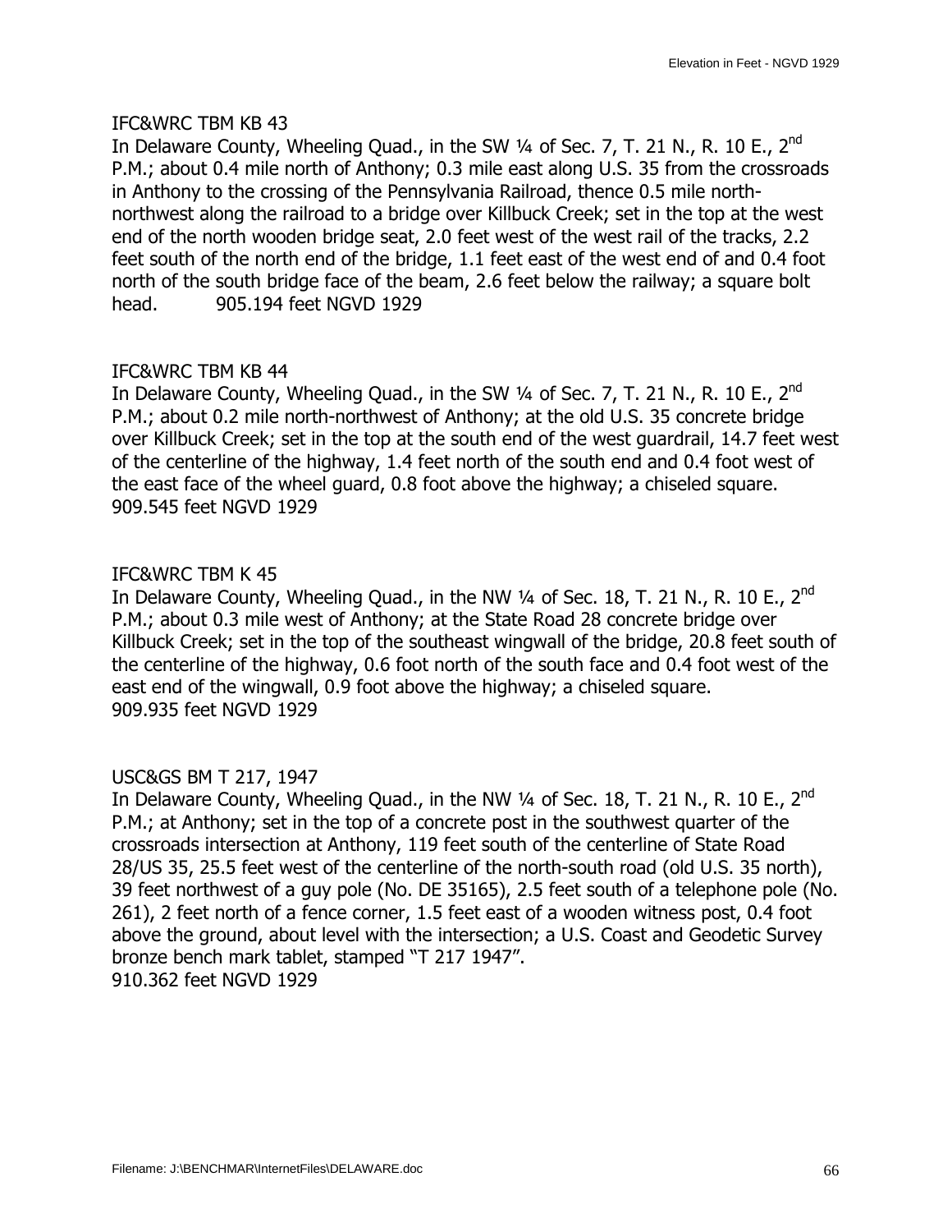IFC&WRC TBM KB 43

In Delaware County, Wheeling Quad., in the SW ¼ of Sec. 7, T. 21 N., R. 10 E., 2nd P.M.; about 0.4 mile north of Anthony; 0.3 mile east along U.S. 35 from the crossroads in Anthony to the crossing of the Pennsylvania Railroad, thence 0.5 mile north-northwest along the railroad to a bridge over Killbuck Creek; set in the top at the west end of the north wooden bridge seat, 2.0 feet west of the west rail of the tracks, 2.2 feet south of the north end of the bridge, 1.1 feet east of the west end of and 0.4 foot north of the south bridge face of the beam, 2.6 feet below the railway; a square bolt head. 905.194 feet NGVD 1929

IFC&WRC TBM KB 44

In Delaware County, Wheeling Quad., in the SW ¼ of Sec. 7, T. 21 N., R. 10 E., 2nd P.M.; about 0.2 mile north-northwest of Anthony; at the old U.S. 35 concrete bridge over Killbuck Creek; set in the top at the south end of the west guardrail, 14.7 feet west of the centerline of the highway, 1.4 feet north of the south end and 0.4 foot west of the east face of the wheel guard, 0.8 foot above the highway; a chiseled square.
909.545 feet NGVD 1929

IFC&WRC TBM K 45

In Delaware County, Wheeling Quad., in the NW ¼ of Sec. 18, T. 21 N., R. 10 E., 2nd P.M.; about 0.3 mile west of Anthony; at the State Road 28 concrete bridge over Killbuck Creek; set in the top of the southeast wingwall of the bridge, 20.8 feet south of the centerline of the highway, 0.6 foot north of the south face and 0.4 foot west of the east end of the wingwall, 0.9 foot above the highway; a chiseled square.
909.935 feet NGVD 1929

USC&GS BM T 217, 1947

In Delaware County, Wheeling Quad., in the NW ¼ of Sec. 18, T. 21 N., R. 10 E., 2nd P.M.; at Anthony; set in the top of a concrete post in the southwest quarter of the crossroads intersection at Anthony, 119 feet south of the centerline of State Road 28/US 35, 25.5 feet west of the centerline of the north-south road (old U.S. 35 north), 39 feet northwest of a guy pole (No. DE 35165), 2.5 feet south of a telephone pole (No. 261), 2 feet north of a fence corner, 1.5 feet east of a wooden witness post, 0.4 foot above the ground, about level with the intersection; a U.S. Coast and Geodetic Survey bronze bench mark tablet, stamped "T 217 1947".
910.362 feet NGVD 1929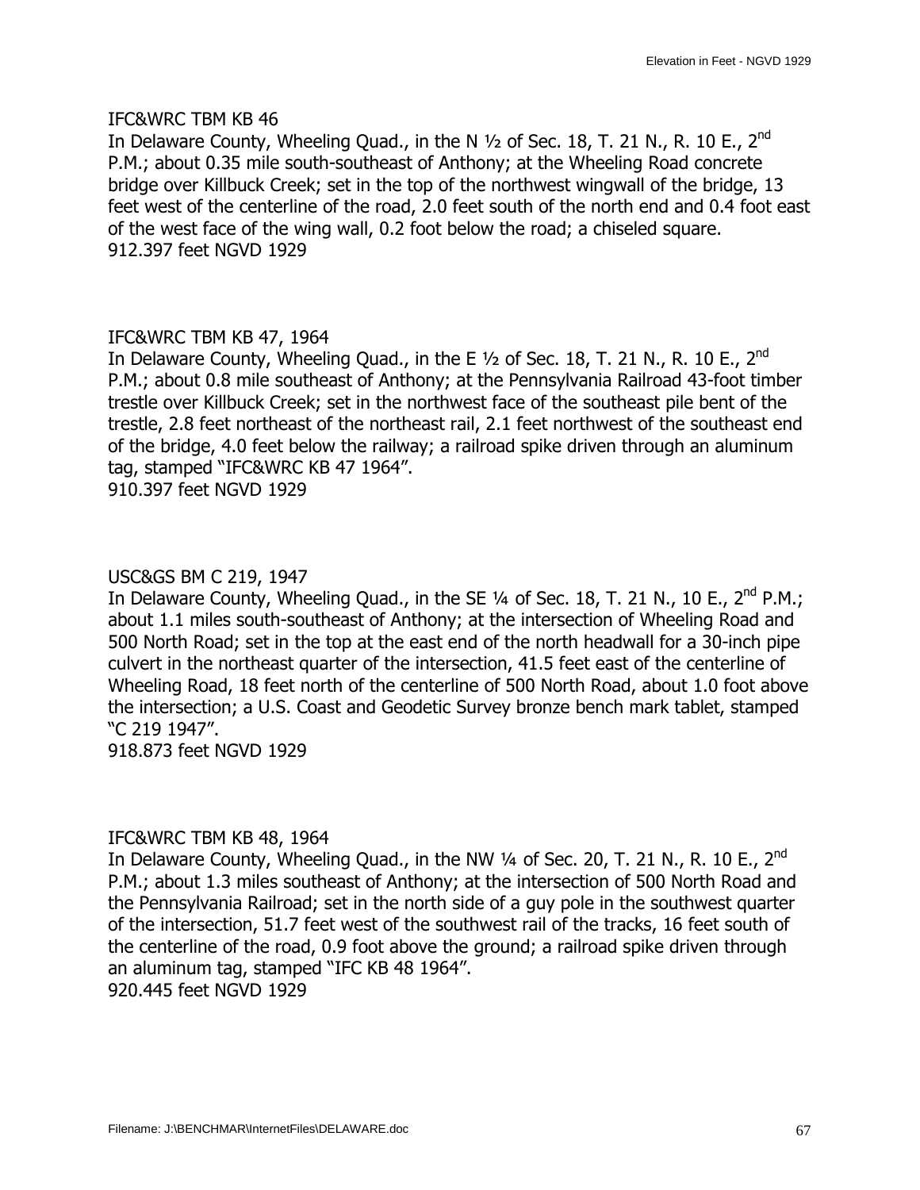IFC&WRC TBM KB 46
In Delaware County, Wheeling Quad., in the N ½ of Sec. 18, T. 21 N., R. 10 E., 2nd P.M.; about 0.35 mile south-southeast of Anthony; at the Wheeling Road concrete bridge over Killbuck Creek; set in the top of the northwest wingwall of the bridge, 13 feet west of the centerline of the road, 2.0 feet south of the north end and 0.4 foot east of the west face of the wing wall, 0.2 foot below the road; a chiseled square.
912.397 feet NGVD 1929

IFC&WRC TBM KB 47, 1964
In Delaware County, Wheeling Quad., in the E ½ of Sec. 18, T. 21 N., R. 10 E., 2nd P.M.; about 0.8 mile southeast of Anthony; at the Pennsylvania Railroad 43-foot timber trestle over Killbuck Creek; set in the northwest face of the southeast pile bent of the trestle, 2.8 feet northeast of the northeast rail, 2.1 feet northwest of the southeast end of the bridge, 4.0 feet below the railway; a railroad spike driven through an aluminum tag, stamped "IFC&WRC KB 47 1964".
910.397 feet NGVD 1929

USC&GS BM C 219, 1947
In Delaware County, Wheeling Quad., in the SE ¼ of Sec. 18, T. 21 N., 10 E., 2nd P.M.; about 1.1 miles south-southeast of Anthony; at the intersection of Wheeling Road and 500 North Road; set in the top at the east end of the north headwall for a 30-inch pipe culvert in the northeast quarter of the intersection, 41.5 feet east of the centerline of Wheeling Road, 18 feet north of the centerline of 500 North Road, about 1.0 foot above the intersection; a U.S. Coast and Geodetic Survey bronze bench mark tablet, stamped "C 219 1947".
918.873 feet NGVD 1929

IFC&WRC TBM KB 48, 1964
In Delaware County, Wheeling Quad., in the NW ¼ of Sec. 20, T. 21 N., R. 10 E., 2nd P.M.; about 1.3 miles southeast of Anthony; at the intersection of 500 North Road and the Pennsylvania Railroad; set in the north side of a guy pole in the southwest quarter of the intersection, 51.7 feet west of the southwest rail of the tracks, 16 feet south of the centerline of the road, 0.9 foot above the ground; a railroad spike driven through an aluminum tag, stamped "IFC KB 48 1964".
920.445 feet NGVD 1929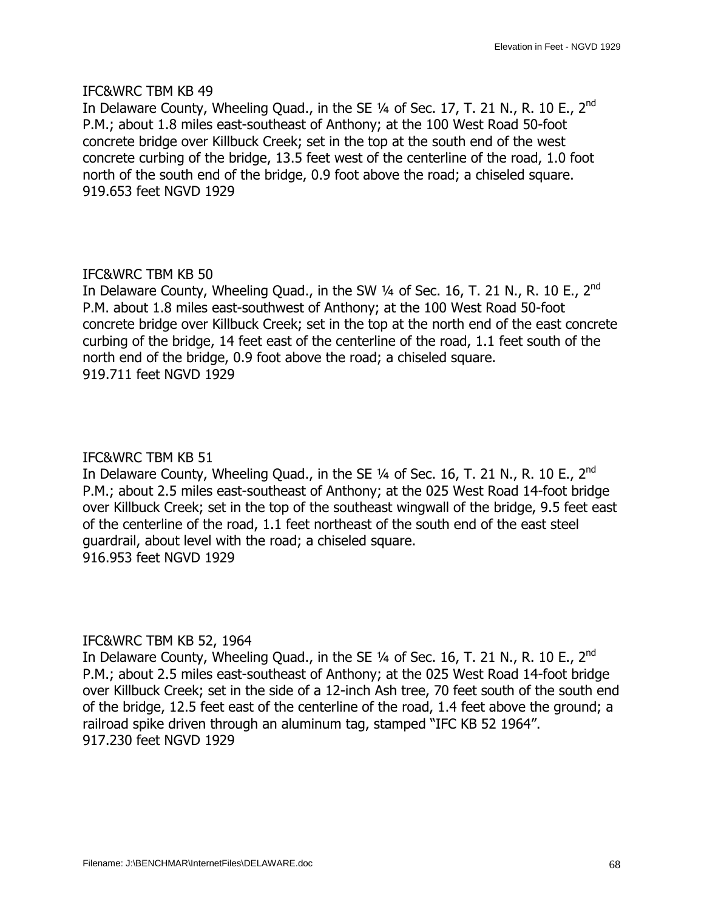IFC&WRC TBM KB 49
In Delaware County, Wheeling Quad., in the SE ¼ of Sec. 17, T. 21 N., R. 10 E., 2nd P.M.; about 1.8 miles east-southeast of Anthony; at the 100 West Road 50-foot concrete bridge over Killbuck Creek; set in the top at the south end of the west concrete curbing of the bridge, 13.5 feet west of the centerline of the road, 1.0 foot north of the south end of the bridge, 0.9 foot above the road; a chiseled square.
919.653 feet NGVD 1929

IFC&WRC TBM KB 50
In Delaware County, Wheeling Quad., in the SW ¼ of Sec. 16, T. 21 N., R. 10 E., 2nd P.M. about 1.8 miles east-southwest of Anthony; at the 100 West Road 50-foot concrete bridge over Killbuck Creek; set in the top at the north end of the east concrete curbing of the bridge, 14 feet east of the centerline of the road, 1.1 feet south of the north end of the bridge, 0.9 foot above the road; a chiseled square.
919.711 feet NGVD 1929

IFC&WRC TBM KB 51
In Delaware County, Wheeling Quad., in the SE ¼ of Sec. 16, T. 21 N., R. 10 E., 2nd P.M.; about 2.5 miles east-southeast of Anthony; at the 025 West Road 14-foot bridge over Killbuck Creek; set in the top of the southeast wingwall of the bridge, 9.5 feet east of the centerline of the road, 1.1 feet northeast of the south end of the east steel guardrail, about level with the road; a chiseled square.
916.953 feet NGVD 1929

IFC&WRC TBM KB 52, 1964
In Delaware County, Wheeling Quad., in the SE ¼ of Sec. 16, T. 21 N., R. 10 E., 2nd P.M.; about 2.5 miles east-southeast of Anthony; at the 025 West Road 14-foot bridge over Killbuck Creek; set in the side of a 12-inch Ash tree, 70 feet south of the south end of the bridge, 12.5 feet east of the centerline of the road, 1.4 feet above the ground; a railroad spike driven through an aluminum tag, stamped "IFC KB 52 1964".
917.230 feet NGVD 1929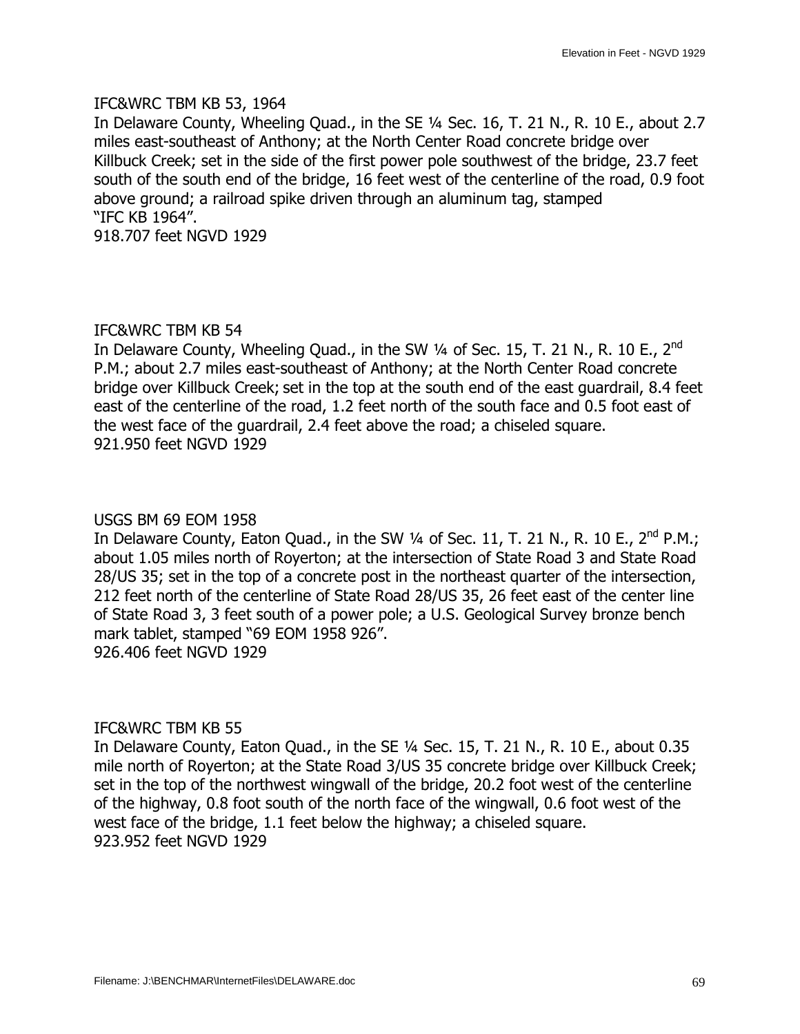IFC&WRC TBM KB 53, 1964
In Delaware County, Wheeling Quad., in the SE ¼ Sec. 16, T. 21 N., R. 10 E., about 2.7 miles east-southeast of Anthony; at the North Center Road concrete bridge over Killbuck Creek; set in the side of the first power pole southwest of the bridge, 23.7 feet south of the south end of the bridge, 16 feet west of the centerline of the road, 0.9 foot above ground; a railroad spike driven through an aluminum tag, stamped "IFC KB 1964".
918.707 feet NGVD 1929

IFC&WRC TBM KB 54
In Delaware County, Wheeling Quad., in the SW ¼ of Sec. 15, T. 21 N., R. 10 E., 2nd P.M.; about 2.7 miles east-southeast of Anthony; at the North Center Road concrete bridge over Killbuck Creek; set in the top at the south end of the east guardrail, 8.4 feet east of the centerline of the road, 1.2 feet north of the south face and 0.5 foot east of the west face of the guardrail, 2.4 feet above the road; a chiseled square.
921.950 feet NGVD 1929

USGS BM 69 EOM 1958
In Delaware County, Eaton Quad., in the SW ¼ of Sec. 11, T. 21 N., R. 10 E., 2nd P.M.; about 1.05 miles north of Royerton; at the intersection of State Road 3 and State Road 28/US 35; set in the top of a concrete post in the northeast quarter of the intersection, 212 feet north of the centerline of State Road 28/US 35, 26 feet east of the center line of State Road 3, 3 feet south of a power pole; a U.S. Geological Survey bronze bench mark tablet, stamped "69 EOM 1958 926".
926.406 feet NGVD 1929

IFC&WRC TBM KB 55
In Delaware County, Eaton Quad., in the SE ¼ Sec. 15, T. 21 N., R. 10 E., about 0.35 mile north of Royerton; at the State Road 3/US 35 concrete bridge over Killbuck Creek; set in the top of the northwest wingwall of the bridge, 20.2 foot west of the centerline of the highway, 0.8 foot south of the north face of the wingwall, 0.6 foot west of the west face of the bridge, 1.1 feet below the highway; a chiseled square.
923.952 feet NGVD 1929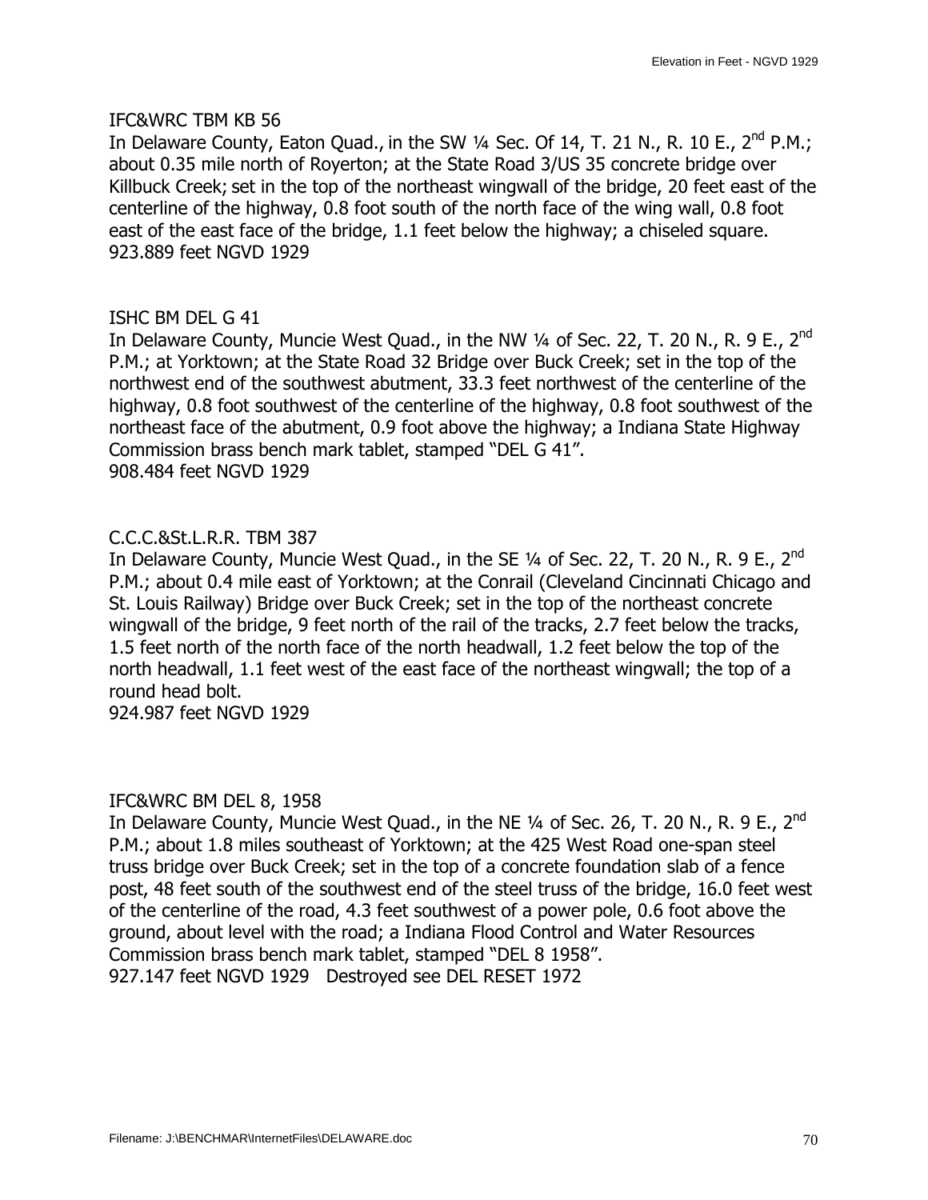IFC&WRC TBM KB 56

In Delaware County, Eaton Quad., in the SW ¼ Sec. Of 14, T. 21 N., R. 10 E., 2nd P.M.; about 0.35 mile north of Royerton; at the State Road 3/US 35 concrete bridge over Killbuck Creek; set in the top of the northeast wingwall of the bridge, 20 feet east of the centerline of the highway, 0.8 foot south of the north face of the wing wall, 0.8 foot east of the east face of the bridge, 1.1 feet below the highway; a chiseled square.
923.889 feet NGVD 1929

ISHC BM DEL G 41

In Delaware County, Muncie West Quad., in the NW ¼ of Sec. 22, T. 20 N., R. 9 E., 2nd P.M.; at Yorktown; at the State Road 32 Bridge over Buck Creek; set in the top of the northwest end of the southwest abutment, 33.3 feet northwest of the centerline of the highway, 0.8 foot southwest of the centerline of the highway, 0.8 foot southwest of the northeast face of the abutment, 0.9 foot above the highway; a Indiana State Highway Commission brass bench mark tablet, stamped "DEL G 41".
908.484 feet NGVD 1929

C.C.C.&St.L.R.R. TBM 387

In Delaware County, Muncie West Quad., in the SE ¼ of Sec. 22, T. 20 N., R. 9 E., 2nd P.M.; about 0.4 mile east of Yorktown; at the Conrail (Cleveland Cincinnati Chicago and St. Louis Railway) Bridge over Buck Creek; set in the top of the northeast concrete wingwall of the bridge, 9 feet north of the rail of the tracks, 2.7 feet below the tracks, 1.5 feet north of the north face of the north headwall, 1.2 feet below the top of the north headwall, 1.1 feet west of the east face of the northeast wingwall; the top of a round head bolt.
924.987 feet NGVD 1929

IFC&WRC BM DEL 8, 1958

In Delaware County, Muncie West Quad., in the NE ¼ of Sec. 26, T. 20 N., R. 9 E., 2nd P.M.; about 1.8 miles southeast of Yorktown; at the 425 West Road one-span steel truss bridge over Buck Creek; set in the top of a concrete foundation slab of a fence post, 48 feet south of the southwest end of the steel truss of the bridge, 16.0 feet west of the centerline of the road, 4.3 feet southwest of a power pole, 0.6 foot above the ground, about level with the road; a Indiana Flood Control and Water Resources Commission brass bench mark tablet, stamped "DEL 8 1958".
927.147 feet NGVD 1929 Destroyed see DEL RESET 1972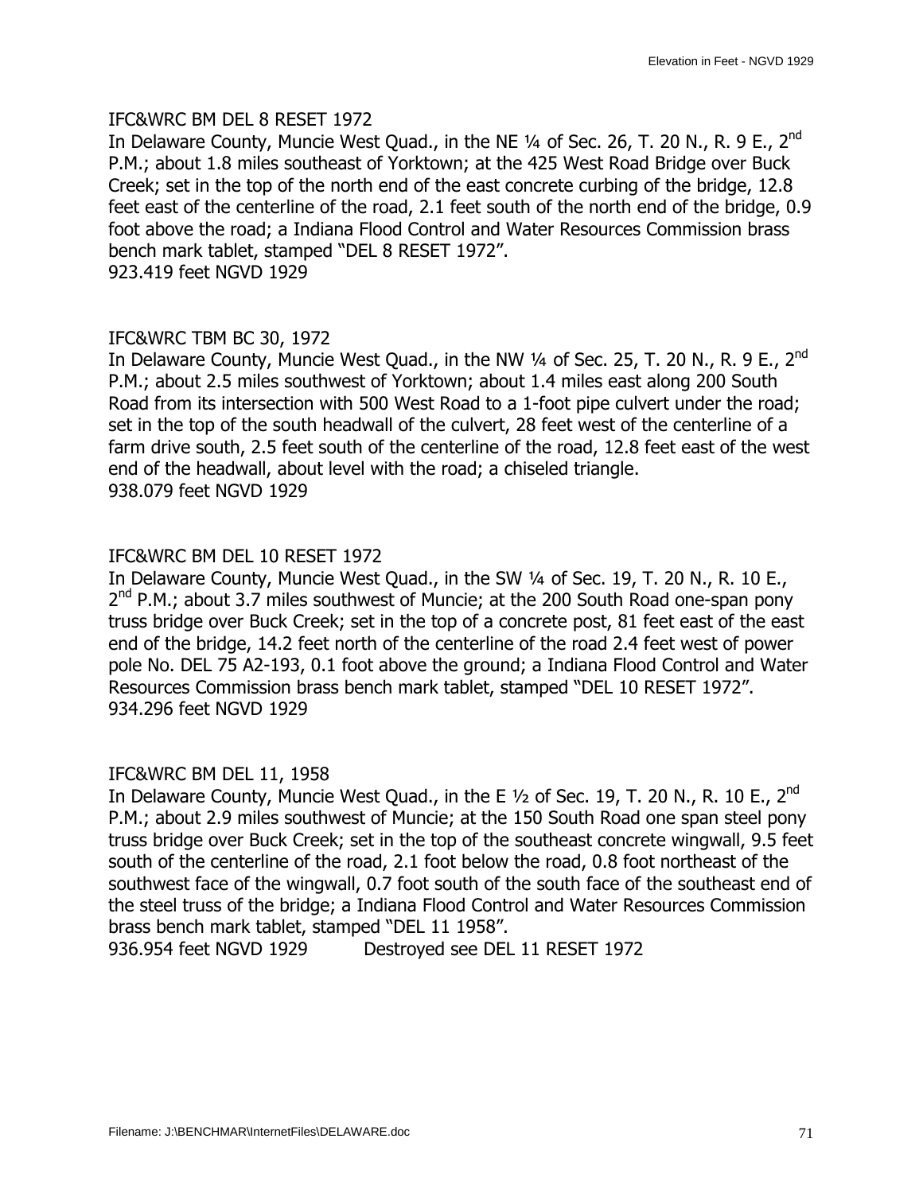IFC&WRC BM DEL 8 RESET 1972
In Delaware County, Muncie West Quad., in the NE ¼ of Sec. 26, T. 20 N., R. 9 E., 2nd P.M.; about 1.8 miles southeast of Yorktown; at the 425 West Road Bridge over Buck Creek; set in the top of the north end of the east concrete curbing of the bridge, 12.8 feet east of the centerline of the road, 2.1 feet south of the north end of the bridge, 0.9 foot above the road; a Indiana Flood Control and Water Resources Commission brass bench mark tablet, stamped "DEL 8 RESET 1972".
923.419 feet NGVD 1929

IFC&WRC TBM BC 30, 1972
In Delaware County, Muncie West Quad., in the NW ¼ of Sec. 25, T. 20 N., R. 9 E., 2nd P.M.; about 2.5 miles southwest of Yorktown; about 1.4 miles east along 200 South Road from its intersection with 500 West Road to a 1-foot pipe culvert under the road; set in the top of the south headwall of the culvert, 28 feet west of the centerline of a farm drive south, 2.5 feet south of the centerline of the road, 12.8 feet east of the west end of the headwall, about level with the road; a chiseled triangle.
938.079 feet NGVD 1929

IFC&WRC BM DEL 10 RESET 1972
In Delaware County, Muncie West Quad., in the SW ¼ of Sec. 19, T. 20 N., R. 10 E., 2nd P.M.; about 3.7 miles southwest of Muncie; at the 200 South Road one-span pony truss bridge over Buck Creek; set in the top of a concrete post, 81 feet east of the east end of the bridge, 14.2 feet north of the centerline of the road 2.4 feet west of power pole No. DEL 75 A2-193, 0.1 foot above the ground; a Indiana Flood Control and Water Resources Commission brass bench mark tablet, stamped "DEL 10 RESET 1972".
934.296 feet NGVD 1929

IFC&WRC BM DEL 11, 1958
In Delaware County, Muncie West Quad., in the E ½ of Sec. 19, T. 20 N., R. 10 E., 2nd P.M.; about 2.9 miles southwest of Muncie; at the 150 South Road one span steel pony truss bridge over Buck Creek; set in the top of the southeast concrete wingwall, 9.5 feet south of the centerline of the road, 2.1 foot below the road, 0.8 foot northeast of the southwest face of the wingwall, 0.7 foot south of the south face of the southeast end of the steel truss of the bridge; a Indiana Flood Control and Water Resources Commission brass bench mark tablet, stamped "DEL 11 1958".
936.954 feet NGVD 1929          Destroyed see DEL 11 RESET 1972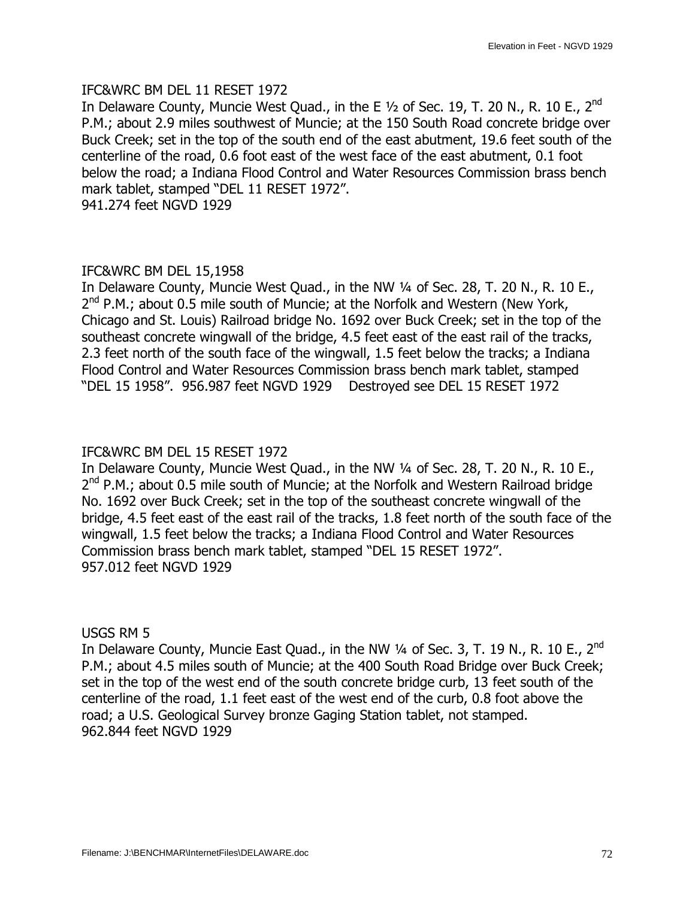IFC&WRC BM DEL 11 RESET 1972
In Delaware County, Muncie West Quad., in the E ½ of Sec. 19, T. 20 N., R. 10 E., 2nd P.M.; about 2.9 miles southwest of Muncie; at the 150 South Road concrete bridge over Buck Creek; set in the top of the south end of the east abutment, 19.6 feet south of the centerline of the road, 0.6 foot east of the west face of the east abutment, 0.1 foot below the road; a Indiana Flood Control and Water Resources Commission brass bench mark tablet, stamped "DEL 11 RESET 1972".
941.274 feet NGVD 1929

IFC&WRC BM DEL 15,1958
In Delaware County, Muncie West Quad., in the NW ¼ of Sec. 28, T. 20 N., R. 10 E., 2nd P.M.; about 0.5 mile south of Muncie; at the Norfolk and Western (New York, Chicago and St. Louis) Railroad bridge No. 1692 over Buck Creek; set in the top of the southeast concrete wingwall of the bridge, 4.5 feet east of the east rail of the tracks, 2.3 feet north of the south face of the wingwall, 1.5 feet below the tracks; a Indiana Flood Control and Water Resources Commission brass bench mark tablet, stamped "DEL 15 1958". 956.987 feet NGVD 1929 Destroyed see DEL 15 RESET 1972

IFC&WRC BM DEL 15 RESET 1972
In Delaware County, Muncie West Quad., in the NW ¼ of Sec. 28, T. 20 N., R. 10 E., 2nd P.M.; about 0.5 mile south of Muncie; at the Norfolk and Western Railroad bridge No. 1692 over Buck Creek; set in the top of the southeast concrete wingwall of the bridge, 4.5 feet east of the east rail of the tracks, 1.8 feet north of the south face of the wingwall, 1.5 feet below the tracks; a Indiana Flood Control and Water Resources Commission brass bench mark tablet, stamped "DEL 15 RESET 1972".
957.012 feet NGVD 1929

USGS RM 5
In Delaware County, Muncie East Quad., in the NW ¼ of Sec. 3, T. 19 N., R. 10 E., 2nd P.M.; about 4.5 miles south of Muncie; at the 400 South Road Bridge over Buck Creek; set in the top of the west end of the south concrete bridge curb, 13 feet south of the centerline of the road, 1.1 feet east of the west end of the curb, 0.8 foot above the road; a U.S. Geological Survey bronze Gaging Station tablet, not stamped.
962.844 feet NGVD 1929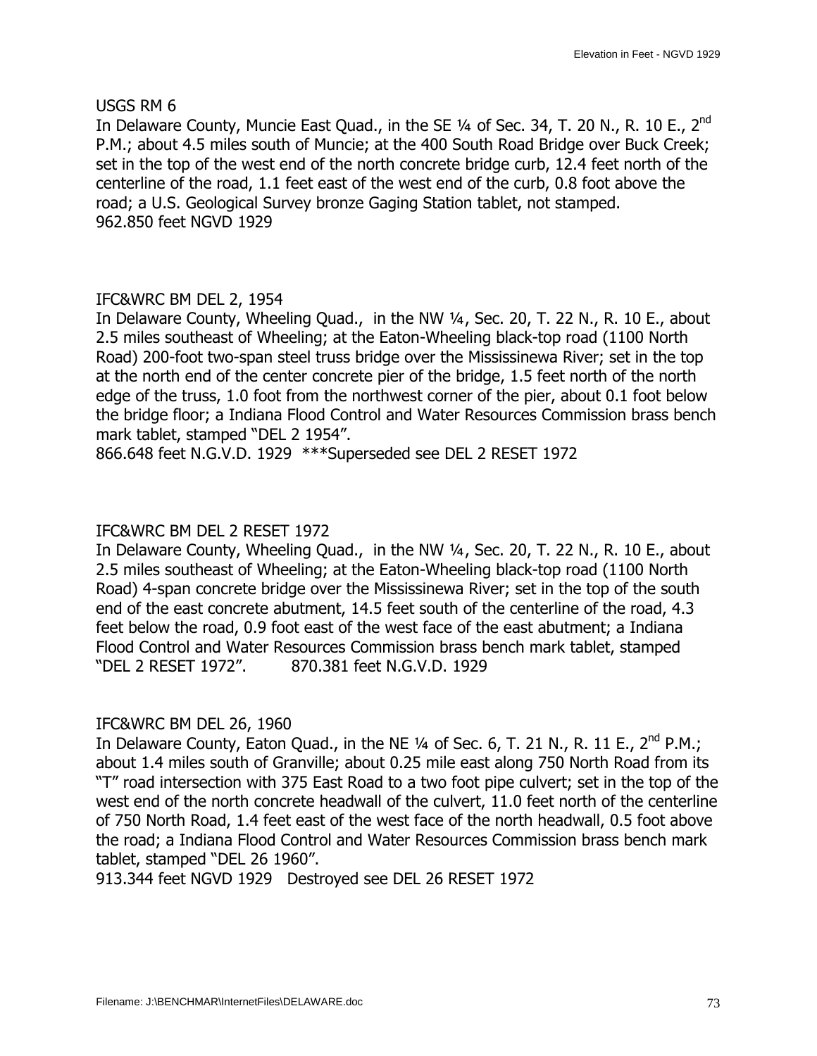USGS RM 6

In Delaware County, Muncie East Quad., in the SE ¼ of Sec. 34, T. 20 N., R. 10 E., 2nd P.M.; about 4.5 miles south of Muncie; at the 400 South Road Bridge over Buck Creek; set in the top of the west end of the north concrete bridge curb, 12.4 feet north of the centerline of the road, 1.1 feet east of the west end of the curb, 0.8 foot above the road; a U.S. Geological Survey bronze Gaging Station tablet, not stamped.
962.850 feet NGVD 1929

IFC&WRC BM DEL 2, 1954

In Delaware County, Wheeling Quad., in the NW ¼, Sec. 20, T. 22 N., R. 10 E., about 2.5 miles southeast of Wheeling; at the Eaton-Wheeling black-top road (1100 North Road) 200-foot two-span steel truss bridge over the Mississinewa River; set in the top at the north end of the center concrete pier of the bridge, 1.5 feet north of the north edge of the truss, 1.0 foot from the northwest corner of the pier, about 0.1 foot below the bridge floor; a Indiana Flood Control and Water Resources Commission brass bench mark tablet, stamped "DEL 2 1954".
866.648 feet N.G.V.D. 1929 ***Superseded see DEL 2 RESET 1972

IFC&WRC BM DEL 2 RESET 1972

In Delaware County, Wheeling Quad., in the NW ¼, Sec. 20, T. 22 N., R. 10 E., about 2.5 miles southeast of Wheeling; at the Eaton-Wheeling black-top road (1100 North Road) 4-span concrete bridge over the Mississinewa River; set in the top of the south end of the east concrete abutment, 14.5 feet south of the centerline of the road, 4.3 feet below the road, 0.9 foot east of the west face of the east abutment; a Indiana Flood Control and Water Resources Commission brass bench mark tablet, stamped "DEL 2 RESET 1972". 870.381 feet N.G.V.D. 1929

IFC&WRC BM DEL 26, 1960

In Delaware County, Eaton Quad., in the NE ¼ of Sec. 6, T. 21 N., R. 11 E., 2nd P.M.; about 1.4 miles south of Granville; about 0.25 mile east along 750 North Road from its "T" road intersection with 375 East Road to a two foot pipe culvert; set in the top of the west end of the north concrete headwall of the culvert, 11.0 feet north of the centerline of 750 North Road, 1.4 feet east of the west face of the north headwall, 0.5 foot above the road; a Indiana Flood Control and Water Resources Commission brass bench mark tablet, stamped "DEL 26 1960".
913.344 feet NGVD 1929 Destroyed see DEL 26 RESET 1972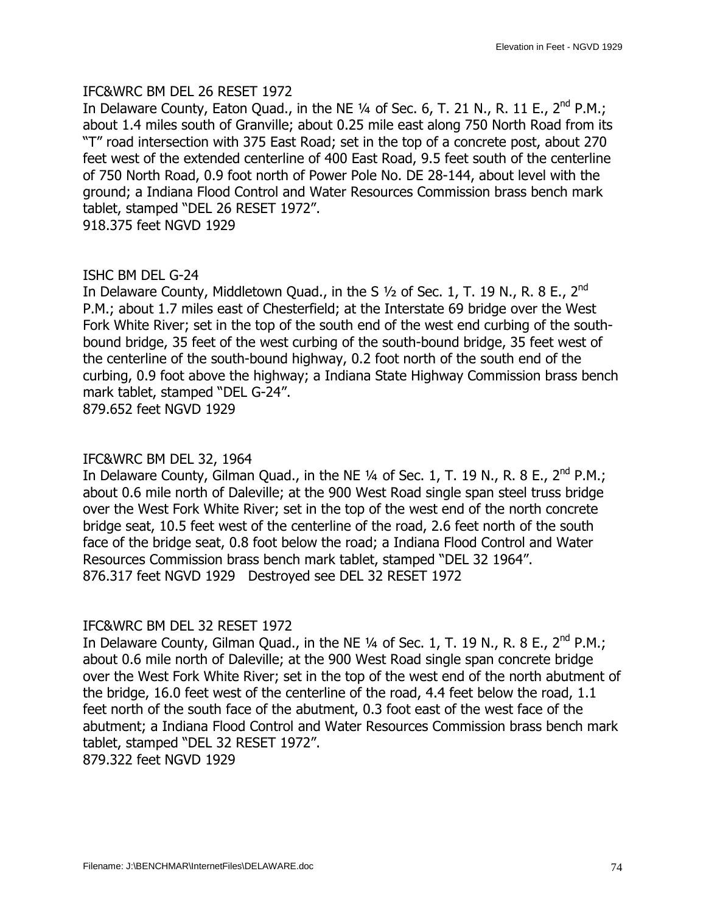IFC&WRC BM DEL 26 RESET 1972
In Delaware County, Eaton Quad., in the NE ¼ of Sec. 6, T. 21 N., R. 11 E., 2nd P.M.; about 1.4 miles south of Granville; about 0.25 mile east along 750 North Road from its "T" road intersection with 375 East Road; set in the top of a concrete post, about 270 feet west of the extended centerline of 400 East Road, 9.5 feet south of the centerline of 750 North Road, 0.9 foot north of Power Pole No. DE 28-144, about level with the ground; a Indiana Flood Control and Water Resources Commission brass bench mark tablet, stamped "DEL 26 RESET 1972".
918.375 feet NGVD 1929

ISHC BM DEL G-24
In Delaware County, Middletown Quad., in the S ½ of Sec. 1, T. 19 N., R. 8 E., 2nd P.M.; about 1.7 miles east of Chesterfield; at the Interstate 69 bridge over the West Fork White River; set in the top of the south end of the west end curbing of the south-bound bridge, 35 feet of the west curbing of the south-bound bridge, 35 feet west of the centerline of the south-bound highway, 0.2 foot north of the south end of the curbing, 0.9 foot above the highway; a Indiana State Highway Commission brass bench mark tablet, stamped "DEL G-24".
879.652 feet NGVD 1929

IFC&WRC BM DEL 32, 1964
In Delaware County, Gilman Quad., in the NE ¼ of Sec. 1, T. 19 N., R. 8 E., 2nd P.M.; about 0.6 mile north of Daleville; at the 900 West Road single span steel truss bridge over the West Fork White River; set in the top of the west end of the north concrete bridge seat, 10.5 feet west of the centerline of the road, 2.6 feet north of the south face of the bridge seat, 0.8 foot below the road; a Indiana Flood Control and Water Resources Commission brass bench mark tablet, stamped "DEL 32 1964".
876.317 feet NGVD 1929 Destroyed see DEL 32 RESET 1972

IFC&WRC BM DEL 32 RESET 1972
In Delaware County, Gilman Quad., in the NE ¼ of Sec. 1, T. 19 N., R. 8 E., 2nd P.M.; about 0.6 mile north of Daleville; at the 900 West Road single span concrete bridge over the West Fork White River; set in the top of the west end of the north abutment of the bridge, 16.0 feet west of the centerline of the road, 4.4 feet below the road, 1.1 feet north of the south face of the abutment, 0.3 foot east of the west face of the abutment; a Indiana Flood Control and Water Resources Commission brass bench mark tablet, stamped "DEL 32 RESET 1972".
879.322 feet NGVD 1929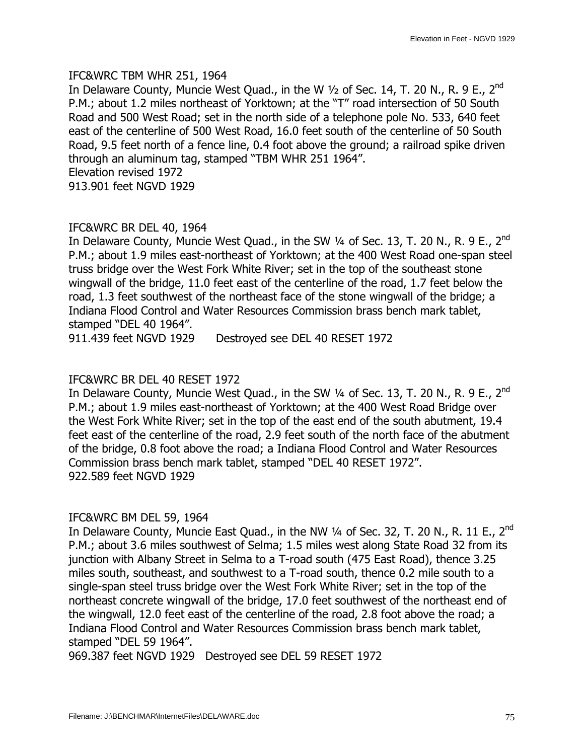IFC&WRC TBM WHR 251, 1964

In Delaware County, Muncie West Quad., in the W ½ of Sec. 14, T. 20 N., R. 9 E., 2nd P.M.; about 1.2 miles northeast of Yorktown; at the "T" road intersection of 50 South Road and 500 West Road; set in the north side of a telephone pole No. 533, 640 feet east of the centerline of 500 West Road, 16.0 feet south of the centerline of 50 South Road, 9.5 feet north of a fence line, 0.4 foot above the ground; a railroad spike driven through an aluminum tag, stamped "TBM WHR 251 1964".

Elevation revised 1972

913.901 feet NGVD 1929

IFC&WRC BR DEL 40, 1964

In Delaware County, Muncie West Quad., in the SW ¼ of Sec. 13, T. 20 N., R. 9 E., 2nd P.M.; about 1.9 miles east-northeast of Yorktown; at the 400 West Road one-span steel truss bridge over the West Fork White River; set in the top of the southeast stone wingwall of the bridge, 11.0 feet east of the centerline of the road, 1.7 feet below the road, 1.3 feet southwest of the northeast face of the stone wingwall of the bridge; a Indiana Flood Control and Water Resources Commission brass bench mark tablet, stamped "DEL 40 1964".

911.439 feet NGVD 1929 Destroyed see DEL 40 RESET 1972

IFC&WRC BR DEL 40 RESET 1972

In Delaware County, Muncie West Quad., in the SW ¼ of Sec. 13, T. 20 N., R. 9 E., 2nd P.M.; about 1.9 miles east-northeast of Yorktown; at the 400 West Road Bridge over the West Fork White River; set in the top of the east end of the south abutment, 19.4 feet east of the centerline of the road, 2.9 feet south of the north face of the abutment of the bridge, 0.8 foot above the road; a Indiana Flood Control and Water Resources Commission brass bench mark tablet, stamped "DEL 40 RESET 1972".

922.589 feet NGVD 1929

IFC&WRC BM DEL 59, 1964

In Delaware County, Muncie East Quad., in the NW ¼ of Sec. 32, T. 20 N., R. 11 E., 2nd P.M.; about 3.6 miles southwest of Selma; 1.5 miles west along State Road 32 from its junction with Albany Street in Selma to a T-road south (475 East Road), thence 3.25 miles south, southeast, and southwest to a T-road south, thence 0.2 mile south to a single-span steel truss bridge over the West Fork White River; set in the top of the northeast concrete wingwall of the bridge, 17.0 feet southwest of the northeast end of the wingwall, 12.0 feet east of the centerline of the road, 2.8 foot above the road; a Indiana Flood Control and Water Resources Commission brass bench mark tablet, stamped "DEL 59 1964".

969.387 feet NGVD 1929 Destroyed see DEL 59 RESET 1972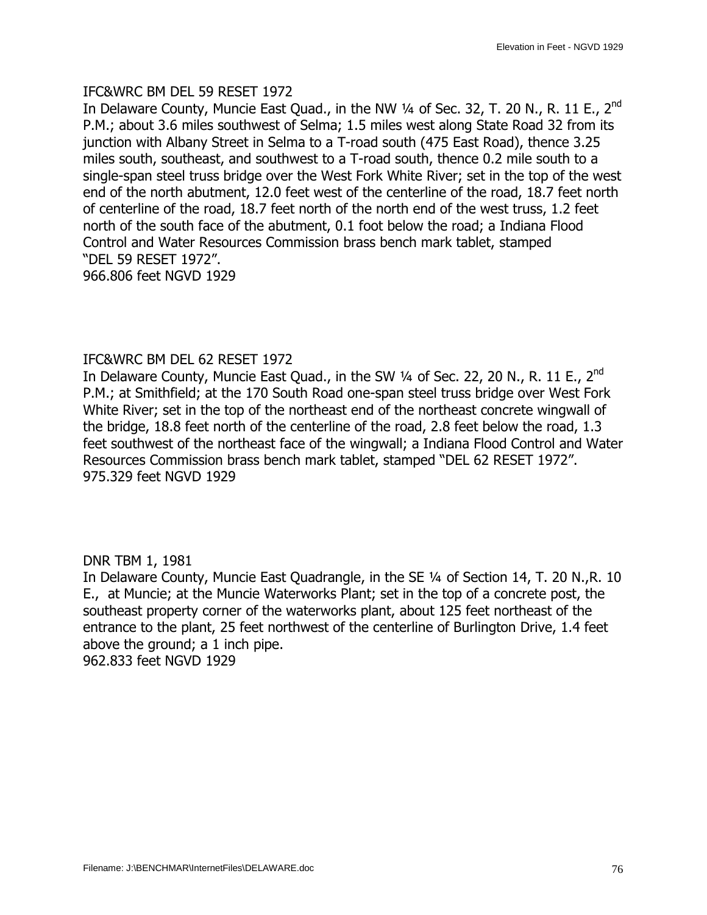IFC&WRC BM DEL 59 RESET 1972
In Delaware County, Muncie East Quad., in the NW ¼ of Sec. 32, T. 20 N., R. 11 E., 2nd P.M.; about 3.6 miles southwest of Selma; 1.5 miles west along State Road 32 from its junction with Albany Street in Selma to a T-road south (475 East Road), thence 3.25 miles south, southeast, and southwest to a T-road south, thence 0.2 mile south to a single-span steel truss bridge over the West Fork White River; set in the top of the west end of the north abutment, 12.0 feet west of the centerline of the road, 18.7 feet north of centerline of the road, 18.7 feet north of the north end of the west truss, 1.2 feet north of the south face of the abutment, 0.1 foot below the road; a Indiana Flood Control and Water Resources Commission brass bench mark tablet, stamped "DEL 59 RESET 1972".
966.806 feet NGVD 1929

IFC&WRC BM DEL 62 RESET 1972
In Delaware County, Muncie East Quad., in the SW ¼ of Sec. 22, 20 N., R. 11 E., 2nd P.M.; at Smithfield; at the 170 South Road one-span steel truss bridge over West Fork White River; set in the top of the northeast end of the northeast concrete wingwall of the bridge, 18.8 feet north of the centerline of the road, 2.8 feet below the road, 1.3 feet southwest of the northeast face of the wingwall; a Indiana Flood Control and Water Resources Commission brass bench mark tablet, stamped "DEL 62 RESET 1972".
975.329 feet NGVD 1929

DNR TBM 1, 1981
In Delaware County, Muncie East Quadrangle, in the SE ¼ of Section 14, T. 20 N.,R. 10 E., at Muncie; at the Muncie Waterworks Plant; set in the top of a concrete post, the southeast property corner of the waterworks plant, about 125 feet northeast of the entrance to the plant, 25 feet northwest of the centerline of Burlington Drive, 1.4 feet above the ground; a 1 inch pipe.
962.833 feet NGVD 1929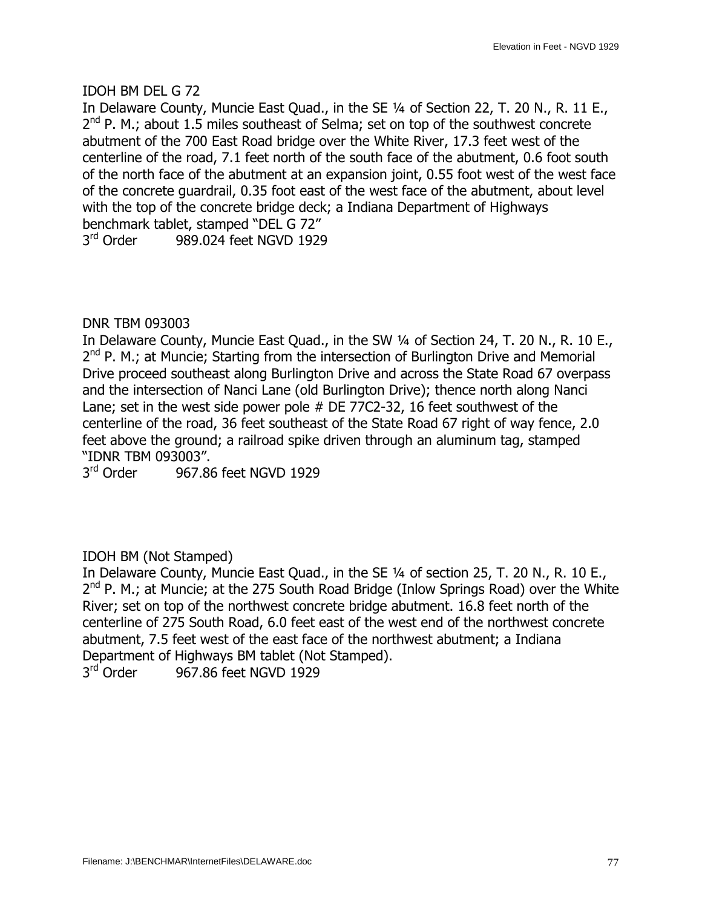IDOH BM DEL G 72

In Delaware County, Muncie East Quad., in the SE ¼ of Section 22, T. 20 N., R. 11 E., 2nd P. M.; about 1.5 miles southeast of Selma; set on top of the southwest concrete abutment of the 700 East Road bridge over the White River, 17.3 feet west of the centerline of the road, 7.1 feet north of the south face of the abutment, 0.6 foot south of the north face of the abutment at an expansion joint, 0.55 foot west of the west face of the concrete guardrail, 0.35 foot east of the west face of the abutment, about level with the top of the concrete bridge deck; a Indiana Department of Highways benchmark tablet, stamped "DEL G 72"

3rd Order 989.024 feet NGVD 1929

DNR TBM 093003

In Delaware County, Muncie East Quad., in the SW ¼ of Section 24, T. 20 N., R. 10 E., 2nd P. M.; at Muncie; Starting from the intersection of Burlington Drive and Memorial Drive proceed southeast along Burlington Drive and across the State Road 67 overpass and the intersection of Nanci Lane (old Burlington Drive); thence north along Nanci Lane; set in the west side power pole # DE 77C2-32, 16 feet southwest of the centerline of the road, 36 feet southeast of the State Road 67 right of way fence, 2.0 feet above the ground; a railroad spike driven through an aluminum tag, stamped "IDNR TBM 093003".

3rd Order 967.86 feet NGVD 1929

IDOH BM (Not Stamped)

In Delaware County, Muncie East Quad., in the SE ¼ of section 25, T. 20 N., R. 10 E., 2nd P. M.; at Muncie; at the 275 South Road Bridge (Inlow Springs Road) over the White River; set on top of the northwest concrete bridge abutment. 16.8 feet north of the centerline of 275 South Road, 6.0 feet east of the west end of the northwest concrete abutment, 7.5 feet west of the east face of the northwest abutment; a Indiana Department of Highways BM tablet (Not Stamped).

3rd Order 967.86 feet NGVD 1929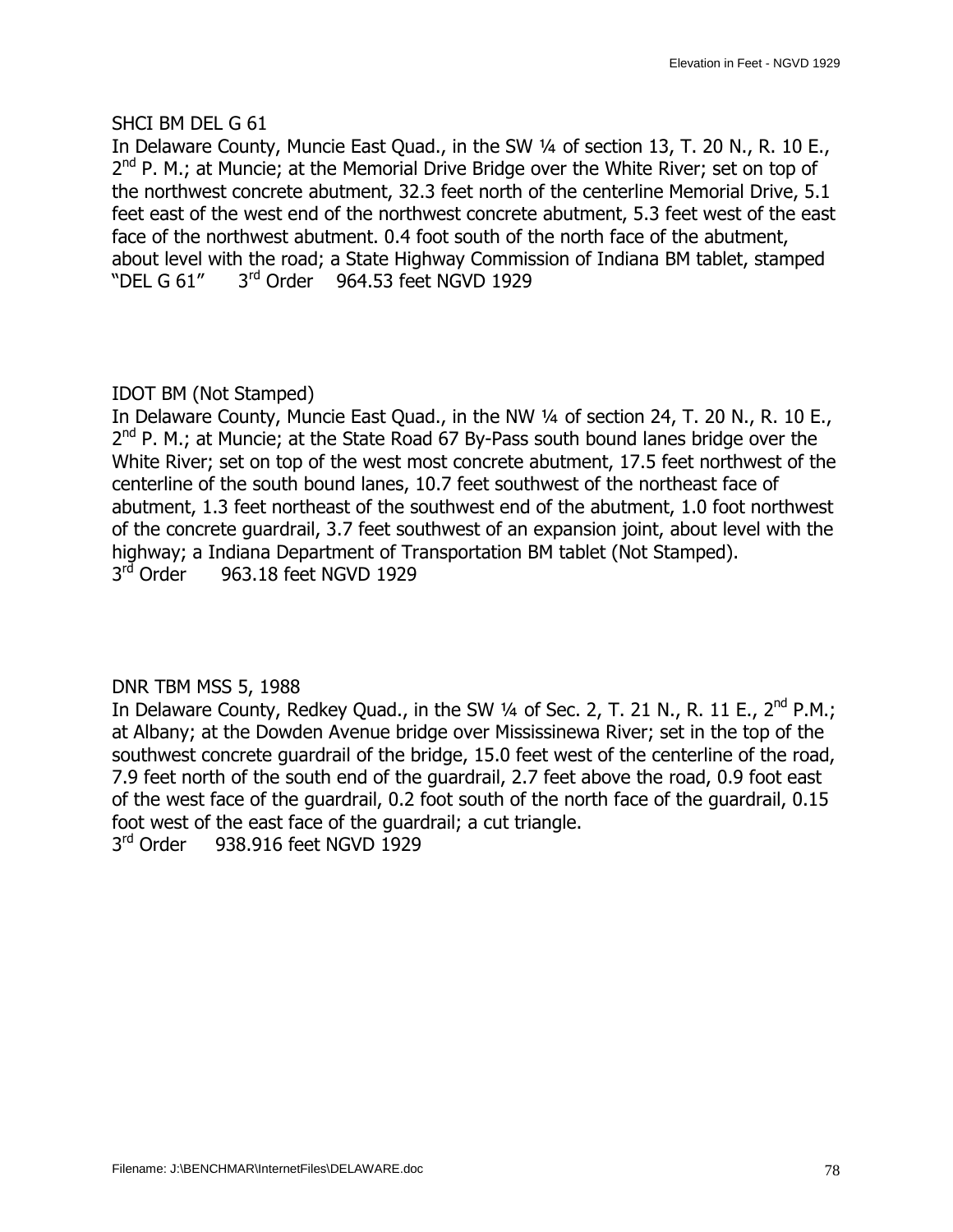SHCI BM DEL G 61

In Delaware County, Muncie East Quad., in the SW ¼ of section 13, T. 20 N., R. 10 E., 2nd P. M.; at Muncie; at the Memorial Drive Bridge over the White River; set on top of the northwest concrete abutment, 32.3 feet north of the centerline Memorial Drive, 5.1 feet east of the west end of the northwest concrete abutment, 5.3 feet west of the east face of the northwest abutment. 0.4 foot south of the north face of the abutment, about level with the road; a State Highway Commission of Indiana BM tablet, stamped "DEL G 61" 3rd Order 964.53 feet NGVD 1929

IDOT BM (Not Stamped)

In Delaware County, Muncie East Quad., in the NW ¼ of section 24, T. 20 N., R. 10 E., 2nd P. M.; at Muncie; at the State Road 67 By-Pass south bound lanes bridge over the White River; set on top of the west most concrete abutment, 17.5 feet northwest of the centerline of the south bound lanes, 10.7 feet southwest of the northeast face of abutment, 1.3 feet northeast of the southwest end of the abutment, 1.0 foot northwest of the concrete guardrail, 3.7 feet southwest of an expansion joint, about level with the highway; a Indiana Department of Transportation BM tablet (Not Stamped).
3rd Order 963.18 feet NGVD 1929

DNR TBM MSS 5, 1988

In Delaware County, Redkey Quad., in the SW ¼ of Sec. 2, T. 21 N., R. 11 E., 2nd P.M.; at Albany; at the Dowden Avenue bridge over Mississinewa River; set in the top of the southwest concrete guardrail of the bridge, 15.0 feet west of the centerline of the road, 7.9 feet north of the south end of the guardrail, 2.7 feet above the road, 0.9 foot east of the west face of the guardrail, 0.2 foot south of the north face of the guardrail, 0.15 foot west of the east face of the guardrail; a cut triangle.
3rd Order 938.916 feet NGVD 1929